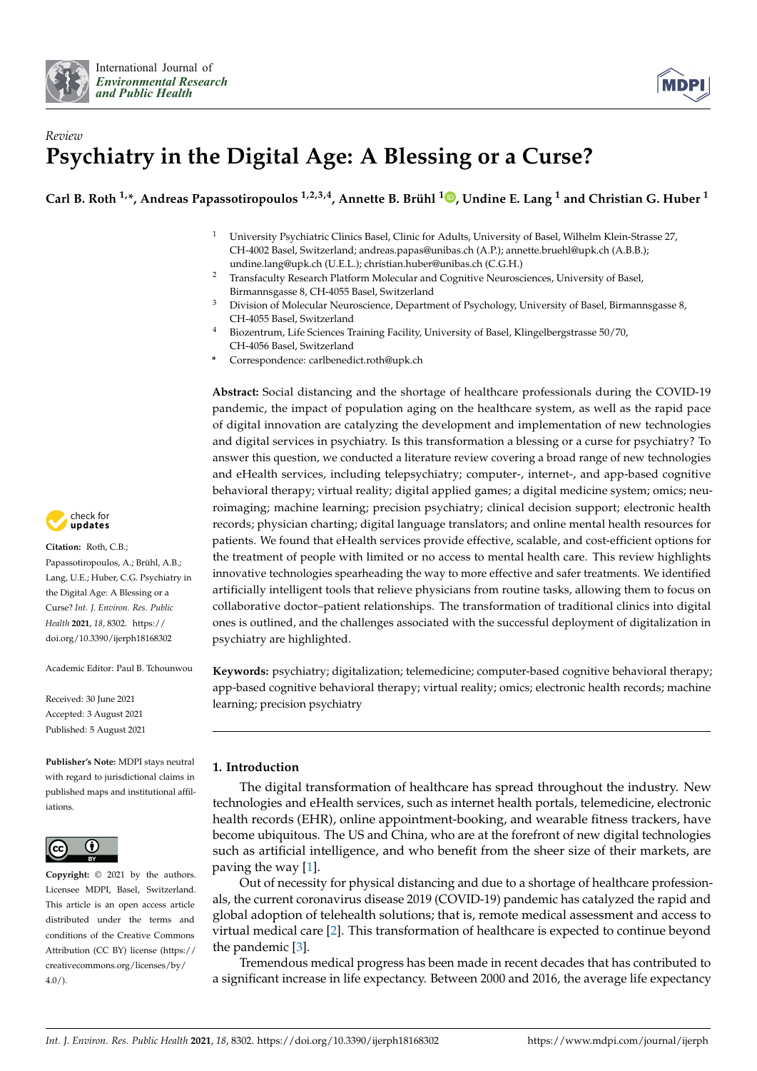*Review*

# Psychiatry in the Digital Age: A Blessing or a Curse?

**Carl B. Roth [1,*], Andreas Papassotiropoulos [1,2,3,4], Annette B. Brühl [1], Undine E. Lang [1] and Christian G. Huber [1]**

1. University Psychiatric Clinics Basel, Clinic for Adults, University of Basel, Wilhelm Klein-Strasse 27, CH-4002 Basel, Switzerland; andreas.papas@unibas.ch (A.P.); annette.bruehl@upk.ch (A.B.B.); undine.lang@upk.ch (U.E.L.); christian.huber@unibas.ch (C.G.H.)
2. Transfaculty Research Platform Molecular and Cognitive Neurosciences, University of Basel, Birmannsgasse 8, CH-4055 Basel, Switzerland
3. Division of Molecular Neuroscience, Department of Psychology, University of Basel, Birmannsgasse 8, CH-4055 Basel, Switzerland
4. Biozentrum, Life Sciences Training Facility, University of Basel, Klingelbergstrasse 50/70, CH-4056 Basel, Switzerland

\* Correspondence: carlbenedict.roth@upk.ch

**Citation:** Roth, C.B.; Papassotiropoulos, A.; Brühl, A.B.; Lang, U.E.; Huber, C.G. Psychiatry in the Digital Age: A Blessing or a Curse? *Int. J. Environ. Res. Public Health* **2021**, *18*, 8302. https://doi.org/10.3390/ijerph18168302

Academic Editor: Paul B. Tchounwou

Received: 30 June 2021
Accepted: 3 August 2021
Published: 5 August 2021

**Publisher's Note:** MDPI stays neutral with regard to jurisdictional claims in published maps and institutional affiliations.

**Copyright:** © 2021 by the authors. Licensee MDPI, Basel, Switzerland. This article is an open access article distributed under the terms and conditions of the Creative Commons Attribution (CC BY) license (https://creativecommons.org/licenses/by/4.0/).

**Abstract:** Social distancing and the shortage of healthcare professionals during the COVID-19 pandemic, the impact of population aging on the healthcare system, as well as the rapid pace of digital innovation are catalyzing the development and implementation of new technologies and digital services in psychiatry. Is this transformation a blessing or a curse for psychiatry? To answer this question, we conducted a literature review covering a broad range of new technologies and eHealth services, including telepsychiatry; computer-, internet-, and app-based cognitive behavioral therapy; virtual reality; digital applied games; a digital medicine system; omics; neuroimaging; machine learning; precision psychiatry; clinical decision support; electronic health records; physician charting; digital language translators; and online mental health resources for patients. We found that eHealth services provide effective, scalable, and cost-efficient options for the treatment of people with limited or no access to mental health care. This review highlights innovative technologies spearheading the way to more effective and safer treatments. We identified artificially intelligent tools that relieve physicians from routine tasks, allowing them to focus on collaborative doctor–patient relationships. The transformation of traditional clinics into digital ones is outlined, and the challenges associated with the successful deployment of digitalization in psychiatry are highlighted.

**Keywords:** psychiatry; digitalization; telemedicine; computer-based cognitive behavioral therapy; app-based cognitive behavioral therapy; virtual reality; omics; electronic health records; machine learning; precision psychiatry

## 1. Introduction

The digital transformation of healthcare has spread throughout the industry. New technologies and eHealth services, such as internet health portals, telemedicine, electronic health records (EHR), online appointment-booking, and wearable fitness trackers, have become ubiquitous. The US and China, who are at the forefront of new digital technologies such as artificial intelligence, and who benefit from the sheer size of their markets, are paving the way [1].

Out of necessity for physical distancing and due to a shortage of healthcare professionals, the current coronavirus disease 2019 (COVID-19) pandemic has catalyzed the rapid and global adoption of telehealth solutions; that is, remote medical assessment and access to virtual medical care [2]. This transformation of healthcare is expected to continue beyond the pandemic [3].

Tremendous medical progress has been made in recent decades that has contributed to a significant increase in life expectancy. Between 2000 and 2016, the average life expectancy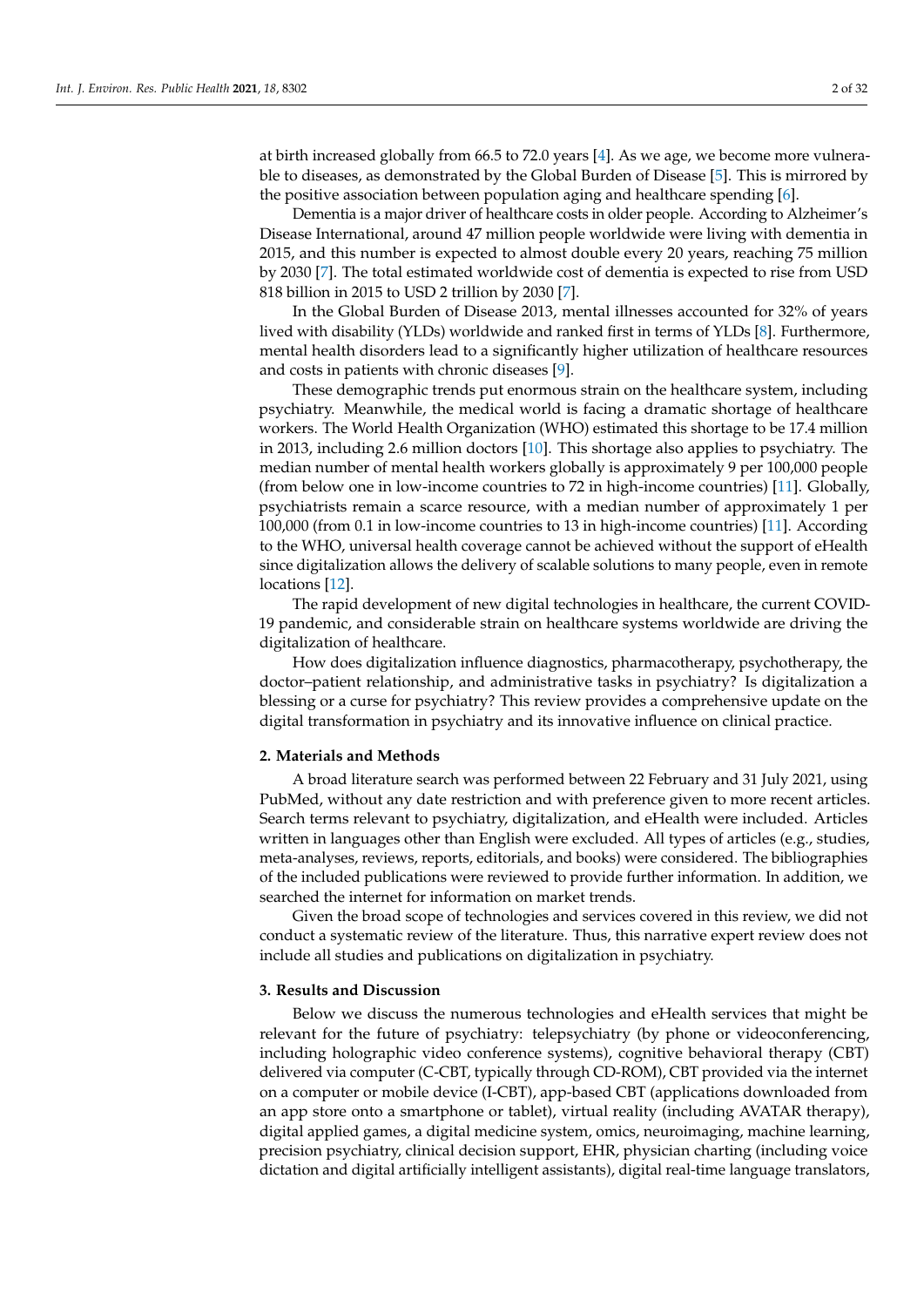at birth increased globally from 66.5 to 72.0 years [4]. As we age, we become more vulnerable to diseases, as demonstrated by the Global Burden of Disease [5]. This is mirrored by the positive association between population aging and healthcare spending [6].

Dementia is a major driver of healthcare costs in older people. According to Alzheimer's Disease International, around 47 million people worldwide were living with dementia in 2015, and this number is expected to almost double every 20 years, reaching 75 million by 2030 [7]. The total estimated worldwide cost of dementia is expected to rise from USD 818 billion in 2015 to USD 2 trillion by 2030 [7].

In the Global Burden of Disease 2013, mental illnesses accounted for 32% of years lived with disability (YLDs) worldwide and ranked first in terms of YLDs [8]. Furthermore, mental health disorders lead to a significantly higher utilization of healthcare resources and costs in patients with chronic diseases [9].

These demographic trends put enormous strain on the healthcare system, including psychiatry. Meanwhile, the medical world is facing a dramatic shortage of healthcare workers. The World Health Organization (WHO) estimated this shortage to be 17.4 million in 2013, including 2.6 million doctors [10]. This shortage also applies to psychiatry. The median number of mental health workers globally is approximately 9 per 100,000 people (from below one in low-income countries to 72 in high-income countries) [11]. Globally, psychiatrists remain a scarce resource, with a median number of approximately 1 per 100,000 (from 0.1 in low-income countries to 13 in high-income countries) [11]. According to the WHO, universal health coverage cannot be achieved without the support of eHealth since digitalization allows the delivery of scalable solutions to many people, even in remote locations [12].

The rapid development of new digital technologies in healthcare, the current COVID-19 pandemic, and considerable strain on healthcare systems worldwide are driving the digitalization of healthcare.

How does digitalization influence diagnostics, pharmacotherapy, psychotherapy, the doctor–patient relationship, and administrative tasks in psychiatry? Is digitalization a blessing or a curse for psychiatry? This review provides a comprehensive update on the digital transformation in psychiatry and its innovative influence on clinical practice.

## 2. Materials and Methods

A broad literature search was performed between 22 February and 31 July 2021, using PubMed, without any date restriction and with preference given to more recent articles. Search terms relevant to psychiatry, digitalization, and eHealth were included. Articles written in languages other than English were excluded. All types of articles (e.g., studies, meta-analyses, reviews, reports, editorials, and books) were considered. The bibliographies of the included publications were reviewed to provide further information. In addition, we searched the internet for information on market trends.

Given the broad scope of technologies and services covered in this review, we did not conduct a systematic review of the literature. Thus, this narrative expert review does not include all studies and publications on digitalization in psychiatry.

## 3. Results and Discussion

Below we discuss the numerous technologies and eHealth services that might be relevant for the future of psychiatry: telepsychiatry (by phone or videoconferencing, including holographic video conference systems), cognitive behavioral therapy (CBT) delivered via computer (C-CBT, typically through CD-ROM), CBT provided via the internet on a computer or mobile device (I-CBT), app-based CBT (applications downloaded from an app store onto a smartphone or tablet), virtual reality (including AVATAR therapy), digital applied games, a digital medicine system, omics, neuroimaging, machine learning, precision psychiatry, clinical decision support, EHR, physician charting (including voice dictation and digital artificially intelligent assistants), digital real-time language translators,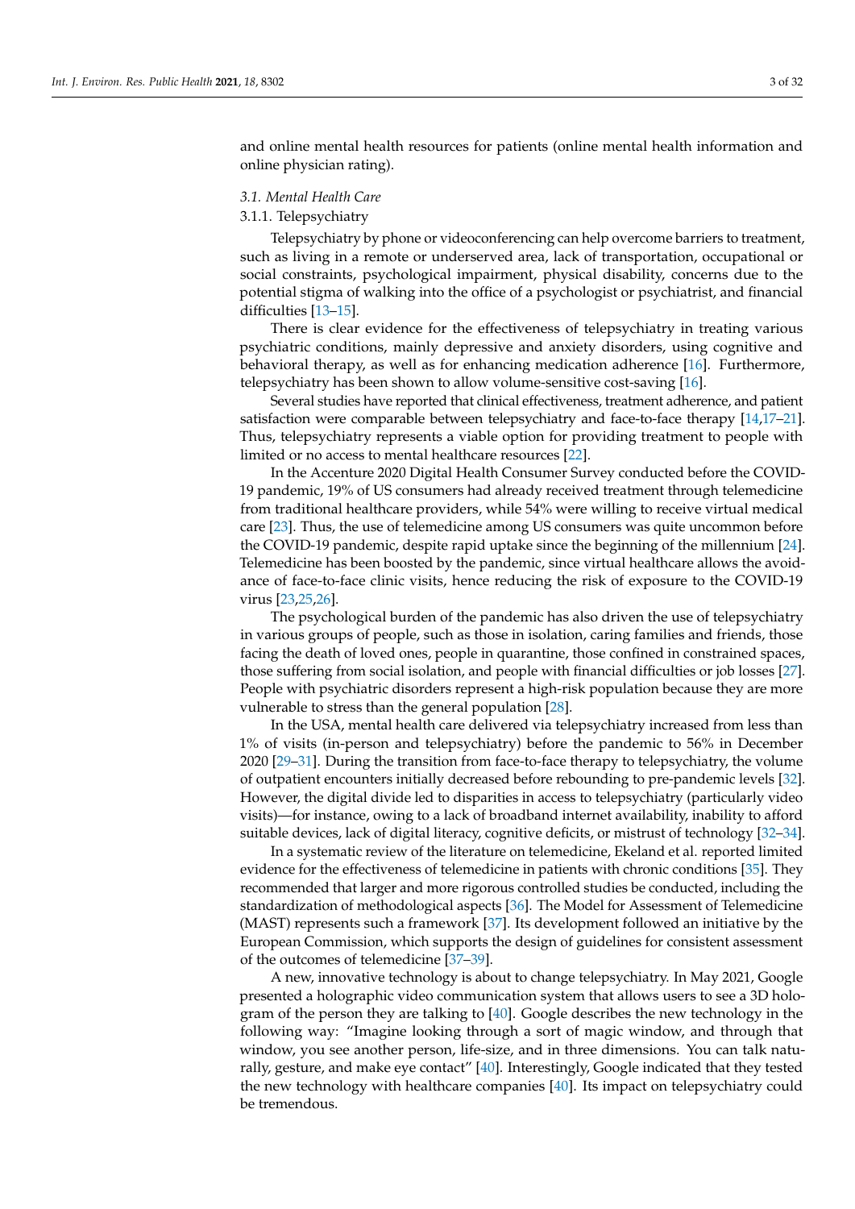and online mental health resources for patients (online mental health information and online physician rating).

### 3.1. Mental Health Care

#### 3.1.1. Telepsychiatry

Telepsychiatry by phone or videoconferencing can help overcome barriers to treatment, such as living in a remote or underserved area, lack of transportation, occupational or social constraints, psychological impairment, physical disability, concerns due to the potential stigma of walking into the office of a psychologist or psychiatrist, and financial difficulties [13–15].

There is clear evidence for the effectiveness of telepsychiatry in treating various psychiatric conditions, mainly depressive and anxiety disorders, using cognitive and behavioral therapy, as well as for enhancing medication adherence [16]. Furthermore, telepsychiatry has been shown to allow volume-sensitive cost-saving [16].

Several studies have reported that clinical effectiveness, treatment adherence, and patient satisfaction were comparable between telepsychiatry and face-to-face therapy [14,17–21]. Thus, telepsychiatry represents a viable option for providing treatment to people with limited or no access to mental healthcare resources [22].

In the Accenture 2020 Digital Health Consumer Survey conducted before the COVID-19 pandemic, 19% of US consumers had already received treatment through telemedicine from traditional healthcare providers, while 54% were willing to receive virtual medical care [23]. Thus, the use of telemedicine among US consumers was quite uncommon before the COVID-19 pandemic, despite rapid uptake since the beginning of the millennium [24]. Telemedicine has been boosted by the pandemic, since virtual healthcare allows the avoidance of face-to-face clinic visits, hence reducing the risk of exposure to the COVID-19 virus [23,25,26].

The psychological burden of the pandemic has also driven the use of telepsychiatry in various groups of people, such as those in isolation, caring families and friends, those facing the death of loved ones, people in quarantine, those confined in constrained spaces, those suffering from social isolation, and people with financial difficulties or job losses [27]. People with psychiatric disorders represent a high-risk population because they are more vulnerable to stress than the general population [28].

In the USA, mental health care delivered via telepsychiatry increased from less than 1% of visits (in-person and telepsychiatry) before the pandemic to 56% in December 2020 [29–31]. During the transition from face-to-face therapy to telepsychiatry, the volume of outpatient encounters initially decreased before rebounding to pre-pandemic levels [32]. However, the digital divide led to disparities in access to telepsychiatry (particularly video visits)—for instance, owing to a lack of broadband internet availability, inability to afford suitable devices, lack of digital literacy, cognitive deficits, or mistrust of technology [32–34].

In a systematic review of the literature on telemedicine, Ekeland et al. reported limited evidence for the effectiveness of telemedicine in patients with chronic conditions [35]. They recommended that larger and more rigorous controlled studies be conducted, including the standardization of methodological aspects [36]. The Model for Assessment of Telemedicine (MAST) represents such a framework [37]. Its development followed an initiative by the European Commission, which supports the design of guidelines for consistent assessment of the outcomes of telemedicine [37–39].

A new, innovative technology is about to change telepsychiatry. In May 2021, Google presented a holographic video communication system that allows users to see a 3D hologram of the person they are talking to [40]. Google describes the new technology in the following way: "Imagine looking through a sort of magic window, and through that window, you see another person, life-size, and in three dimensions. You can talk naturally, gesture, and make eye contact" [40]. Interestingly, Google indicated that they tested the new technology with healthcare companies [40]. Its impact on telepsychiatry could be tremendous.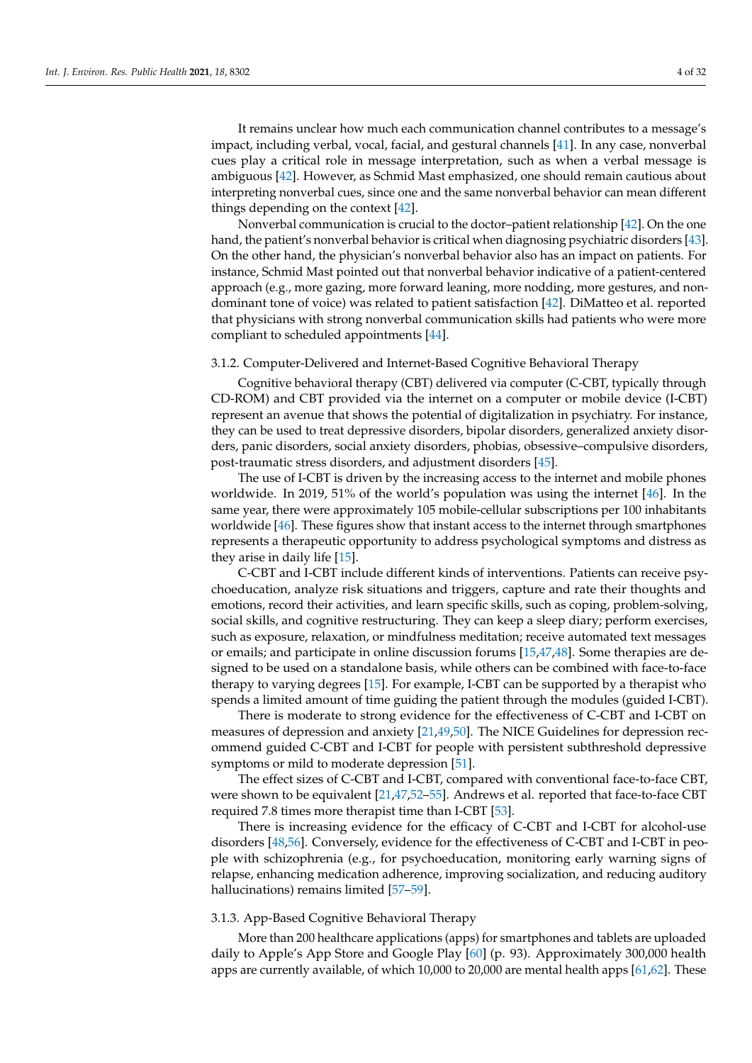It remains unclear how much each communication channel contributes to a message's impact, including verbal, vocal, facial, and gestural channels [41]. In any case, nonverbal cues play a critical role in message interpretation, such as when a verbal message is ambiguous [42]. However, as Schmid Mast emphasized, one should remain cautious about interpreting nonverbal cues, since one and the same nonverbal behavior can mean different things depending on the context [42].

Nonverbal communication is crucial to the doctor–patient relationship [42]. On the one hand, the patient's nonverbal behavior is critical when diagnosing psychiatric disorders [43]. On the other hand, the physician's nonverbal behavior also has an impact on patients. For instance, Schmid Mast pointed out that nonverbal behavior indicative of a patient-centered approach (e.g., more gazing, more forward leaning, more nodding, more gestures, and non-dominant tone of voice) was related to patient satisfaction [42]. DiMatteo et al. reported that physicians with strong nonverbal communication skills had patients who were more compliant to scheduled appointments [44].

### 3.1.2. Computer-Delivered and Internet-Based Cognitive Behavioral Therapy

Cognitive behavioral therapy (CBT) delivered via computer (C-CBT, typically through CD-ROM) and CBT provided via the internet on a computer or mobile device (I-CBT) represent an avenue that shows the potential of digitalization in psychiatry. For instance, they can be used to treat depressive disorders, bipolar disorders, generalized anxiety disorders, panic disorders, social anxiety disorders, phobias, obsessive–compulsive disorders, post-traumatic stress disorders, and adjustment disorders [45].

The use of I-CBT is driven by the increasing access to the internet and mobile phones worldwide. In 2019, 51% of the world's population was using the internet [46]. In the same year, there were approximately 105 mobile-cellular subscriptions per 100 inhabitants worldwide [46]. These figures show that instant access to the internet through smartphones represents a therapeutic opportunity to address psychological symptoms and distress as they arise in daily life [15].

C-CBT and I-CBT include different kinds of interventions. Patients can receive psychoeducation, analyze risk situations and triggers, capture and rate their thoughts and emotions, record their activities, and learn specific skills, such as coping, problem-solving, social skills, and cognitive restructuring. They can keep a sleep diary; perform exercises, such as exposure, relaxation, or mindfulness meditation; receive automated text messages or emails; and participate in online discussion forums [15,47,48]. Some therapies are designed to be used on a standalone basis, while others can be combined with face-to-face therapy to varying degrees [15]. For example, I-CBT can be supported by a therapist who spends a limited amount of time guiding the patient through the modules (guided I-CBT).

There is moderate to strong evidence for the effectiveness of C-CBT and I-CBT on measures of depression and anxiety [21,49,50]. The NICE Guidelines for depression recommend guided C-CBT and I-CBT for people with persistent subthreshold depressive symptoms or mild to moderate depression [51].

The effect sizes of C-CBT and I-CBT, compared with conventional face-to-face CBT, were shown to be equivalent [21,47,52–55]. Andrews et al. reported that face-to-face CBT required 7.8 times more therapist time than I-CBT [53].

There is increasing evidence for the efficacy of C-CBT and I-CBT for alcohol-use disorders [48,56]. Conversely, evidence for the effectiveness of C-CBT and I-CBT in people with schizophrenia (e.g., for psychoeducation, monitoring early warning signs of relapse, enhancing medication adherence, improving socialization, and reducing auditory hallucinations) remains limited [57–59].

### 3.1.3. App-Based Cognitive Behavioral Therapy

More than 200 healthcare applications (apps) for smartphones and tablets are uploaded daily to Apple's App Store and Google Play [60] (p. 93). Approximately 300,000 health apps are currently available, of which 10,000 to 20,000 are mental health apps [61,62]. These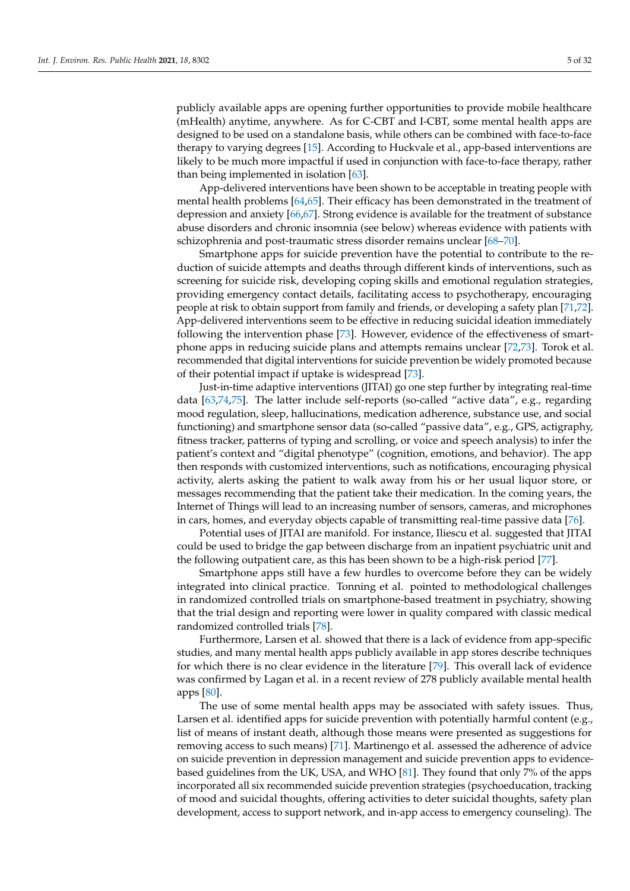publicly available apps are opening further opportunities to provide mobile healthcare (mHealth) anytime, anywhere. As for C-CBT and I-CBT, some mental health apps are designed to be used on a standalone basis, while others can be combined with face-to-face therapy to varying degrees [15]. According to Huckvale et al., app-based interventions are likely to be much more impactful if used in conjunction with face-to-face therapy, rather than being implemented in isolation [63].

App-delivered interventions have been shown to be acceptable in treating people with mental health problems [64,65]. Their efficacy has been demonstrated in the treatment of depression and anxiety [66,67]. Strong evidence is available for the treatment of substance abuse disorders and chronic insomnia (see below) whereas evidence with patients with schizophrenia and post-traumatic stress disorder remains unclear [68–70].

Smartphone apps for suicide prevention have the potential to contribute to the reduction of suicide attempts and deaths through different kinds of interventions, such as screening for suicide risk, developing coping skills and emotional regulation strategies, providing emergency contact details, facilitating access to psychotherapy, encouraging people at risk to obtain support from family and friends, or developing a safety plan [71,72]. App-delivered interventions seem to be effective in reducing suicidal ideation immediately following the intervention phase [73]. However, evidence of the effectiveness of smartphone apps in reducing suicide plans and attempts remains unclear [72,73]. Torok et al. recommended that digital interventions for suicide prevention be widely promoted because of their potential impact if uptake is widespread [73].

Just-in-time adaptive interventions (JITAI) go one step further by integrating real-time data [63,74,75]. The latter include self-reports (so-called "active data", e.g., regarding mood regulation, sleep, hallucinations, medication adherence, substance use, and social functioning) and smartphone sensor data (so-called "passive data", e.g., GPS, actigraphy, fitness tracker, patterns of typing and scrolling, or voice and speech analysis) to infer the patient's context and "digital phenotype" (cognition, emotions, and behavior). The app then responds with customized interventions, such as notifications, encouraging physical activity, alerts asking the patient to walk away from his or her usual liquor store, or messages recommending that the patient take their medication. In the coming years, the Internet of Things will lead to an increasing number of sensors, cameras, and microphones in cars, homes, and everyday objects capable of transmitting real-time passive data [76].

Potential uses of JITAI are manifold. For instance, Iliescu et al. suggested that JITAI could be used to bridge the gap between discharge from an inpatient psychiatric unit and the following outpatient care, as this has been shown to be a high-risk period [77].

Smartphone apps still have a few hurdles to overcome before they can be widely integrated into clinical practice. Tonning et al. pointed to methodological challenges in randomized controlled trials on smartphone-based treatment in psychiatry, showing that the trial design and reporting were lower in quality compared with classic medical randomized controlled trials [78].

Furthermore, Larsen et al. showed that there is a lack of evidence from app-specific studies, and many mental health apps publicly available in app stores describe techniques for which there is no clear evidence in the literature [79]. This overall lack of evidence was confirmed by Lagan et al. in a recent review of 278 publicly available mental health apps [80].

The use of some mental health apps may be associated with safety issues. Thus, Larsen et al. identified apps for suicide prevention with potentially harmful content (e.g., list of means of instant death, although those means were presented as suggestions for removing access to such means) [71]. Martinengo et al. assessed the adherence of advice on suicide prevention in depression management and suicide prevention apps to evidence-based guidelines from the UK, USA, and WHO [81]. They found that only 7% of the apps incorporated all six recommended suicide prevention strategies (psychoeducation, tracking of mood and suicidal thoughts, offering activities to deter suicidal thoughts, safety plan development, access to support network, and in-app access to emergency counseling). The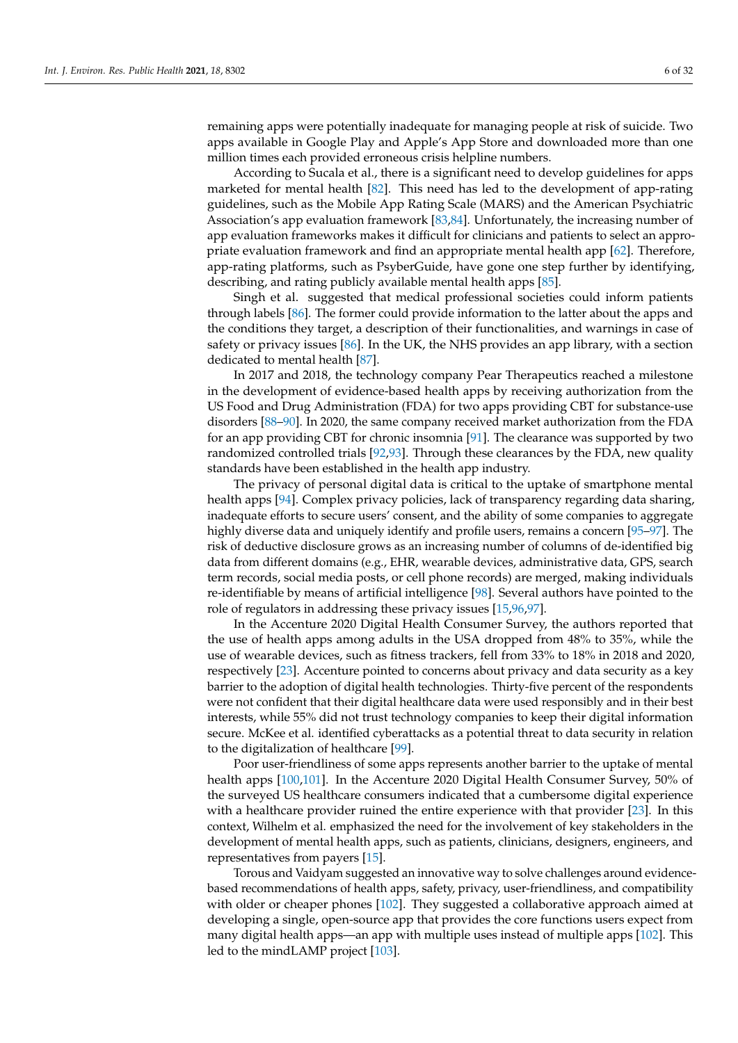remaining apps were potentially inadequate for managing people at risk of suicide. Two apps available in Google Play and Apple's App Store and downloaded more than one million times each provided erroneous crisis helpline numbers.

According to Sucala et al., there is a significant need to develop guidelines for apps marketed for mental health [82]. This need has led to the development of app-rating guidelines, such as the Mobile App Rating Scale (MARS) and the American Psychiatric Association's app evaluation framework [83,84]. Unfortunately, the increasing number of app evaluation frameworks makes it difficult for clinicians and patients to select an appropriate evaluation framework and find an appropriate mental health app [62]. Therefore, app-rating platforms, such as PsyberGuide, have gone one step further by identifying, describing, and rating publicly available mental health apps [85].

Singh et al. suggested that medical professional societies could inform patients through labels [86]. The former could provide information to the latter about the apps and the conditions they target, a description of their functionalities, and warnings in case of safety or privacy issues [86]. In the UK, the NHS provides an app library, with a section dedicated to mental health [87].

In 2017 and 2018, the technology company Pear Therapeutics reached a milestone in the development of evidence-based health apps by receiving authorization from the US Food and Drug Administration (FDA) for two apps providing CBT for substance-use disorders [88–90]. In 2020, the same company received market authorization from the FDA for an app providing CBT for chronic insomnia [91]. The clearance was supported by two randomized controlled trials [92,93]. Through these clearances by the FDA, new quality standards have been established in the health app industry.

The privacy of personal digital data is critical to the uptake of smartphone mental health apps [94]. Complex privacy policies, lack of transparency regarding data sharing, inadequate efforts to secure users' consent, and the ability of some companies to aggregate highly diverse data and uniquely identify and profile users, remains a concern [95–97]. The risk of deductive disclosure grows as an increasing number of columns of de-identified big data from different domains (e.g., EHR, wearable devices, administrative data, GPS, search term records, social media posts, or cell phone records) are merged, making individuals re-identifiable by means of artificial intelligence [98]. Several authors have pointed to the role of regulators in addressing these privacy issues [15,96,97].

In the Accenture 2020 Digital Health Consumer Survey, the authors reported that the use of health apps among adults in the USA dropped from 48% to 35%, while the use of wearable devices, such as fitness trackers, fell from 33% to 18% in 2018 and 2020, respectively [23]. Accenture pointed to concerns about privacy and data security as a key barrier to the adoption of digital health technologies. Thirty-five percent of the respondents were not confident that their digital healthcare data were used responsibly and in their best interests, while 55% did not trust technology companies to keep their digital information secure. McKee et al. identified cyberattacks as a potential threat to data security in relation to the digitalization of healthcare [99].

Poor user-friendliness of some apps represents another barrier to the uptake of mental health apps [100,101]. In the Accenture 2020 Digital Health Consumer Survey, 50% of the surveyed US healthcare consumers indicated that a cumbersome digital experience with a healthcare provider ruined the entire experience with that provider [23]. In this context, Wilhelm et al. emphasized the need for the involvement of key stakeholders in the development of mental health apps, such as patients, clinicians, designers, engineers, and representatives from payers [15].

Torous and Vaidyam suggested an innovative way to solve challenges around evidence-based recommendations of health apps, safety, privacy, user-friendliness, and compatibility with older or cheaper phones [102]. They suggested a collaborative approach aimed at developing a single, open-source app that provides the core functions users expect from many digital health apps—an app with multiple uses instead of multiple apps [102]. This led to the mindLAMP project [103].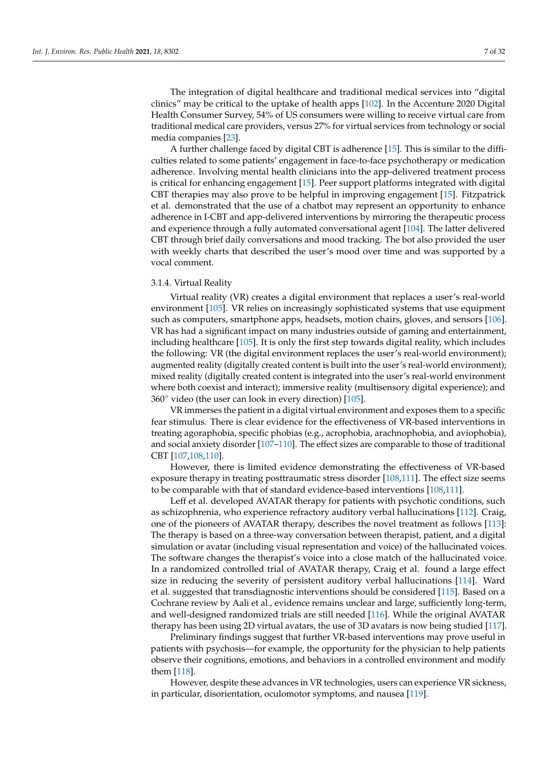The integration of digital healthcare and traditional medical services into "digital clinics" may be critical to the uptake of health apps [102]. In the Accenture 2020 Digital Health Consumer Survey, 54% of US consumers were willing to receive virtual care from traditional medical care providers, versus 27% for virtual services from technology or social media companies [23].

A further challenge faced by digital CBT is adherence [15]. This is similar to the difficulties related to some patients' engagement in face-to-face psychotherapy or medication adherence. Involving mental health clinicians into the app-delivered treatment process is critical for enhancing engagement [15]. Peer support platforms integrated with digital CBT therapies may also prove to be helpful in improving engagement [15]. Fitzpatrick et al. demonstrated that the use of a chatbot may represent an opportunity to enhance adherence in I-CBT and app-delivered interventions by mirroring the therapeutic process and experience through a fully automated conversational agent [104]. The latter delivered CBT through brief daily conversations and mood tracking. The bot also provided the user with weekly charts that described the user's mood over time and was supported by a vocal comment.

#### 3.1.4. Virtual Reality

Virtual reality (VR) creates a digital environment that replaces a user's real-world environment [105]. VR relies on increasingly sophisticated systems that use equipment such as computers, smartphone apps, headsets, motion chairs, gloves, and sensors [106]. VR has had a significant impact on many industries outside of gaming and entertainment, including healthcare [105]. It is only the first step towards digital reality, which includes the following: VR (the digital environment replaces the user's real-world environment); augmented reality (digitally created content is built into the user's real-world environment); mixed reality (digitally created content is integrated into the user's real-world environment where both coexist and interact); immersive reality (multisensory digital experience); and 360° video (the user can look in every direction) [105].

VR immerses the patient in a digital virtual environment and exposes them to a specific fear stimulus. There is clear evidence for the effectiveness of VR-based interventions in treating agoraphobia, specific phobias (e.g., acrophobia, arachnophobia, and aviophobia), and social anxiety disorder [107–110]. The effect sizes are comparable to those of traditional CBT [107,108,110].

However, there is limited evidence demonstrating the effectiveness of VR-based exposure therapy in treating posttraumatic stress disorder [108,111]. The effect size seems to be comparable with that of standard evidence-based interventions [108,111].

Leff et al. developed AVATAR therapy for patients with psychotic conditions, such as schizophrenia, who experience refractory auditory verbal hallucinations [112]. Craig, one of the pioneers of AVATAR therapy, describes the novel treatment as follows [113]: The therapy is based on a three-way conversation between therapist, patient, and a digital simulation or avatar (including visual representation and voice) of the hallucinated voices. The software changes the therapist's voice into a close match of the hallucinated voice. In a randomized controlled trial of AVATAR therapy, Craig et al. found a large effect size in reducing the severity of persistent auditory verbal hallucinations [114]. Ward et al. suggested that transdiagnostic interventions should be considered [115]. Based on a Cochrane review by Aali et al., evidence remains unclear and large, sufficiently long-term, and well-designed randomized trials are still needed [116]. While the original AVATAR therapy has been using 2D virtual avatars, the use of 3D avatars is now being studied [117].

Preliminary findings suggest that further VR-based interventions may prove useful in patients with psychosis—for example, the opportunity for the physician to help patients observe their cognitions, emotions, and behaviors in a controlled environment and modify them [118].

However, despite these advances in VR technologies, users can experience VR sickness, in particular, disorientation, oculomotor symptoms, and nausea [119].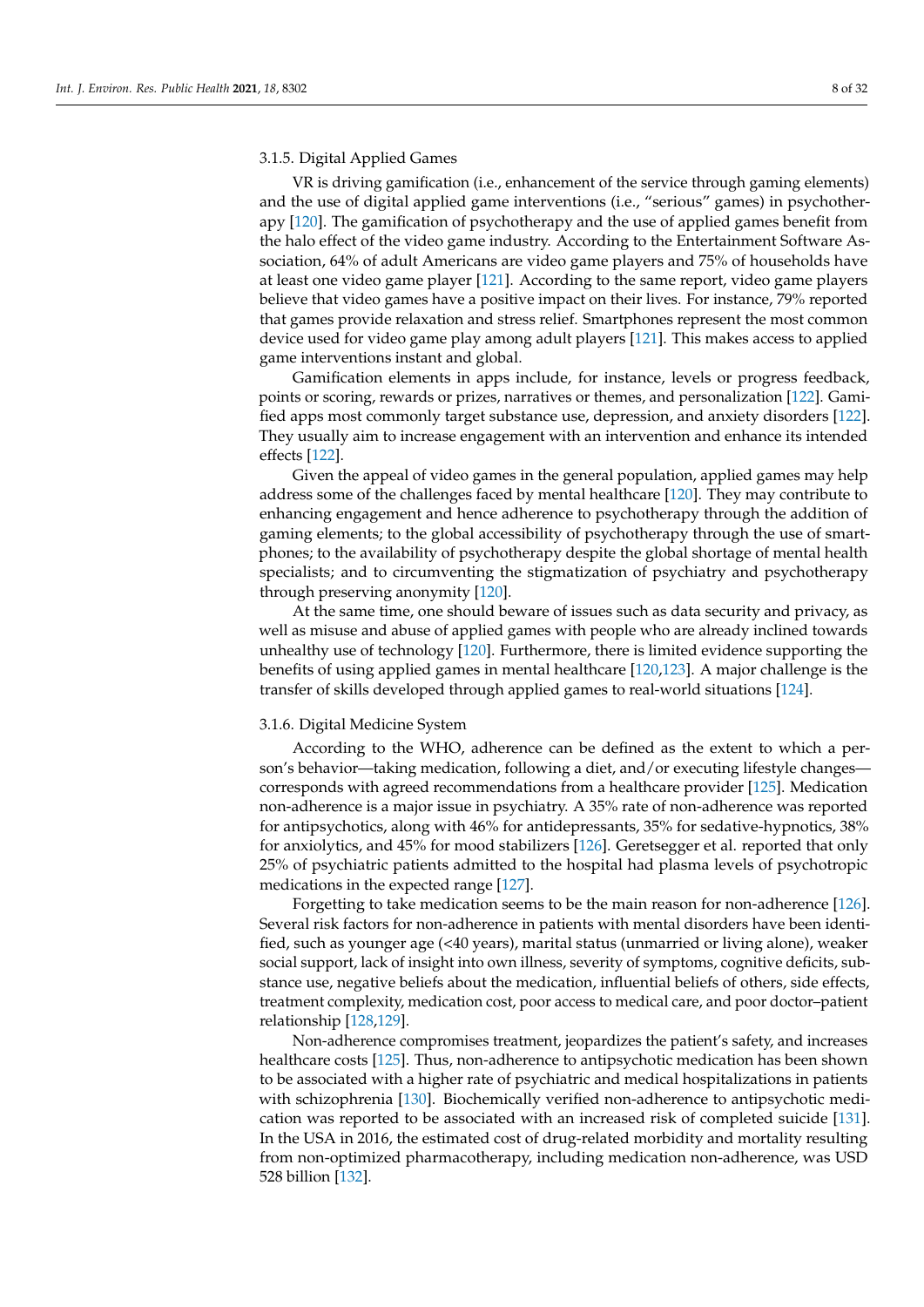#### 3.1.5. Digital Applied Games

VR is driving gamification (i.e., enhancement of the service through gaming elements) and the use of digital applied game interventions (i.e., "serious" games) in psychotherapy [120]. The gamification of psychotherapy and the use of applied games benefit from the halo effect of the video game industry. According to the Entertainment Software Association, 64% of adult Americans are video game players and 75% of households have at least one video game player [121]. According to the same report, video game players believe that video games have a positive impact on their lives. For instance, 79% reported that games provide relaxation and stress relief. Smartphones represent the most common device used for video game play among adult players [121]. This makes access to applied game interventions instant and global.

Gamification elements in apps include, for instance, levels or progress feedback, points or scoring, rewards or prizes, narratives or themes, and personalization [122]. Gamified apps most commonly target substance use, depression, and anxiety disorders [122]. They usually aim to increase engagement with an intervention and enhance its intended effects [122].

Given the appeal of video games in the general population, applied games may help address some of the challenges faced by mental healthcare [120]. They may contribute to enhancing engagement and hence adherence to psychotherapy through the addition of gaming elements; to the global accessibility of psychotherapy through the use of smartphones; to the availability of psychotherapy despite the global shortage of mental health specialists; and to circumventing the stigmatization of psychiatry and psychotherapy through preserving anonymity [120].

At the same time, one should beware of issues such as data security and privacy, as well as misuse and abuse of applied games with people who are already inclined towards unhealthy use of technology [120]. Furthermore, there is limited evidence supporting the benefits of using applied games in mental healthcare [120,123]. A major challenge is the transfer of skills developed through applied games to real-world situations [124].

#### 3.1.6. Digital Medicine System

According to the WHO, adherence can be defined as the extent to which a person's behavior—taking medication, following a diet, and/or executing lifestyle changes—corresponds with agreed recommendations from a healthcare provider [125]. Medication non-adherence is a major issue in psychiatry. A 35% rate of non-adherence was reported for antipsychotics, along with 46% for antidepressants, 35% for sedative-hypnotics, 38% for anxiolytics, and 45% for mood stabilizers [126]. Geretsegger et al. reported that only 25% of psychiatric patients admitted to the hospital had plasma levels of psychotropic medications in the expected range [127].

Forgetting to take medication seems to be the main reason for non-adherence [126]. Several risk factors for non-adherence in patients with mental disorders have been identified, such as younger age (<40 years), marital status (unmarried or living alone), weaker social support, lack of insight into own illness, severity of symptoms, cognitive deficits, substance use, negative beliefs about the medication, influential beliefs of others, side effects, treatment complexity, medication cost, poor access to medical care, and poor doctor–patient relationship [128,129].

Non-adherence compromises treatment, jeopardizes the patient's safety, and increases healthcare costs [125]. Thus, non-adherence to antipsychotic medication has been shown to be associated with a higher rate of psychiatric and medical hospitalizations in patients with schizophrenia [130]. Biochemically verified non-adherence to antipsychotic medication was reported to be associated with an increased risk of completed suicide [131]. In the USA in 2016, the estimated cost of drug-related morbidity and mortality resulting from non-optimized pharmacotherapy, including medication non-adherence, was USD 528 billion [132].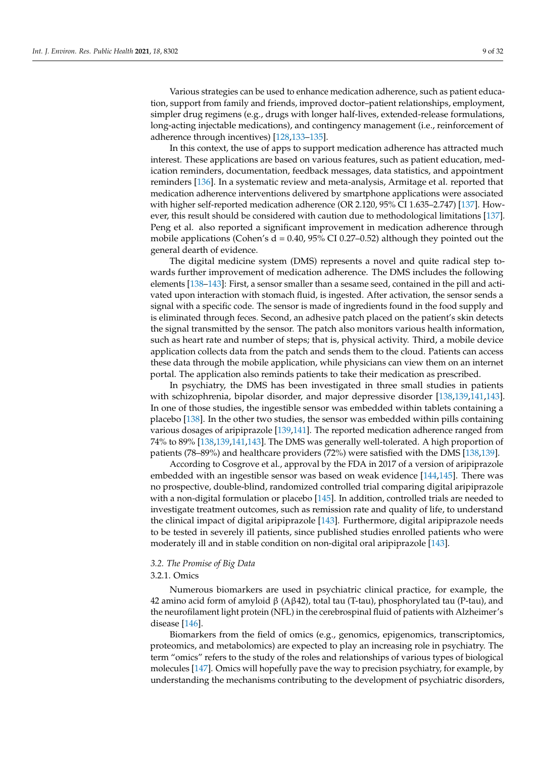Various strategies can be used to enhance medication adherence, such as patient education, support from family and friends, improved doctor–patient relationships, employment, simpler drug regimens (e.g., drugs with longer half-lives, extended-release formulations, long-acting injectable medications), and contingency management (i.e., reinforcement of adherence through incentives) [128,133–135].

In this context, the use of apps to support medication adherence has attracted much interest. These applications are based on various features, such as patient education, medication reminders, documentation, feedback messages, data statistics, and appointment reminders [136]. In a systematic review and meta-analysis, Armitage et al. reported that medication adherence interventions delivered by smartphone applications were associated with higher self-reported medication adherence (OR 2.120, 95% CI 1.635–2.747) [137]. However, this result should be considered with caution due to methodological limitations [137]. Peng et al. also reported a significant improvement in medication adherence through mobile applications (Cohen's d = 0.40, 95% CI 0.27–0.52) although they pointed out the general dearth of evidence.

The digital medicine system (DMS) represents a novel and quite radical step towards further improvement of medication adherence. The DMS includes the following elements [138–143]: First, a sensor smaller than a sesame seed, contained in the pill and activated upon interaction with stomach fluid, is ingested. After activation, the sensor sends a signal with a specific code. The sensor is made of ingredients found in the food supply and is eliminated through feces. Second, an adhesive patch placed on the patient's skin detects the signal transmitted by the sensor. The patch also monitors various health information, such as heart rate and number of steps; that is, physical activity. Third, a mobile device application collects data from the patch and sends them to the cloud. Patients can access these data through the mobile application, while physicians can view them on an internet portal. The application also reminds patients to take their medication as prescribed.

In psychiatry, the DMS has been investigated in three small studies in patients with schizophrenia, bipolar disorder, and major depressive disorder [138,139,141,143]. In one of those studies, the ingestible sensor was embedded within tablets containing a placebo [138]. In the other two studies, the sensor was embedded within pills containing various dosages of aripiprazole [139,141]. The reported medication adherence ranged from 74% to 89% [138,139,141,143]. The DMS was generally well-tolerated. A high proportion of patients (78–89%) and healthcare providers (72%) were satisfied with the DMS [138,139].

According to Cosgrove et al., approval by the FDA in 2017 of a version of aripiprazole embedded with an ingestible sensor was based on weak evidence [144,145]. There was no prospective, double-blind, randomized controlled trial comparing digital aripiprazole with a non-digital formulation or placebo [145]. In addition, controlled trials are needed to investigate treatment outcomes, such as remission rate and quality of life, to understand the clinical impact of digital aripiprazole [143]. Furthermore, digital aripiprazole needs to be tested in severely ill patients, since published studies enrolled patients who were moderately ill and in stable condition on non-digital oral aripiprazole [143].

### *3.2. The Promise of Big Data*

#### 3.2.1. Omics

Numerous biomarkers are used in psychiatric clinical practice, for example, the 42 amino acid form of amyloid β (Aβ42), total tau (T-tau), phosphorylated tau (P-tau), and the neurofilament light protein (NFL) in the cerebrospinal fluid of patients with Alzheimer's disease [146].

Biomarkers from the field of omics (e.g., genomics, epigenomics, transcriptomics, proteomics, and metabolomics) are expected to play an increasing role in psychiatry. The term "omics" refers to the study of the roles and relationships of various types of biological molecules [147]. Omics will hopefully pave the way to precision psychiatry, for example, by understanding the mechanisms contributing to the development of psychiatric disorders,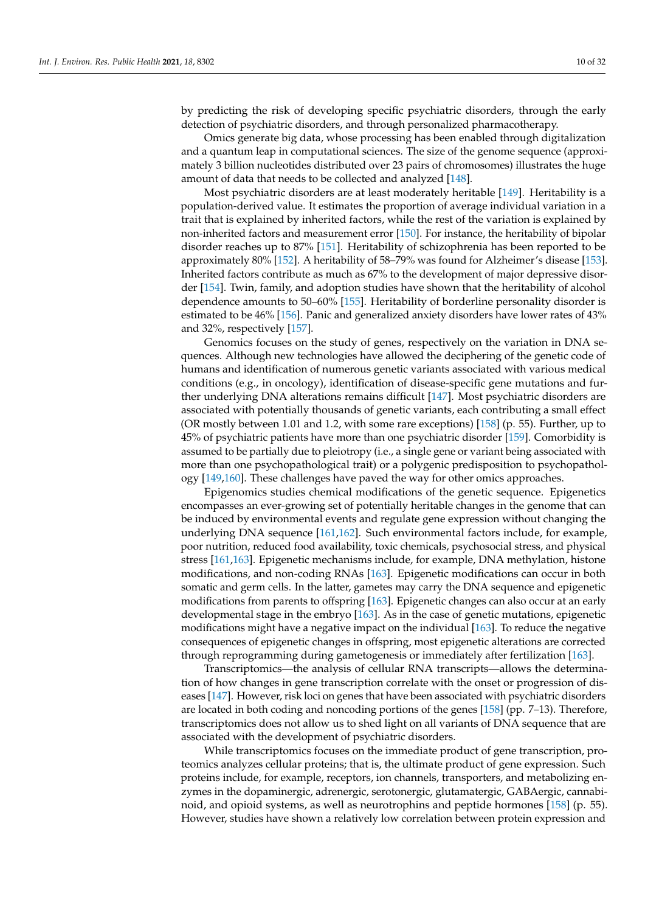by predicting the risk of developing specific psychiatric disorders, through the early detection of psychiatric disorders, and through personalized pharmacotherapy.

Omics generate big data, whose processing has been enabled through digitalization and a quantum leap in computational sciences. The size of the genome sequence (approximately 3 billion nucleotides distributed over 23 pairs of chromosomes) illustrates the huge amount of data that needs to be collected and analyzed [148].

Most psychiatric disorders are at least moderately heritable [149]. Heritability is a population-derived value. It estimates the proportion of average individual variation in a trait that is explained by inherited factors, while the rest of the variation is explained by non-inherited factors and measurement error [150]. For instance, the heritability of bipolar disorder reaches up to 87% [151]. Heritability of schizophrenia has been reported to be approximately 80% [152]. A heritability of 58–79% was found for Alzheimer's disease [153]. Inherited factors contribute as much as 67% to the development of major depressive disorder [154]. Twin, family, and adoption studies have shown that the heritability of alcohol dependence amounts to 50–60% [155]. Heritability of borderline personality disorder is estimated to be 46% [156]. Panic and generalized anxiety disorders have lower rates of 43% and 32%, respectively [157].

Genomics focuses on the study of genes, respectively on the variation in DNA sequences. Although new technologies have allowed the deciphering of the genetic code of humans and identification of numerous genetic variants associated with various medical conditions (e.g., in oncology), identification of disease-specific gene mutations and further underlying DNA alterations remains difficult [147]. Most psychiatric disorders are associated with potentially thousands of genetic variants, each contributing a small effect (OR mostly between 1.01 and 1.2, with some rare exceptions) [158] (p. 55). Further, up to 45% of psychiatric patients have more than one psychiatric disorder [159]. Comorbidity is assumed to be partially due to pleiotropy (i.e., a single gene or variant being associated with more than one psychopathological trait) or a polygenic predisposition to psychopathology [149,160]. These challenges have paved the way for other omics approaches.

Epigenomics studies chemical modifications of the genetic sequence. Epigenetics encompasses an ever-growing set of potentially heritable changes in the genome that can be induced by environmental events and regulate gene expression without changing the underlying DNA sequence [161,162]. Such environmental factors include, for example, poor nutrition, reduced food availability, toxic chemicals, psychosocial stress, and physical stress [161,163]. Epigenetic mechanisms include, for example, DNA methylation, histone modifications, and non-coding RNAs [163]. Epigenetic modifications can occur in both somatic and germ cells. In the latter, gametes may carry the DNA sequence and epigenetic modifications from parents to offspring [163]. Epigenetic changes can also occur at an early developmental stage in the embryo [163]. As in the case of genetic mutations, epigenetic modifications might have a negative impact on the individual [163]. To reduce the negative consequences of epigenetic changes in offspring, most epigenetic alterations are corrected through reprogramming during gametogenesis or immediately after fertilization [163].

Transcriptomics—the analysis of cellular RNA transcripts—allows the determination of how changes in gene transcription correlate with the onset or progression of diseases [147]. However, risk loci on genes that have been associated with psychiatric disorders are located in both coding and noncoding portions of the genes [158] (pp. 7–13). Therefore, transcriptomics does not allow us to shed light on all variants of DNA sequence that are associated with the development of psychiatric disorders.

While transcriptomics focuses on the immediate product of gene transcription, proteomics analyzes cellular proteins; that is, the ultimate product of gene expression. Such proteins include, for example, receptors, ion channels, transporters, and metabolizing enzymes in the dopaminergic, adrenergic, serotonergic, glutamatergic, GABAergic, cannabinoid, and opioid systems, as well as neurotrophins and peptide hormones [158] (p. 55). However, studies have shown a relatively low correlation between protein expression and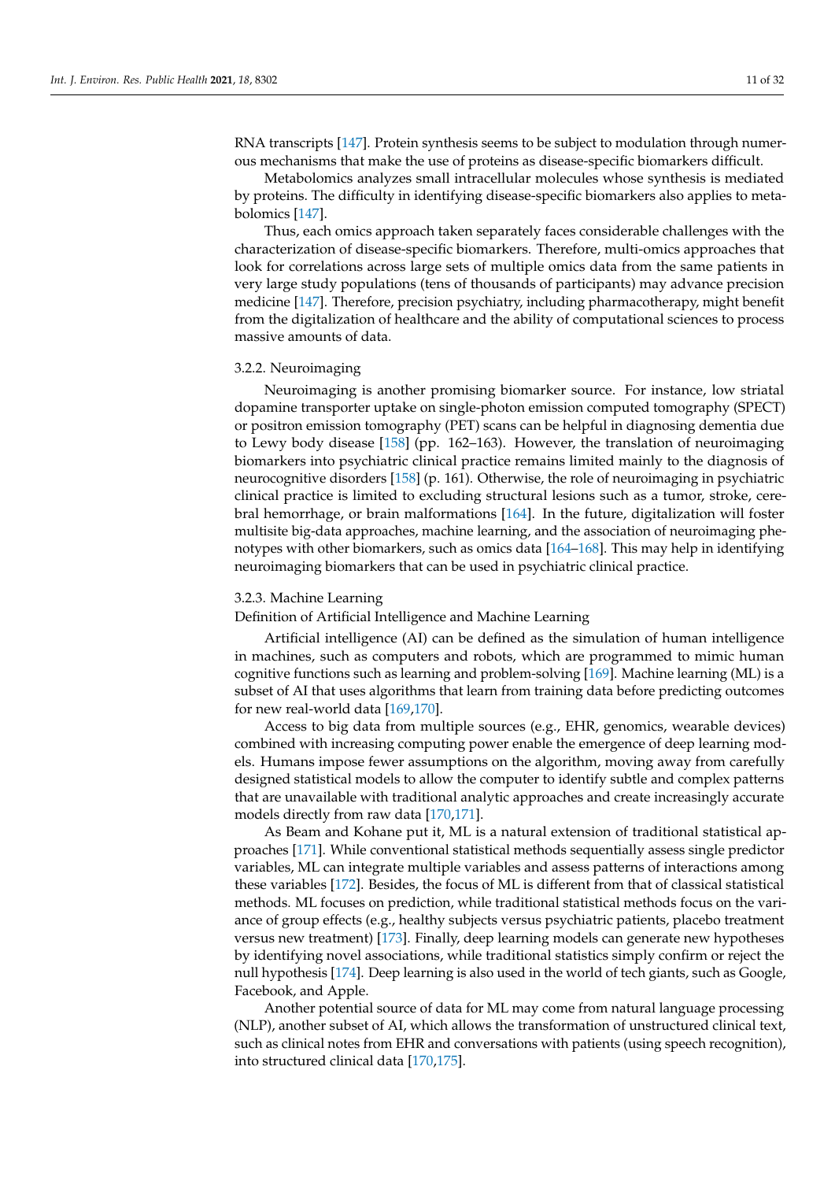RNA transcripts [147]. Protein synthesis seems to be subject to modulation through numerous mechanisms that make the use of proteins as disease-specific biomarkers difficult.

Metabolomics analyzes small intracellular molecules whose synthesis is mediated by proteins. The difficulty in identifying disease-specific biomarkers also applies to metabolomics [147].

Thus, each omics approach taken separately faces considerable challenges with the characterization of disease-specific biomarkers. Therefore, multi-omics approaches that look for correlations across large sets of multiple omics data from the same patients in very large study populations (tens of thousands of participants) may advance precision medicine [147]. Therefore, precision psychiatry, including pharmacotherapy, might benefit from the digitalization of healthcare and the ability of computational sciences to process massive amounts of data.

#### 3.2.2. Neuroimaging

Neuroimaging is another promising biomarker source. For instance, low striatal dopamine transporter uptake on single-photon emission computed tomography (SPECT) or positron emission tomography (PET) scans can be helpful in diagnosing dementia due to Lewy body disease [158] (pp. 162–163). However, the translation of neuroimaging biomarkers into psychiatric clinical practice remains limited mainly to the diagnosis of neurocognitive disorders [158] (p. 161). Otherwise, the role of neuroimaging in psychiatric clinical practice is limited to excluding structural lesions such as a tumor, stroke, cerebral hemorrhage, or brain malformations [164]. In the future, digitalization will foster multisite big-data approaches, machine learning, and the association of neuroimaging phenotypes with other biomarkers, such as omics data [164–168]. This may help in identifying neuroimaging biomarkers that can be used in psychiatric clinical practice.

#### 3.2.3. Machine Learning

Definition of Artificial Intelligence and Machine Learning

Artificial intelligence (AI) can be defined as the simulation of human intelligence in machines, such as computers and robots, which are programmed to mimic human cognitive functions such as learning and problem-solving [169]. Machine learning (ML) is a subset of AI that uses algorithms that learn from training data before predicting outcomes for new real-world data [169,170].

Access to big data from multiple sources (e.g., EHR, genomics, wearable devices) combined with increasing computing power enable the emergence of deep learning models. Humans impose fewer assumptions on the algorithm, moving away from carefully designed statistical models to allow the computer to identify subtle and complex patterns that are unavailable with traditional analytic approaches and create increasingly accurate models directly from raw data [170,171].

As Beam and Kohane put it, ML is a natural extension of traditional statistical approaches [171]. While conventional statistical methods sequentially assess single predictor variables, ML can integrate multiple variables and assess patterns of interactions among these variables [172]. Besides, the focus of ML is different from that of classical statistical methods. ML focuses on prediction, while traditional statistical methods focus on the variance of group effects (e.g., healthy subjects versus psychiatric patients, placebo treatment versus new treatment) [173]. Finally, deep learning models can generate new hypotheses by identifying novel associations, while traditional statistics simply confirm or reject the null hypothesis [174]. Deep learning is also used in the world of tech giants, such as Google, Facebook, and Apple.

Another potential source of data for ML may come from natural language processing (NLP), another subset of AI, which allows the transformation of unstructured clinical text, such as clinical notes from EHR and conversations with patients (using speech recognition), into structured clinical data [170,175].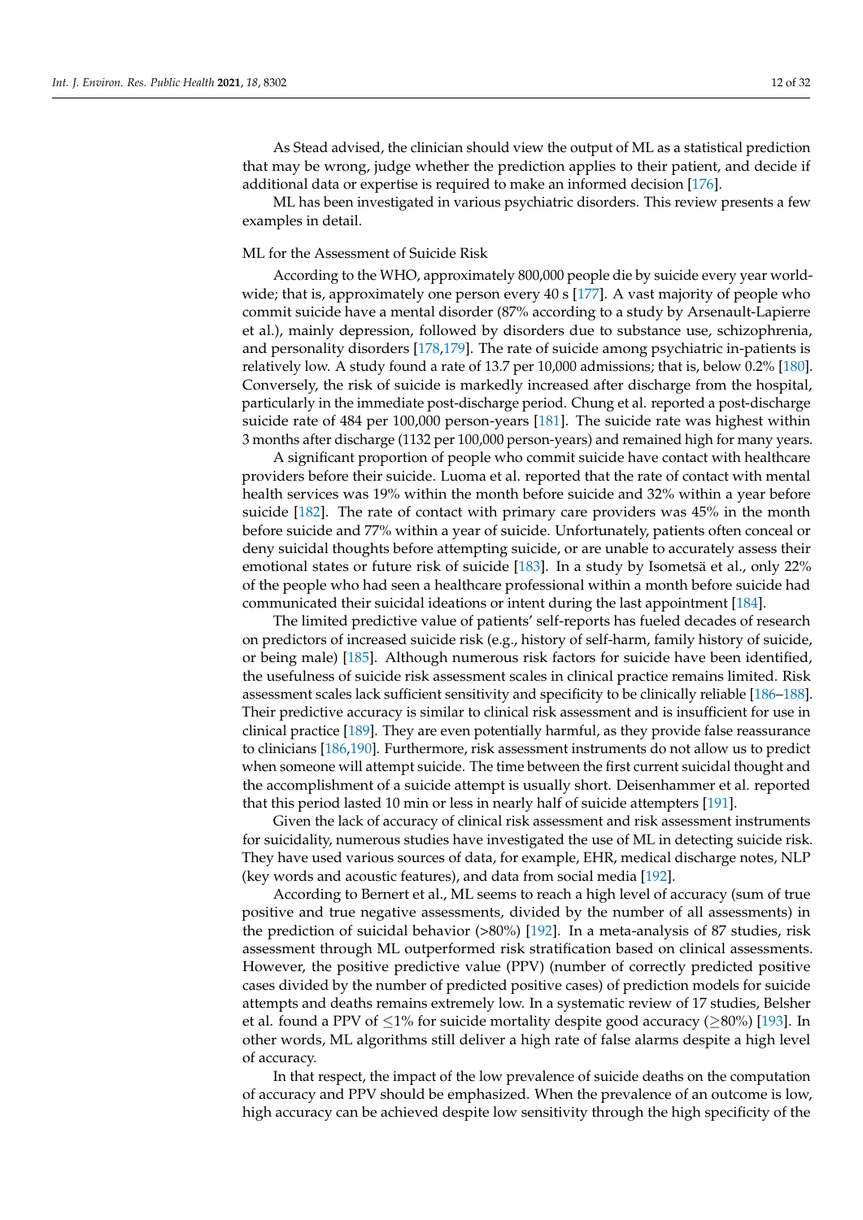As Stead advised, the clinician should view the output of ML as a statistical prediction that may be wrong, judge whether the prediction applies to their patient, and decide if additional data or expertise is required to make an informed decision [176].

ML has been investigated in various psychiatric disorders. This review presents a few examples in detail.

ML for the Assessment of Suicide Risk

According to the WHO, approximately 800,000 people die by suicide every year worldwide; that is, approximately one person every 40 s [177]. A vast majority of people who commit suicide have a mental disorder (87% according to a study by Arsenault-Lapierre et al.), mainly depression, followed by disorders due to substance use, schizophrenia, and personality disorders [178,179]. The rate of suicide among psychiatric in-patients is relatively low. A study found a rate of 13.7 per 10,000 admissions; that is, below 0.2% [180]. Conversely, the risk of suicide is markedly increased after discharge from the hospital, particularly in the immediate post-discharge period. Chung et al. reported a post-discharge suicide rate of 484 per 100,000 person-years [181]. The suicide rate was highest within 3 months after discharge (1132 per 100,000 person-years) and remained high for many years.

A significant proportion of people who commit suicide have contact with healthcare providers before their suicide. Luoma et al. reported that the rate of contact with mental health services was 19% within the month before suicide and 32% within a year before suicide [182]. The rate of contact with primary care providers was 45% in the month before suicide and 77% within a year of suicide. Unfortunately, patients often conceal or deny suicidal thoughts before attempting suicide, or are unable to accurately assess their emotional states or future risk of suicide [183]. In a study by Isometsä et al., only 22% of the people who had seen a healthcare professional within a month before suicide had communicated their suicidal ideations or intent during the last appointment [184].

The limited predictive value of patients' self-reports has fueled decades of research on predictors of increased suicide risk (e.g., history of self-harm, family history of suicide, or being male) [185]. Although numerous risk factors for suicide have been identified, the usefulness of suicide risk assessment scales in clinical practice remains limited. Risk assessment scales lack sufficient sensitivity and specificity to be clinically reliable [186–188]. Their predictive accuracy is similar to clinical risk assessment and is insufficient for use in clinical practice [189]. They are even potentially harmful, as they provide false reassurance to clinicians [186,190]. Furthermore, risk assessment instruments do not allow us to predict when someone will attempt suicide. The time between the first current suicidal thought and the accomplishment of a suicide attempt is usually short. Deisenhammer et al. reported that this period lasted 10 min or less in nearly half of suicide attempters [191].

Given the lack of accuracy of clinical risk assessment and risk assessment instruments for suicidality, numerous studies have investigated the use of ML in detecting suicide risk. They have used various sources of data, for example, EHR, medical discharge notes, NLP (key words and acoustic features), and data from social media [192].

According to Bernert et al., ML seems to reach a high level of accuracy (sum of true positive and true negative assessments, divided by the number of all assessments) in the prediction of suicidal behavior (>80%) [192]. In a meta-analysis of 87 studies, risk assessment through ML outperformed risk stratification based on clinical assessments. However, the positive predictive value (PPV) (number of correctly predicted positive cases divided by the number of predicted positive cases) of prediction models for suicide attempts and deaths remains extremely low. In a systematic review of 17 studies, Belsher et al. found a PPV of ≤1% for suicide mortality despite good accuracy (≥80%) [193]. In other words, ML algorithms still deliver a high rate of false alarms despite a high level of accuracy.

In that respect, the impact of the low prevalence of suicide deaths on the computation of accuracy and PPV should be emphasized. When the prevalence of an outcome is low, high accuracy can be achieved despite low sensitivity through the high specificity of the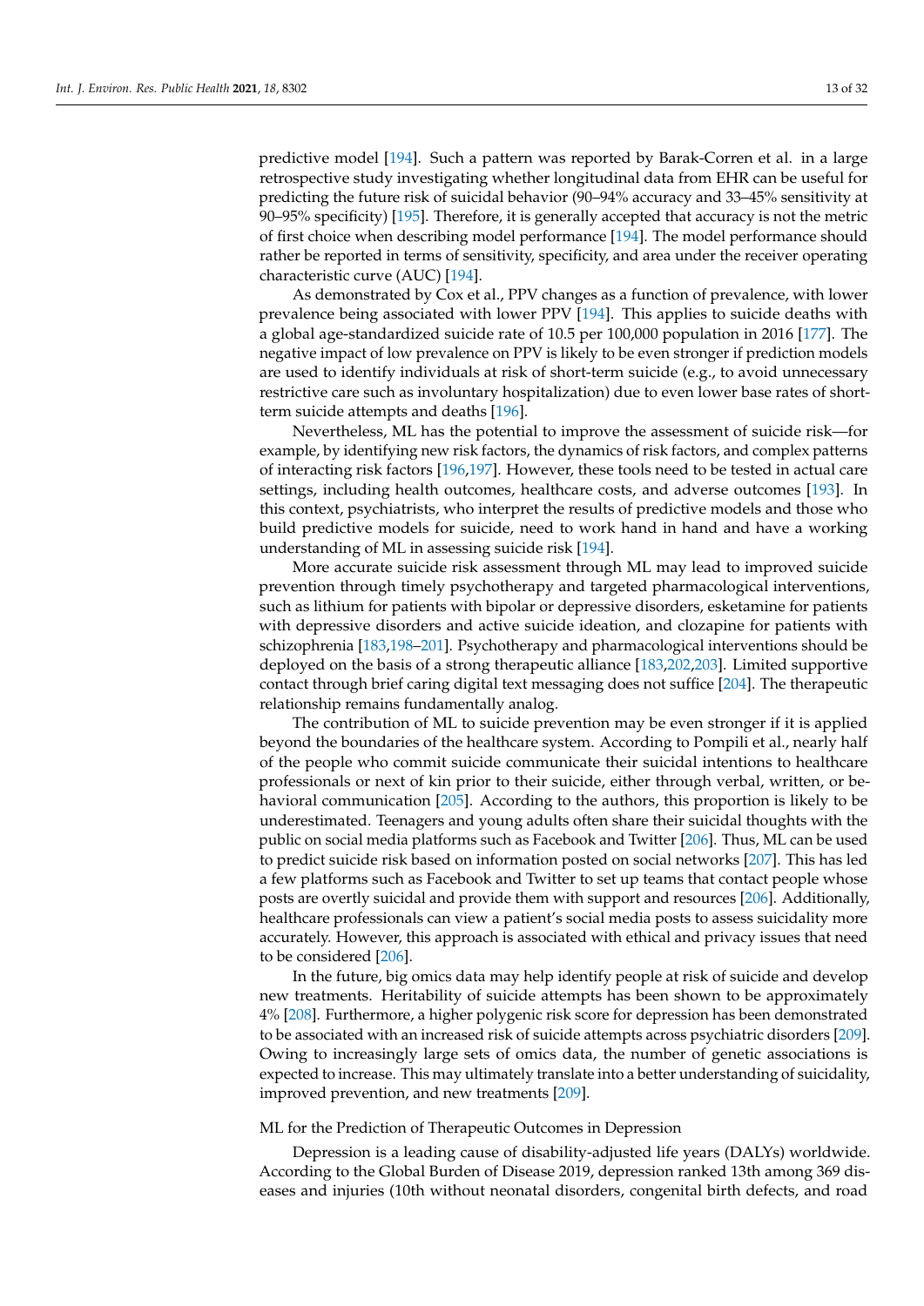predictive model [194]. Such a pattern was reported by Barak-Corren et al. in a large retrospective study investigating whether longitudinal data from EHR can be useful for predicting the future risk of suicidal behavior (90–94% accuracy and 33–45% sensitivity at 90–95% specificity) [195]. Therefore, it is generally accepted that accuracy is not the metric of first choice when describing model performance [194]. The model performance should rather be reported in terms of sensitivity, specificity, and area under the receiver operating characteristic curve (AUC) [194].

As demonstrated by Cox et al., PPV changes as a function of prevalence, with lower prevalence being associated with lower PPV [194]. This applies to suicide deaths with a global age-standardized suicide rate of 10.5 per 100,000 population in 2016 [177]. The negative impact of low prevalence on PPV is likely to be even stronger if prediction models are used to identify individuals at risk of short-term suicide (e.g., to avoid unnecessary restrictive care such as involuntary hospitalization) due to even lower base rates of short-term suicide attempts and deaths [196].

Nevertheless, ML has the potential to improve the assessment of suicide risk—for example, by identifying new risk factors, the dynamics of risk factors, and complex patterns of interacting risk factors [196,197]. However, these tools need to be tested in actual care settings, including health outcomes, healthcare costs, and adverse outcomes [193]. In this context, psychiatrists, who interpret the results of predictive models and those who build predictive models for suicide, need to work hand in hand and have a working understanding of ML in assessing suicide risk [194].

More accurate suicide risk assessment through ML may lead to improved suicide prevention through timely psychotherapy and targeted pharmacological interventions, such as lithium for patients with bipolar or depressive disorders, esketamine for patients with depressive disorders and active suicide ideation, and clozapine for patients with schizophrenia [183,198–201]. Psychotherapy and pharmacological interventions should be deployed on the basis of a strong therapeutic alliance [183,202,203]. Limited supportive contact through brief caring digital text messaging does not suffice [204]. The therapeutic relationship remains fundamentally analog.

The contribution of ML to suicide prevention may be even stronger if it is applied beyond the boundaries of the healthcare system. According to Pompili et al., nearly half of the people who commit suicide communicate their suicidal intentions to healthcare professionals or next of kin prior to their suicide, either through verbal, written, or behavioral communication [205]. According to the authors, this proportion is likely to be underestimated. Teenagers and young adults often share their suicidal thoughts with the public on social media platforms such as Facebook and Twitter [206]. Thus, ML can be used to predict suicide risk based on information posted on social networks [207]. This has led a few platforms such as Facebook and Twitter to set up teams that contact people whose posts are overtly suicidal and provide them with support and resources [206]. Additionally, healthcare professionals can view a patient's social media posts to assess suicidality more accurately. However, this approach is associated with ethical and privacy issues that need to be considered [206].

In the future, big omics data may help identify people at risk of suicide and develop new treatments. Heritability of suicide attempts has been shown to be approximately 4% [208]. Furthermore, a higher polygenic risk score for depression has been demonstrated to be associated with an increased risk of suicide attempts across psychiatric disorders [209]. Owing to increasingly large sets of omics data, the number of genetic associations is expected to increase. This may ultimately translate into a better understanding of suicidality, improved prevention, and new treatments [209].

ML for the Prediction of Therapeutic Outcomes in Depression

Depression is a leading cause of disability-adjusted life years (DALYs) worldwide. According to the Global Burden of Disease 2019, depression ranked 13th among 369 diseases and injuries (10th without neonatal disorders, congenital birth defects, and road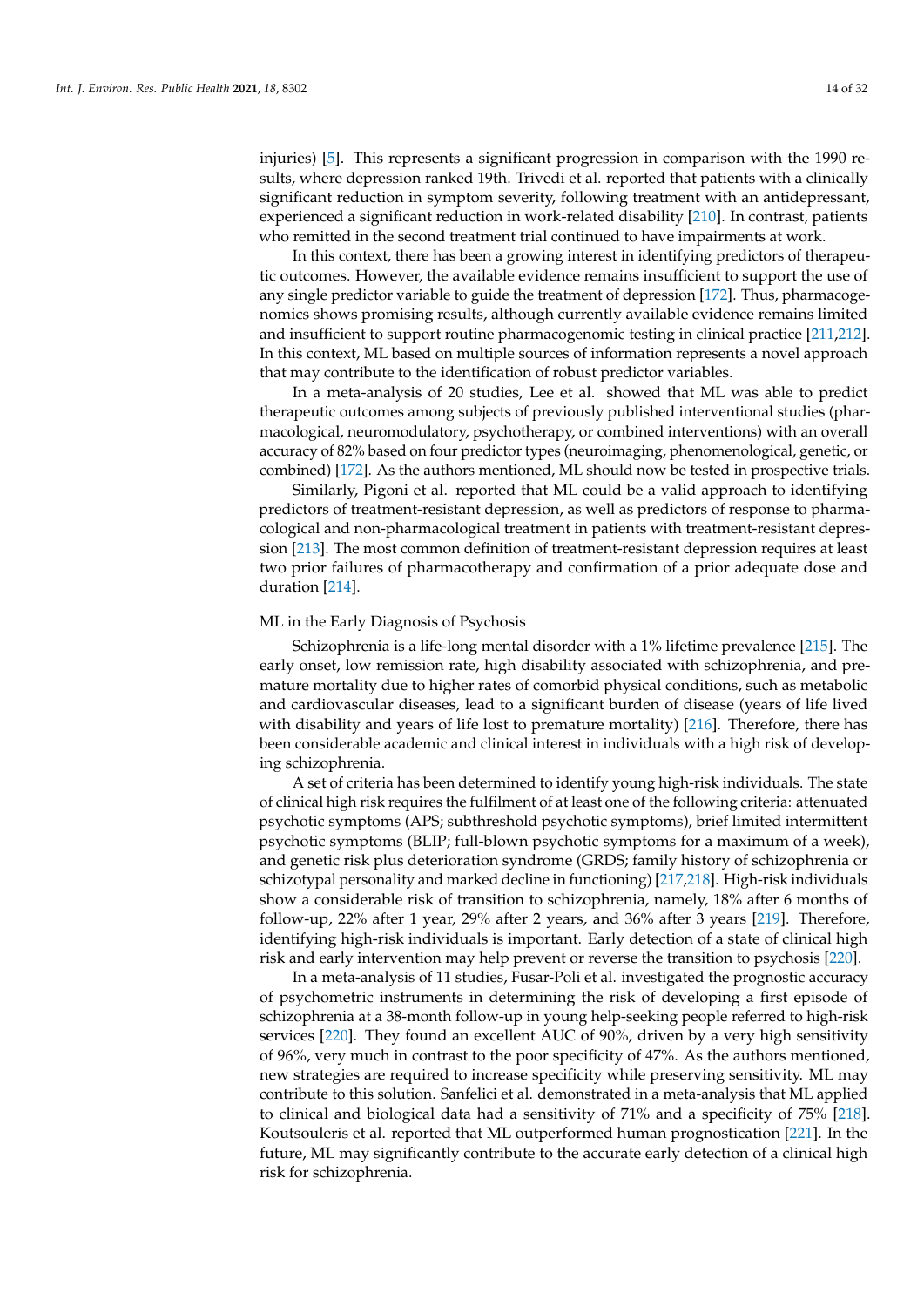injuries) [5]. This represents a significant progression in comparison with the 1990 results, where depression ranked 19th. Trivedi et al. reported that patients with a clinically significant reduction in symptom severity, following treatment with an antidepressant, experienced a significant reduction in work-related disability [210]. In contrast, patients who remitted in the second treatment trial continued to have impairments at work.

In this context, there has been a growing interest in identifying predictors of therapeutic outcomes. However, the available evidence remains insufficient to support the use of any single predictor variable to guide the treatment of depression [172]. Thus, pharmacogenomics shows promising results, although currently available evidence remains limited and insufficient to support routine pharmacogenomic testing in clinical practice [211,212]. In this context, ML based on multiple sources of information represents a novel approach that may contribute to the identification of robust predictor variables.

In a meta-analysis of 20 studies, Lee et al. showed that ML was able to predict therapeutic outcomes among subjects of previously published interventional studies (pharmacological, neuromodulatory, psychotherapy, or combined interventions) with an overall accuracy of 82% based on four predictor types (neuroimaging, phenomenological, genetic, or combined) [172]. As the authors mentioned, ML should now be tested in prospective trials.

Similarly, Pigoni et al. reported that ML could be a valid approach to identifying predictors of treatment-resistant depression, as well as predictors of response to pharmacological and non-pharmacological treatment in patients with treatment-resistant depression [213]. The most common definition of treatment-resistant depression requires at least two prior failures of pharmacotherapy and confirmation of a prior adequate dose and duration [214].

ML in the Early Diagnosis of Psychosis

Schizophrenia is a life-long mental disorder with a 1% lifetime prevalence [215]. The early onset, low remission rate, high disability associated with schizophrenia, and premature mortality due to higher rates of comorbid physical conditions, such as metabolic and cardiovascular diseases, lead to a significant burden of disease (years of life lived with disability and years of life lost to premature mortality) [216]. Therefore, there has been considerable academic and clinical interest in individuals with a high risk of developing schizophrenia.

A set of criteria has been determined to identify young high-risk individuals. The state of clinical high risk requires the fulfilment of at least one of the following criteria: attenuated psychotic symptoms (APS; subthreshold psychotic symptoms), brief limited intermittent psychotic symptoms (BLIP; full-blown psychotic symptoms for a maximum of a week), and genetic risk plus deterioration syndrome (GRDS; family history of schizophrenia or schizotypal personality and marked decline in functioning) [217,218]. High-risk individuals show a considerable risk of transition to schizophrenia, namely, 18% after 6 months of follow-up, 22% after 1 year, 29% after 2 years, and 36% after 3 years [219]. Therefore, identifying high-risk individuals is important. Early detection of a state of clinical high risk and early intervention may help prevent or reverse the transition to psychosis [220].

In a meta-analysis of 11 studies, Fusar-Poli et al. investigated the prognostic accuracy of psychometric instruments in determining the risk of developing a first episode of schizophrenia at a 38-month follow-up in young help-seeking people referred to high-risk services [220]. They found an excellent AUC of 90%, driven by a very high sensitivity of 96%, very much in contrast to the poor specificity of 47%. As the authors mentioned, new strategies are required to increase specificity while preserving sensitivity. ML may contribute to this solution. Sanfelici et al. demonstrated in a meta-analysis that ML applied to clinical and biological data had a sensitivity of 71% and a specificity of 75% [218]. Koutsouleris et al. reported that ML outperformed human prognostication [221]. In the future, ML may significantly contribute to the accurate early detection of a clinical high risk for schizophrenia.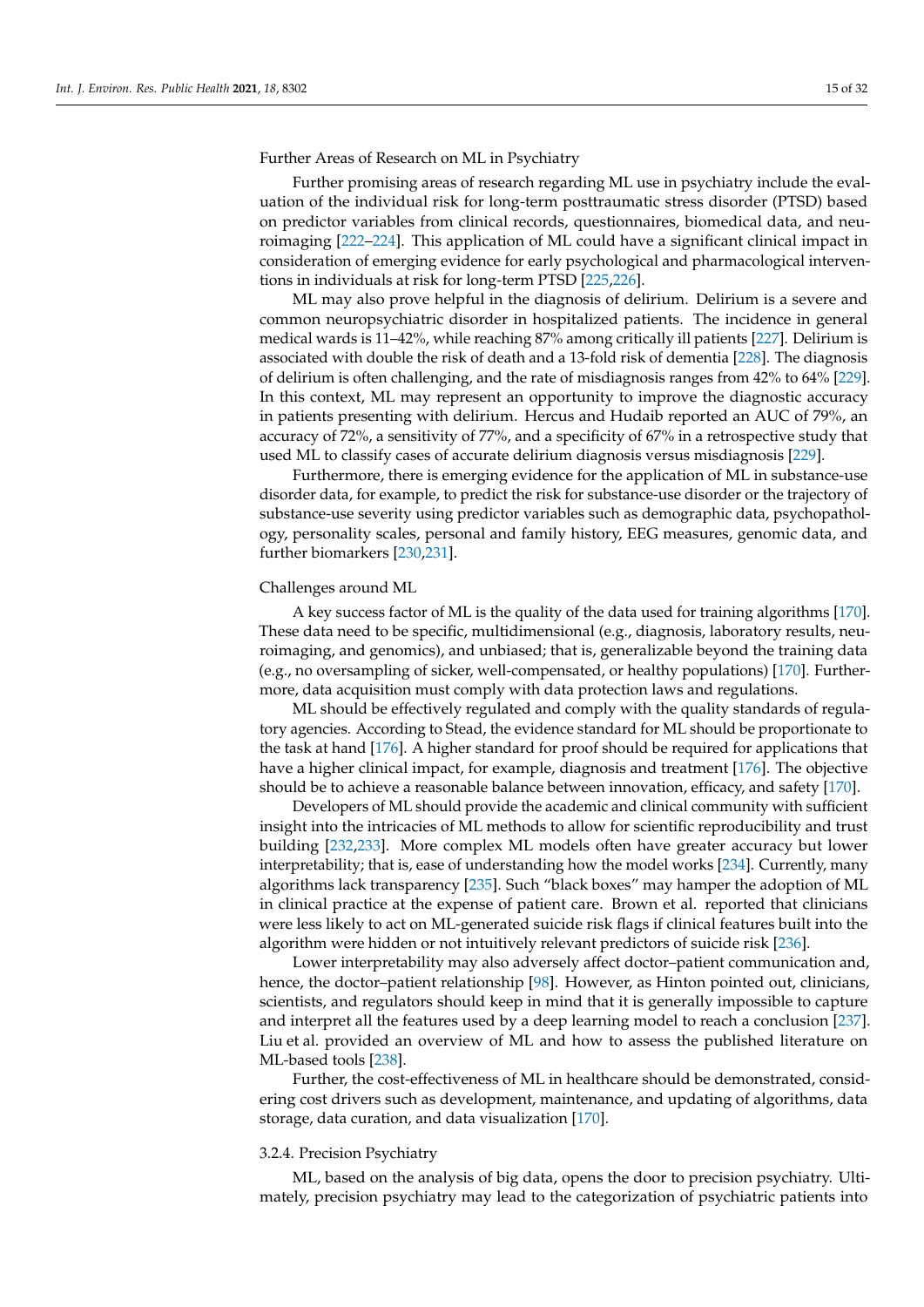Further Areas of Research on ML in Psychiatry

Further promising areas of research regarding ML use in psychiatry include the evaluation of the individual risk for long-term posttraumatic stress disorder (PTSD) based on predictor variables from clinical records, questionnaires, biomedical data, and neuroimaging [222–224]. This application of ML could have a significant clinical impact in consideration of emerging evidence for early psychological and pharmacological interventions in individuals at risk for long-term PTSD [225,226].

ML may also prove helpful in the diagnosis of delirium. Delirium is a severe and common neuropsychiatric disorder in hospitalized patients. The incidence in general medical wards is 11–42%, while reaching 87% among critically ill patients [227]. Delirium is associated with double the risk of death and a 13-fold risk of dementia [228]. The diagnosis of delirium is often challenging, and the rate of misdiagnosis ranges from 42% to 64% [229]. In this context, ML may represent an opportunity to improve the diagnostic accuracy in patients presenting with delirium. Hercus and Hudaib reported an AUC of 79%, an accuracy of 72%, a sensitivity of 77%, and a specificity of 67% in a retrospective study that used ML to classify cases of accurate delirium diagnosis versus misdiagnosis [229].

Furthermore, there is emerging evidence for the application of ML in substance-use disorder data, for example, to predict the risk for substance-use disorder or the trajectory of substance-use severity using predictor variables such as demographic data, psychopathology, personality scales, personal and family history, EEG measures, genomic data, and further biomarkers [230,231].

Challenges around ML

A key success factor of ML is the quality of the data used for training algorithms [170]. These data need to be specific, multidimensional (e.g., diagnosis, laboratory results, neuroimaging, and genomics), and unbiased; that is, generalizable beyond the training data (e.g., no oversampling of sicker, well-compensated, or healthy populations) [170]. Furthermore, data acquisition must comply with data protection laws and regulations.

ML should be effectively regulated and comply with the quality standards of regulatory agencies. According to Stead, the evidence standard for ML should be proportionate to the task at hand [176]. A higher standard for proof should be required for applications that have a higher clinical impact, for example, diagnosis and treatment [176]. The objective should be to achieve a reasonable balance between innovation, efficacy, and safety [170].

Developers of ML should provide the academic and clinical community with sufficient insight into the intricacies of ML methods to allow for scientific reproducibility and trust building [232,233]. More complex ML models often have greater accuracy but lower interpretability; that is, ease of understanding how the model works [234]. Currently, many algorithms lack transparency [235]. Such "black boxes" may hamper the adoption of ML in clinical practice at the expense of patient care. Brown et al. reported that clinicians were less likely to act on ML-generated suicide risk flags if clinical features built into the algorithm were hidden or not intuitively relevant predictors of suicide risk [236].

Lower interpretability may also adversely affect doctor–patient communication and, hence, the doctor–patient relationship [98]. However, as Hinton pointed out, clinicians, scientists, and regulators should keep in mind that it is generally impossible to capture and interpret all the features used by a deep learning model to reach a conclusion [237]. Liu et al. provided an overview of ML and how to assess the published literature on ML-based tools [238].

Further, the cost-effectiveness of ML in healthcare should be demonstrated, considering cost drivers such as development, maintenance, and updating of algorithms, data storage, data curation, and data visualization [170].

### 3.2.4. Precision Psychiatry

ML, based on the analysis of big data, opens the door to precision psychiatry. Ultimately, precision psychiatry may lead to the categorization of psychiatric patients into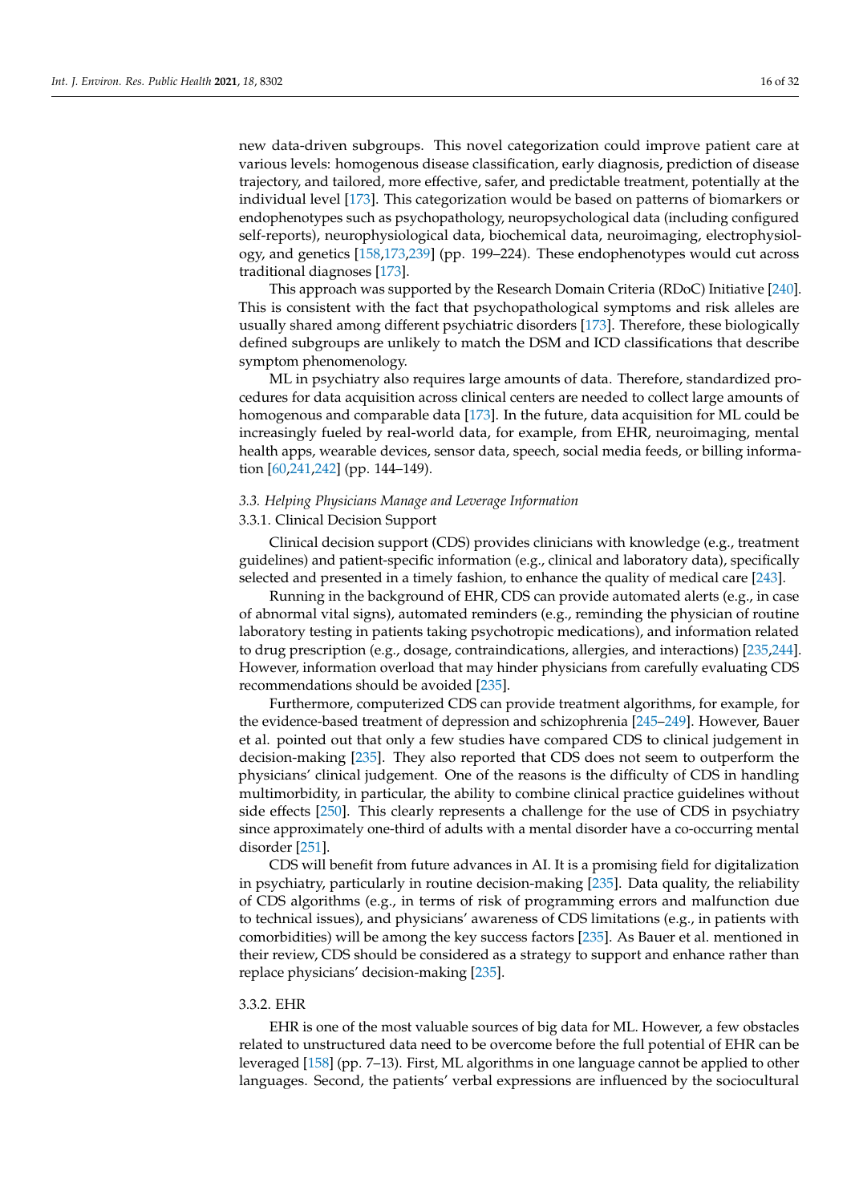new data-driven subgroups. This novel categorization could improve patient care at various levels: homogenous disease classification, early diagnosis, prediction of disease trajectory, and tailored, more effective, safer, and predictable treatment, potentially at the individual level [173]. This categorization would be based on patterns of biomarkers or endophenotypes such as psychopathology, neuropsychological data (including configured self-reports), neurophysiological data, biochemical data, neuroimaging, electrophysiology, and genetics [158,173,239] (pp. 199–224). These endophenotypes would cut across traditional diagnoses [173].

This approach was supported by the Research Domain Criteria (RDoC) Initiative [240]. This is consistent with the fact that psychopathological symptoms and risk alleles are usually shared among different psychiatric disorders [173]. Therefore, these biologically defined subgroups are unlikely to match the DSM and ICD classifications that describe symptom phenomenology.

ML in psychiatry also requires large amounts of data. Therefore, standardized procedures for data acquisition across clinical centers are needed to collect large amounts of homogenous and comparable data [173]. In the future, data acquisition for ML could be increasingly fueled by real-world data, for example, from EHR, neuroimaging, mental health apps, wearable devices, sensor data, speech, social media feeds, or billing information [60,241,242] (pp. 144–149).

### *3.3. Helping Physicians Manage and Leverage Information*

#### 3.3.1. Clinical Decision Support

Clinical decision support (CDS) provides clinicians with knowledge (e.g., treatment guidelines) and patient-specific information (e.g., clinical and laboratory data), specifically selected and presented in a timely fashion, to enhance the quality of medical care [243].

Running in the background of EHR, CDS can provide automated alerts (e.g., in case of abnormal vital signs), automated reminders (e.g., reminding the physician of routine laboratory testing in patients taking psychotropic medications), and information related to drug prescription (e.g., dosage, contraindications, allergies, and interactions) [235,244]. However, information overload that may hinder physicians from carefully evaluating CDS recommendations should be avoided [235].

Furthermore, computerized CDS can provide treatment algorithms, for example, for the evidence-based treatment of depression and schizophrenia [245–249]. However, Bauer et al. pointed out that only a few studies have compared CDS to clinical judgement in decision-making [235]. They also reported that CDS does not seem to outperform the physicians' clinical judgement. One of the reasons is the difficulty of CDS in handling multimorbidity, in particular, the ability to combine clinical practice guidelines without side effects [250]. This clearly represents a challenge for the use of CDS in psychiatry since approximately one-third of adults with a mental disorder have a co-occurring mental disorder [251].

CDS will benefit from future advances in AI. It is a promising field for digitalization in psychiatry, particularly in routine decision-making [235]. Data quality, the reliability of CDS algorithms (e.g., in terms of risk of programming errors and malfunction due to technical issues), and physicians' awareness of CDS limitations (e.g., in patients with comorbidities) will be among the key success factors [235]. As Bauer et al. mentioned in their review, CDS should be considered as a strategy to support and enhance rather than replace physicians' decision-making [235].

#### 3.3.2. EHR

EHR is one of the most valuable sources of big data for ML. However, a few obstacles related to unstructured data need to be overcome before the full potential of EHR can be leveraged [158] (pp. 7–13). First, ML algorithms in one language cannot be applied to other languages. Second, the patients' verbal expressions are influenced by the sociocultural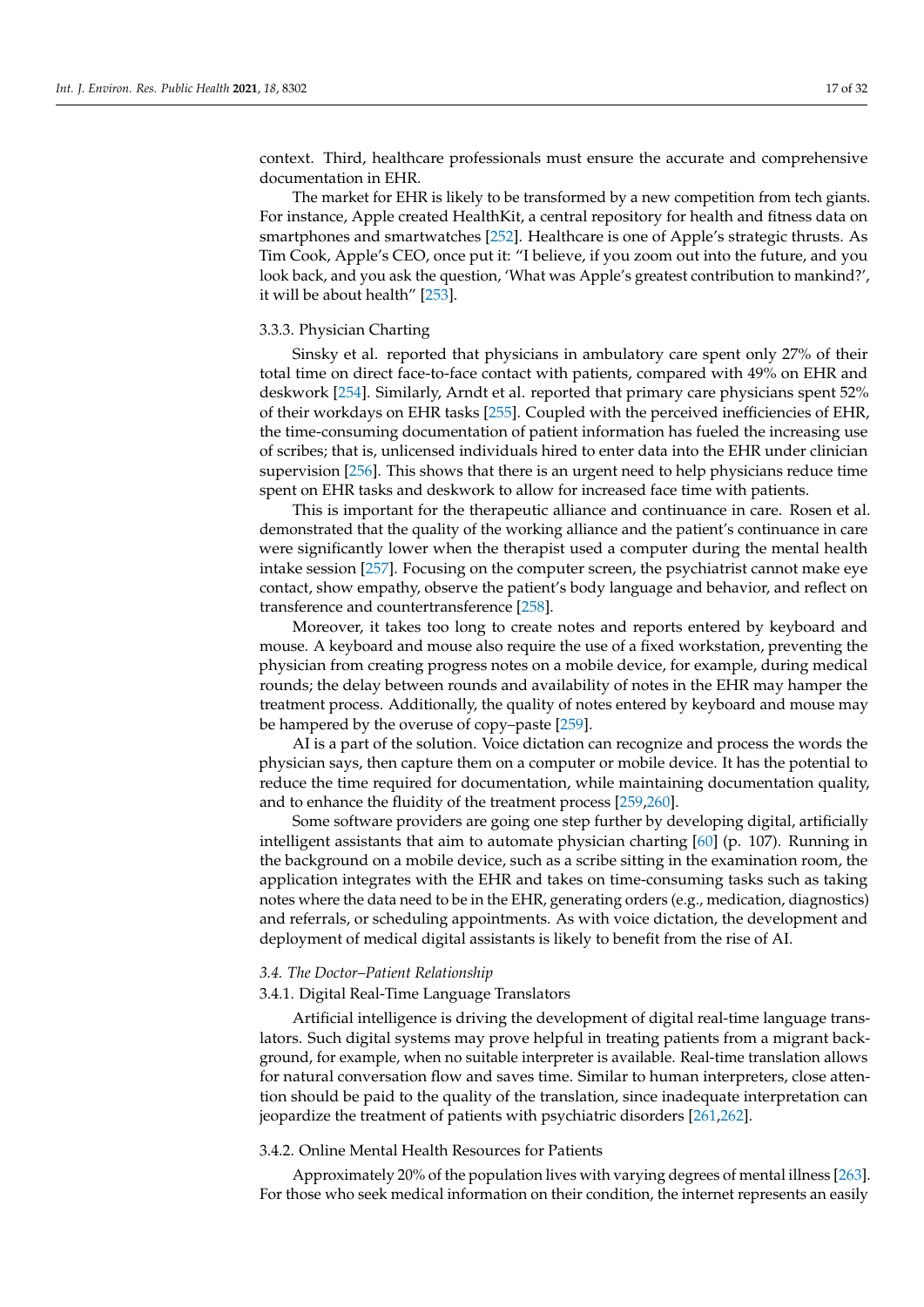context. Third, healthcare professionals must ensure the accurate and comprehensive documentation in EHR.

The market for EHR is likely to be transformed by a new competition from tech giants. For instance, Apple created HealthKit, a central repository for health and fitness data on smartphones and smartwatches [252]. Healthcare is one of Apple's strategic thrusts. As Tim Cook, Apple's CEO, once put it: "I believe, if you zoom out into the future, and you look back, and you ask the question, 'What was Apple's greatest contribution to mankind?', it will be about health" [253].

#### 3.3.3. Physician Charting

Sinsky et al. reported that physicians in ambulatory care spent only 27% of their total time on direct face-to-face contact with patients, compared with 49% on EHR and deskwork [254]. Similarly, Arndt et al. reported that primary care physicians spent 52% of their workdays on EHR tasks [255]. Coupled with the perceived inefficiencies of EHR, the time-consuming documentation of patient information has fueled the increasing use of scribes; that is, unlicensed individuals hired to enter data into the EHR under clinician supervision [256]. This shows that there is an urgent need to help physicians reduce time spent on EHR tasks and deskwork to allow for increased face time with patients.

This is important for the therapeutic alliance and continuance in care. Rosen et al. demonstrated that the quality of the working alliance and the patient's continuance in care were significantly lower when the therapist used a computer during the mental health intake session [257]. Focusing on the computer screen, the psychiatrist cannot make eye contact, show empathy, observe the patient's body language and behavior, and reflect on transference and countertransference [258].

Moreover, it takes too long to create notes and reports entered by keyboard and mouse. A keyboard and mouse also require the use of a fixed workstation, preventing the physician from creating progress notes on a mobile device, for example, during medical rounds; the delay between rounds and availability of notes in the EHR may hamper the treatment process. Additionally, the quality of notes entered by keyboard and mouse may be hampered by the overuse of copy–paste [259].

AI is a part of the solution. Voice dictation can recognize and process the words the physician says, then capture them on a computer or mobile device. It has the potential to reduce the time required for documentation, while maintaining documentation quality, and to enhance the fluidity of the treatment process [259,260].

Some software providers are going one step further by developing digital, artificially intelligent assistants that aim to automate physician charting [60] (p. 107). Running in the background on a mobile device, such as a scribe sitting in the examination room, the application integrates with the EHR and takes on time-consuming tasks such as taking notes where the data need to be in the EHR, generating orders (e.g., medication, diagnostics) and referrals, or scheduling appointments. As with voice dictation, the development and deployment of medical digital assistants is likely to benefit from the rise of AI.

### *3.4. The Doctor–Patient Relationship*

#### 3.4.1. Digital Real-Time Language Translators

Artificial intelligence is driving the development of digital real-time language translators. Such digital systems may prove helpful in treating patients from a migrant background, for example, when no suitable interpreter is available. Real-time translation allows for natural conversation flow and saves time. Similar to human interpreters, close attention should be paid to the quality of the translation, since inadequate interpretation can jeopardize the treatment of patients with psychiatric disorders [261,262].

#### 3.4.2. Online Mental Health Resources for Patients

Approximately 20% of the population lives with varying degrees of mental illness [263]. For those who seek medical information on their condition, the internet represents an easily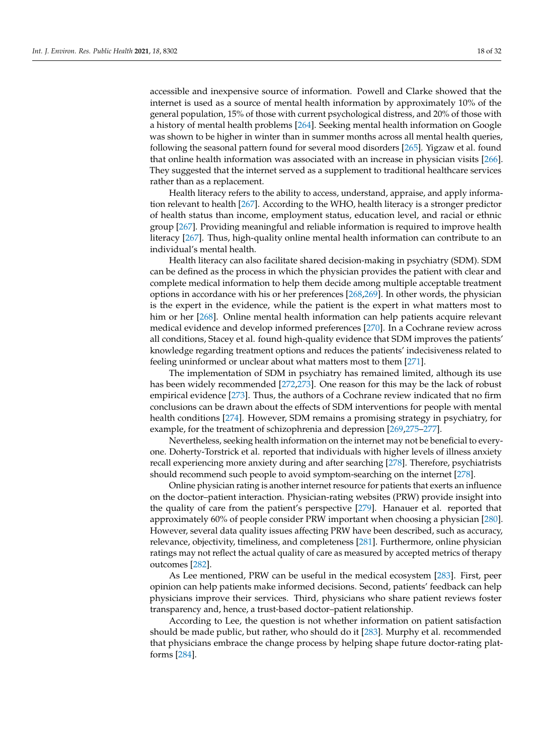accessible and inexpensive source of information. Powell and Clarke showed that the internet is used as a source of mental health information by approximately 10% of the general population, 15% of those with current psychological distress, and 20% of those with a history of mental health problems [264]. Seeking mental health information on Google was shown to be higher in winter than in summer months across all mental health queries, following the seasonal pattern found for several mood disorders [265]. Yigzaw et al. found that online health information was associated with an increase in physician visits [266]. They suggested that the internet served as a supplement to traditional healthcare services rather than as a replacement.

Health literacy refers to the ability to access, understand, appraise, and apply information relevant to health [267]. According to the WHO, health literacy is a stronger predictor of health status than income, employment status, education level, and racial or ethnic group [267]. Providing meaningful and reliable information is required to improve health literacy [267]. Thus, high-quality online mental health information can contribute to an individual's mental health.

Health literacy can also facilitate shared decision-making in psychiatry (SDM). SDM can be defined as the process in which the physician provides the patient with clear and complete medical information to help them decide among multiple acceptable treatment options in accordance with his or her preferences [268,269]. In other words, the physician is the expert in the evidence, while the patient is the expert in what matters most to him or her [268]. Online mental health information can help patients acquire relevant medical evidence and develop informed preferences [270]. In a Cochrane review across all conditions, Stacey et al. found high-quality evidence that SDM improves the patients' knowledge regarding treatment options and reduces the patients' indecisiveness related to feeling uninformed or unclear about what matters most to them [271].

The implementation of SDM in psychiatry has remained limited, although its use has been widely recommended [272,273]. One reason for this may be the lack of robust empirical evidence [273]. Thus, the authors of a Cochrane review indicated that no firm conclusions can be drawn about the effects of SDM interventions for people with mental health conditions [274]. However, SDM remains a promising strategy in psychiatry, for example, for the treatment of schizophrenia and depression [269,275–277].

Nevertheless, seeking health information on the internet may not be beneficial to everyone. Doherty-Torstrick et al. reported that individuals with higher levels of illness anxiety recall experiencing more anxiety during and after searching [278]. Therefore, psychiatrists should recommend such people to avoid symptom-searching on the internet [278].

Online physician rating is another internet resource for patients that exerts an influence on the doctor–patient interaction. Physician-rating websites (PRW) provide insight into the quality of care from the patient's perspective [279]. Hanauer et al. reported that approximately 60% of people consider PRW important when choosing a physician [280]. However, several data quality issues affecting PRW have been described, such as accuracy, relevance, objectivity, timeliness, and completeness [281]. Furthermore, online physician ratings may not reflect the actual quality of care as measured by accepted metrics of therapy outcomes [282].

As Lee mentioned, PRW can be useful in the medical ecosystem [283]. First, peer opinion can help patients make informed decisions. Second, patients' feedback can help physicians improve their services. Third, physicians who share patient reviews foster transparency and, hence, a trust-based doctor–patient relationship.

According to Lee, the question is not whether information on patient satisfaction should be made public, but rather, who should do it [283]. Murphy et al. recommended that physicians embrace the change process by helping shape future doctor-rating platforms [284].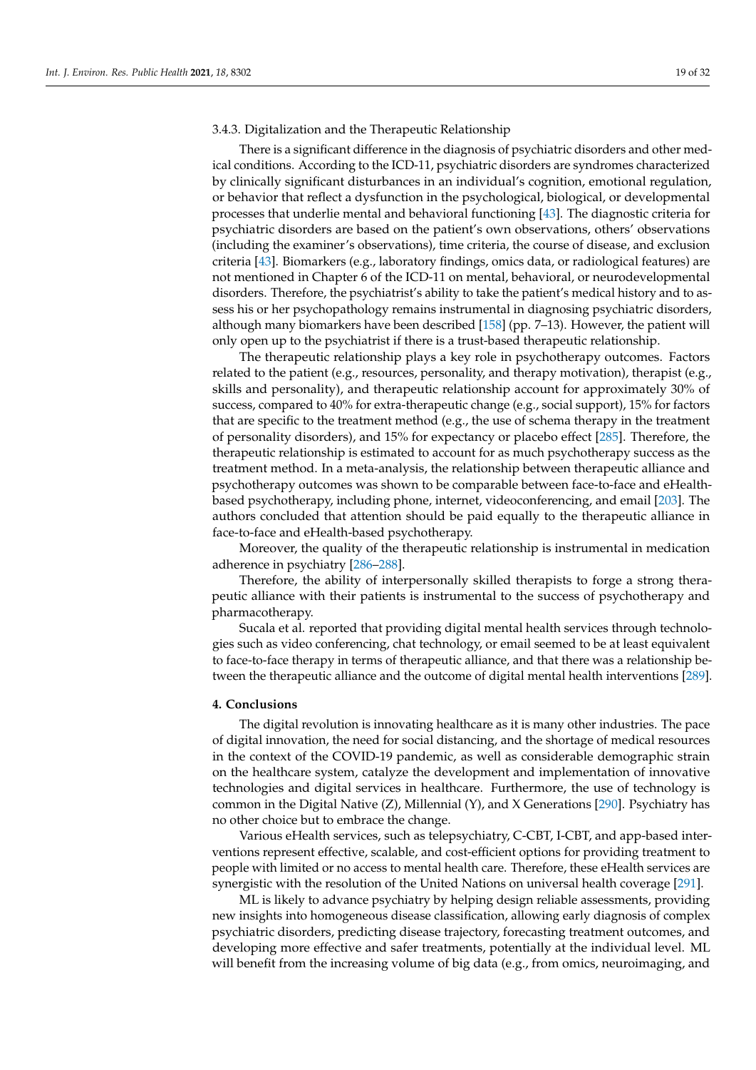#### 3.4.3. Digitalization and the Therapeutic Relationship

There is a significant difference in the diagnosis of psychiatric disorders and other medical conditions. According to the ICD-11, psychiatric disorders are syndromes characterized by clinically significant disturbances in an individual's cognition, emotional regulation, or behavior that reflect a dysfunction in the psychological, biological, or developmental processes that underlie mental and behavioral functioning [43]. The diagnostic criteria for psychiatric disorders are based on the patient's own observations, others' observations (including the examiner's observations), time criteria, the course of disease, and exclusion criteria [43]. Biomarkers (e.g., laboratory findings, omics data, or radiological features) are not mentioned in Chapter 6 of the ICD-11 on mental, behavioral, or neurodevelopmental disorders. Therefore, the psychiatrist's ability to take the patient's medical history and to assess his or her psychopathology remains instrumental in diagnosing psychiatric disorders, although many biomarkers have been described [158] (pp. 7–13). However, the patient will only open up to the psychiatrist if there is a trust-based therapeutic relationship.

The therapeutic relationship plays a key role in psychotherapy outcomes. Factors related to the patient (e.g., resources, personality, and therapy motivation), therapist (e.g., skills and personality), and therapeutic relationship account for approximately 30% of success, compared to 40% for extra-therapeutic change (e.g., social support), 15% for factors that are specific to the treatment method (e.g., the use of schema therapy in the treatment of personality disorders), and 15% for expectancy or placebo effect [285]. Therefore, the therapeutic relationship is estimated to account for as much psychotherapy success as the treatment method. In a meta-analysis, the relationship between therapeutic alliance and psychotherapy outcomes was shown to be comparable between face-to-face and eHealth-based psychotherapy, including phone, internet, videoconferencing, and email [203]. The authors concluded that attention should be paid equally to the therapeutic alliance in face-to-face and eHealth-based psychotherapy.

Moreover, the quality of the therapeutic relationship is instrumental in medication adherence in psychiatry [286–288].

Therefore, the ability of interpersonally skilled therapists to forge a strong therapeutic alliance with their patients is instrumental to the success of psychotherapy and pharmacotherapy.

Sucala et al. reported that providing digital mental health services through technologies such as video conferencing, chat technology, or email seemed to be at least equivalent to face-to-face therapy in terms of therapeutic alliance, and that there was a relationship between the therapeutic alliance and the outcome of digital mental health interventions [289].

## 4. Conclusions

The digital revolution is innovating healthcare as it is many other industries. The pace of digital innovation, the need for social distancing, and the shortage of medical resources in the context of the COVID-19 pandemic, as well as considerable demographic strain on the healthcare system, catalyze the development and implementation of innovative technologies and digital services in healthcare. Furthermore, the use of technology is common in the Digital Native (Z), Millennial (Y), and X Generations [290]. Psychiatry has no other choice but to embrace the change.

Various eHealth services, such as telepsychiatry, C-CBT, I-CBT, and app-based interventions represent effective, scalable, and cost-efficient options for providing treatment to people with limited or no access to mental health care. Therefore, these eHealth services are synergistic with the resolution of the United Nations on universal health coverage [291].

ML is likely to advance psychiatry by helping design reliable assessments, providing new insights into homogeneous disease classification, allowing early diagnosis of complex psychiatric disorders, predicting disease trajectory, forecasting treatment outcomes, and developing more effective and safer treatments, potentially at the individual level. ML will benefit from the increasing volume of big data (e.g., from omics, neuroimaging, and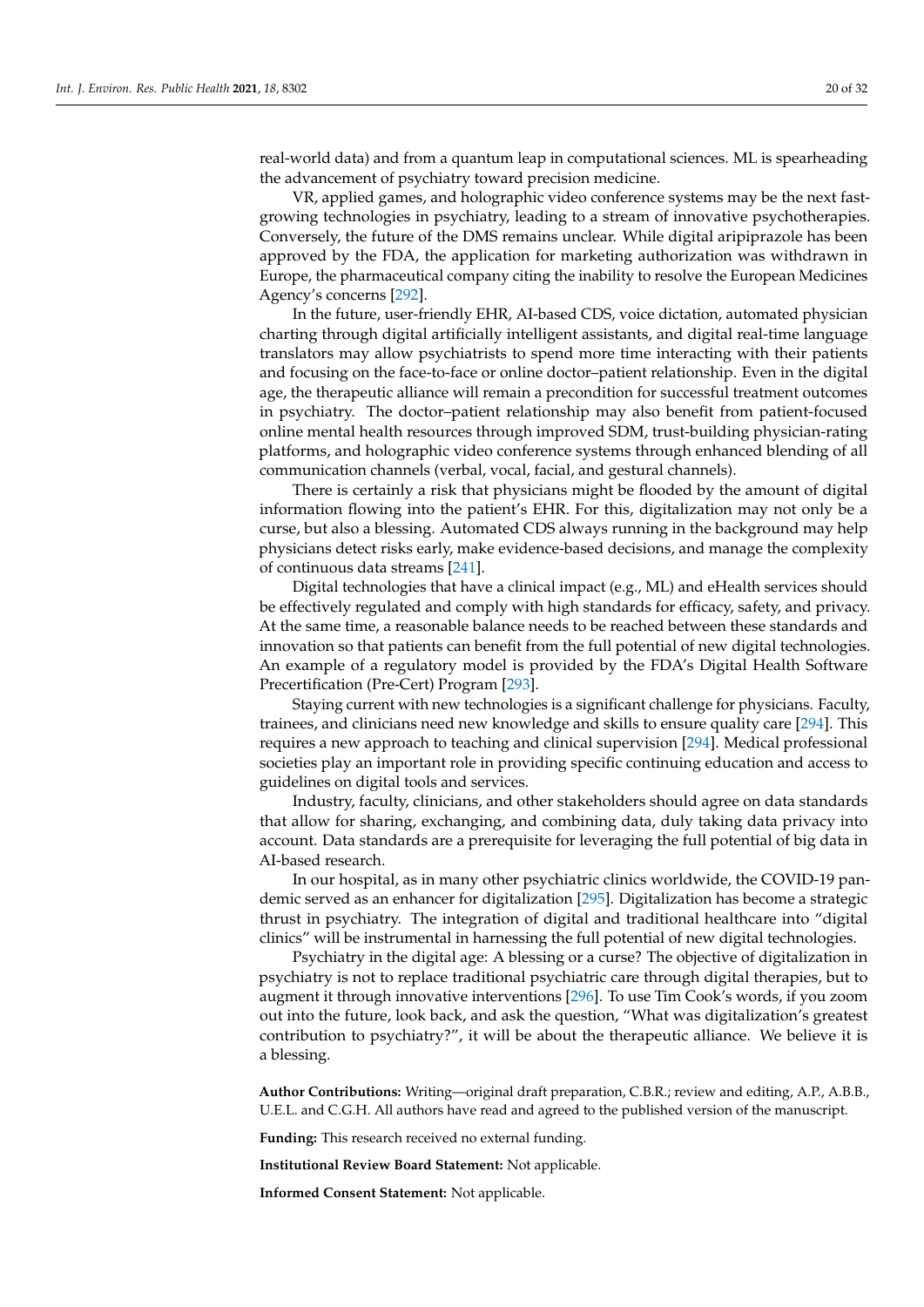real-world data) and from a quantum leap in computational sciences. ML is spearheading the advancement of psychiatry toward precision medicine.

VR, applied games, and holographic video conference systems may be the next fast-growing technologies in psychiatry, leading to a stream of innovative psychotherapies. Conversely, the future of the DMS remains unclear. While digital aripiprazole has been approved by the FDA, the application for marketing authorization was withdrawn in Europe, the pharmaceutical company citing the inability to resolve the European Medicines Agency's concerns [292].

In the future, user-friendly EHR, AI-based CDS, voice dictation, automated physician charting through digital artificially intelligent assistants, and digital real-time language translators may allow psychiatrists to spend more time interacting with their patients and focusing on the face-to-face or online doctor–patient relationship. Even in the digital age, the therapeutic alliance will remain a precondition for successful treatment outcomes in psychiatry. The doctor–patient relationship may also benefit from patient-focused online mental health resources through improved SDM, trust-building physician-rating platforms, and holographic video conference systems through enhanced blending of all communication channels (verbal, vocal, facial, and gestural channels).

There is certainly a risk that physicians might be flooded by the amount of digital information flowing into the patient's EHR. For this, digitalization may not only be a curse, but also a blessing. Automated CDS always running in the background may help physicians detect risks early, make evidence-based decisions, and manage the complexity of continuous data streams [241].

Digital technologies that have a clinical impact (e.g., ML) and eHealth services should be effectively regulated and comply with high standards for efficacy, safety, and privacy. At the same time, a reasonable balance needs to be reached between these standards and innovation so that patients can benefit from the full potential of new digital technologies. An example of a regulatory model is provided by the FDA's Digital Health Software Precertification (Pre-Cert) Program [293].

Staying current with new technologies is a significant challenge for physicians. Faculty, trainees, and clinicians need new knowledge and skills to ensure quality care [294]. This requires a new approach to teaching and clinical supervision [294]. Medical professional societies play an important role in providing specific continuing education and access to guidelines on digital tools and services.

Industry, faculty, clinicians, and other stakeholders should agree on data standards that allow for sharing, exchanging, and combining data, duly taking data privacy into account. Data standards are a prerequisite for leveraging the full potential of big data in AI-based research.

In our hospital, as in many other psychiatric clinics worldwide, the COVID-19 pandemic served as an enhancer for digitalization [295]. Digitalization has become a strategic thrust in psychiatry. The integration of digital and traditional healthcare into "digital clinics" will be instrumental in harnessing the full potential of new digital technologies.

Psychiatry in the digital age: A blessing or a curse? The objective of digitalization in psychiatry is not to replace traditional psychiatric care through digital therapies, but to augment it through innovative interventions [296]. To use Tim Cook's words, if you zoom out into the future, look back, and ask the question, "What was digitalization's greatest contribution to psychiatry?", it will be about the therapeutic alliance. We believe it is a blessing.

**Author Contributions:** Writing—original draft preparation, C.B.R.; review and editing, A.P., A.B.B., U.E.L. and C.G.H. All authors have read and agreed to the published version of the manuscript.

**Funding:** This research received no external funding.

**Institutional Review Board Statement:** Not applicable.

**Informed Consent Statement:** Not applicable.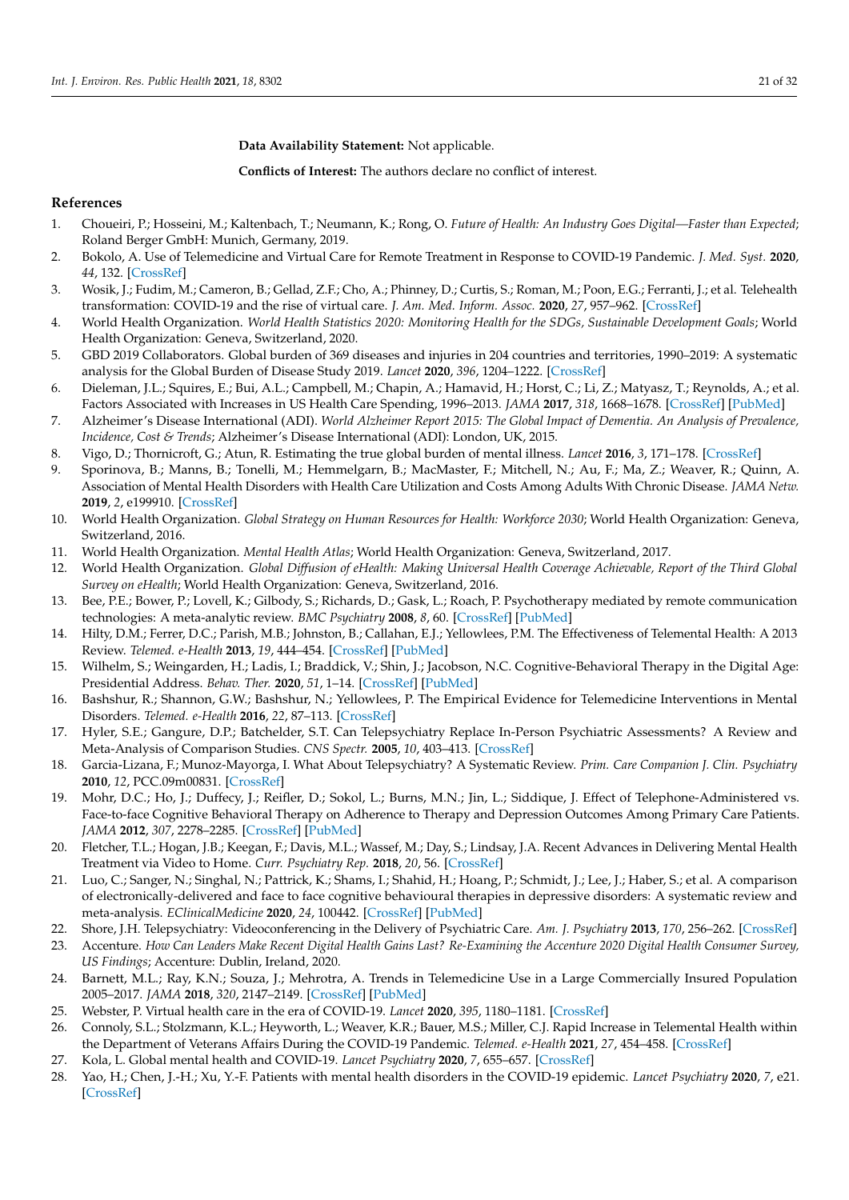**Data Availability Statement:** Not applicable.

**Conflicts of Interest:** The authors declare no conflict of interest.

## References

1. Choueiri, P.; Hosseini, M.; Kaltenbach, T.; Neumann, K.; Rong, O. *Future of Health: An Industry Goes Digital—Faster than Expected*; Roland Berger GmbH: Munich, Germany, 2019.
2. Bokolo, A. Use of Telemedicine and Virtual Care for Remote Treatment in Response to COVID-19 Pandemic. *J. Med. Syst.* **2020**, *44*, 132. [CrossRef]
3. Wosik, J.; Fudim, M.; Cameron, B.; Gellad, Z.F.; Cho, A.; Phinney, D.; Curtis, S.; Roman, M.; Poon, E.G.; Ferranti, J.; et al. Telehealth transformation: COVID-19 and the rise of virtual care. *J. Am. Med. Inform. Assoc.* **2020**, *27*, 957–962. [CrossRef]
4. World Health Organization. *World Health Statistics 2020: Monitoring Health for the SDGs, Sustainable Development Goals*; World Health Organization: Geneva, Switzerland, 2020.
5. GBD 2019 Collaborators. Global burden of 369 diseases and injuries in 204 countries and territories, 1990–2019: A systematic analysis for the Global Burden of Disease Study 2019. *Lancet* **2020**, *396*, 1204–1222. [CrossRef]
6. Dieleman, J.L.; Squires, E.; Bui, A.L.; Campbell, M.; Chapin, A.; Hamavid, H.; Horst, C.; Li, Z.; Matyasz, T.; Reynolds, A.; et al. Factors Associated with Increases in US Health Care Spending, 1996–2013. *JAMA* **2017**, *318*, 1668–1678. [CrossRef] [PubMed]
7. Alzheimer's Disease International (ADI). *World Alzheimer Report 2015: The Global Impact of Dementia. An Analysis of Prevalence, Incidence, Cost & Trends*; Alzheimer's Disease International (ADI): London, UK, 2015.
8. Vigo, D.; Thornicroft, G.; Atun, R. Estimating the true global burden of mental illness. *Lancet* **2016**, *3*, 171–178. [CrossRef]
9. Sporinova, B.; Manns, B.; Tonelli, M.; Hemmelgarn, B.; MacMaster, F.; Mitchell, N.; Au, F.; Ma, Z.; Weaver, R.; Quinn, A. Association of Mental Health Disorders with Health Care Utilization and Costs Among Adults With Chronic Disease. *JAMA Netw.* **2019**, *2*, e199910. [CrossRef]
10. World Health Organization. *Global Strategy on Human Resources for Health: Workforce 2030*; World Health Organization: Geneva, Switzerland, 2016.
11. World Health Organization. *Mental Health Atlas*; World Health Organization: Geneva, Switzerland, 2017.
12. World Health Organization. *Global Diffusion of eHealth: Making Universal Health Coverage Achievable, Report of the Third Global Survey on eHealth*; World Health Organization: Geneva, Switzerland, 2016.
13. Bee, P.E.; Bower, P.; Lovell, K.; Gilbody, S.; Richards, D.; Gask, L.; Roach, P. Psychotherapy mediated by remote communication technologies: A meta-analytic review. *BMC Psychiatry* **2008**, *8*, 60. [CrossRef] [PubMed]
14. Hilty, D.M.; Ferrer, D.C.; Parish, M.B.; Johnston, B.; Callahan, E.J.; Yellowlees, P.M. The Effectiveness of Telemental Health: A 2013 Review. *Telemed. e-Health* **2013**, *19*, 444–454. [CrossRef] [PubMed]
15. Wilhelm, S.; Weingarden, H.; Ladis, I.; Braddick, V.; Shin, J.; Jacobson, N.C. Cognitive-Behavioral Therapy in the Digital Age: Presidential Address. *Behav. Ther.* **2020**, *51*, 1–14. [CrossRef] [PubMed]
16. Bashshur, R.; Shannon, G.W.; Bashshur, N.; Yellowlees, P. The Empirical Evidence for Telemedicine Interventions in Mental Disorders. *Telemed. e-Health* **2016**, *22*, 87–113. [CrossRef]
17. Hyler, S.E.; Gangure, D.P.; Batchelder, S.T. Can Telepsychiatry Replace In-Person Psychiatric Assessments? A Review and Meta-Analysis of Comparison Studies. *CNS Spectr.* **2005**, *10*, 403–413. [CrossRef]
18. Garcia-Lizana, F.; Munoz-Mayorga, I. What About Telepsychiatry? A Systematic Review. *Prim. Care Companion J. Clin. Psychiatry* **2010**, *12*, PCC.09m00831. [CrossRef]
19. Mohr, D.C.; Ho, J.; Duffecy, J.; Reifler, D.; Sokol, L.; Burns, M.N.; Jin, L.; Siddique, J. Effect of Telephone-Administered vs. Face-to-face Cognitive Behavioral Therapy on Adherence to Therapy and Depression Outcomes Among Primary Care Patients. *JAMA* **2012**, *307*, 2278–2285. [CrossRef] [PubMed]
20. Fletcher, T.L.; Hogan, J.B.; Keegan, F.; Davis, M.L.; Wassef, M.; Day, S.; Lindsay, J.A. Recent Advances in Delivering Mental Health Treatment via Video to Home. *Curr. Psychiatry Rep.* **2018**, *20*, 56. [CrossRef]
21. Luo, C.; Sanger, N.; Singhal, N.; Pattrick, K.; Shams, I.; Shahid, H.; Hoang, P.; Schmidt, J.; Lee, J.; Haber, S.; et al. A comparison of electronically-delivered and face to face cognitive behavioural therapies in depressive disorders: A systematic review and meta-analysis. *EClinicalMedicine* **2020**, *24*, 100442. [CrossRef] [PubMed]
22. Shore, J.H. Telepsychiatry: Videoconferencing in the Delivery of Psychiatric Care. *Am. J. Psychiatry* **2013**, *170*, 256–262. [CrossRef]
23. Accenture. *How Can Leaders Make Recent Digital Health Gains Last? Re-Examining the Accenture 2020 Digital Health Consumer Survey, US Findings*; Accenture: Dublin, Ireland, 2020.
24. Barnett, M.L.; Ray, K.N.; Souza, J.; Mehrotra, A. Trends in Telemedicine Use in a Large Commercially Insured Population 2005–2017. *JAMA* **2018**, *320*, 2147–2149. [CrossRef] [PubMed]
25. Webster, P. Virtual health care in the era of COVID-19. *Lancet* **2020**, *395*, 1180–1181. [CrossRef]
26. Connoly, S.L.; Stolzmann, K.L.; Heyworth, L.; Weaver, K.R.; Bauer, M.S.; Miller, C.J. Rapid Increase in Telemental Health within the Department of Veterans Affairs During the COVID-19 Pandemic. *Telemed. e-Health* **2021**, *27*, 454–458. [CrossRef]
27. Kola, L. Global mental health and COVID-19. *Lancet Psychiatry* **2020**, *7*, 655–657. [CrossRef]
28. Yao, H.; Chen, J.-H.; Xu, Y.-F. Patients with mental health disorders in the COVID-19 epidemic. *Lancet Psychiatry* **2020**, *7*, e21. [CrossRef]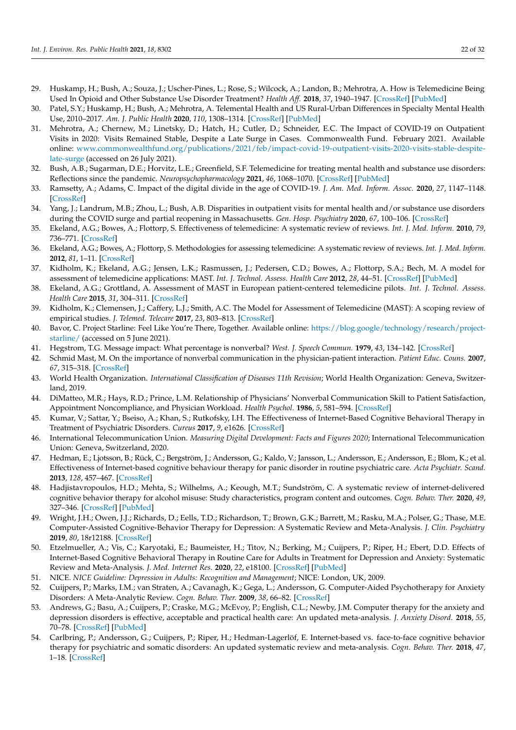29. Huskamp, H.; Bush, A.; Souza, J.; Uscher-Pines, L.; Rose, S.; Wilcock, A.; Landon, B.; Mehrotra, A. How is Telemedicine Being Used In Opioid and Other Substance Use Disorder Treatment? *Health Aff.* **2018**, *37*, 1940–1947. [CrossRef] [PubMed]
30. Patel, S.Y.; Huskamp, H.; Bush, A.; Mehrotra, A. Telemental Health and US Rural-Urban Differences in Specialty Mental Health Use, 2010–2017. *Am. J. Public Health* **2020**, *110*, 1308–1314. [CrossRef] [PubMed]
31. Mehrotra, A.; Chernew, M.; Linetsky, D.; Hatch, H.; Cutler, D.; Schneider, E.C. The Impact of COVID-19 on Outpatient Visits in 2020: Visits Remained Stable, Despite a Late Surge in Cases. Commonwealth Fund. February 2021. Available online: www.commonwealthfund.org/publications/2021/feb/impact-covid-19-outpatient-visits-2020-visits-stable-despite-late-surge (accessed on 26 July 2021).
32. Bush, A.B.; Sugarman, D.E.; Horvitz, L.E.; Greenfield, S.F. Telemedicine for treating mental health and substance use disorders: Reflections since the pandemic. *Neuropsychopharmacology* **2021**, *46*, 1068–1070. [CrossRef] [PubMed]
33. Ramsetty, A.; Adams, C. Impact of the digital divide in the age of COVID-19. *J. Am. Med. Inform. Assoc.* **2020**, *27*, 1147–1148. [CrossRef]
34. Yang, J.; Landrum, M.B.; Zhou, L.; Bush, A.B. Disparities in outpatient visits for mental health and/or substance use disorders during the COVID surge and partial reopening in Massachusetts. *Gen. Hosp. Psychiatry* **2020**, *67*, 100–106. [CrossRef]
35. Ekeland, A.G.; Bowes, A.; Flottorp, S. Effectiveness of telemedicine: A systematic review of reviews. *Int. J. Med. Inform.* **2010**, *79*, 736–771. [CrossRef]
36. Ekeland, A.G.; Bowes, A.; Flottorp, S. Methodologies for assessing telemedicine: A systematic review of reviews. *Int. J. Med. Inform.* **2012**, *81*, 1–11. [CrossRef]
37. Kidholm, K.; Ekeland, A.G.; Jensen, L.K.; Rasmussen, J.; Pedersen, C.D.; Bowes, A.; Flottorp, S.A.; Bech, M. A model for assessment of telemedicine applications: MAST. *Int. J. Technol. Assess. Health Care* **2012**, *28*, 44–51. [CrossRef] [PubMed]
38. Ekeland, A.G.; Grottland, A. Assessment of MAST in European patient-centered telemedicine pilots. *Int. J. Technol. Assess. Health Care* **2015**, *31*, 304–311. [CrossRef]
39. Kidholm, K.; Clemensen, J.; Caffery, L.J.; Smith, A.C. The Model for Assessment of Telemedicine (MAST): A scoping review of empirical studies. *J. Telemed. Telecare* **2017**, *23*, 803–813. [CrossRef]
40. Bavor, C. Project Starline: Feel Like You're There, Together. Available online: https://blog.google/technology/research/project-starline/ (accessed on 5 June 2021).
41. Hegstrom, T.G. Message impact: What percentage is nonverbal? *West. J. Speech Commun.* **1979**, *43*, 134–142. [CrossRef]
42. Schmid Mast, M. On the importance of nonverbal communication in the physician-patient interaction. *Patient Educ. Couns.* **2007**, *67*, 315–318. [CrossRef]
43. World Health Organization. *International Classification of Diseases 11th Revision*; World Health Organization: Geneva, Switzerland, 2019.
44. DiMatteo, M.R.; Hays, R.D.; Prince, L.M. Relationship of Physicians' Nonverbal Communication Skill to Patient Satisfaction, Appointment Noncompliance, and Physician Workload. *Health Psychol.* **1986**, *5*, 581–594. [CrossRef]
45. Kumar, V.; Sattar, Y.; Bseiso, A.; Khan, S.; Rutkofsky, I.H. The Effectiveness of Internet-Based Cognitive Behavioral Therapy in Treatment of Psychiatric Disorders. *Cureus* **2017**, *9*, e1626. [CrossRef]
46. International Telecommunication Union. *Measuring Digital Development: Facts and Figures 2020*; International Telecommunication Union: Geneva, Switzerland, 2020.
47. Hedman, E.; Ljotsson, B.; Rück, C.; Bergström, J.; Andersson, G.; Kaldo, V.; Jansson, L.; Andersson, E.; Andersson, E.; Blom, K.; et al. Effectiveness of Internet-based cognitive behaviour therapy for panic disorder in routine psychiatric care. *Acta Psychiatr. Scand.* **2013**, *128*, 457–467. [CrossRef]
48. Hadjistavropoulos, H.D.; Mehta, S.; Wilhelms, A.; Keough, M.T.; Sundström, C. A systematic review of internet-delivered cognitive behavior therapy for alcohol misuse: Study characteristics, program content and outcomes. *Cogn. Behav. Ther.* **2020**, *49*, 327–346. [CrossRef] [PubMed]
49. Wright, J.H.; Owen, J.J.; Richards, D.; Eells, T.D.; Richardson, T.; Brown, G.K.; Barrett, M.; Rasku, M.A.; Polser, G.; Thase, M.E. Computer-Assisted Cognitive-Behavior Therapy for Depression: A Systematic Review and Meta-Analysis. *J. Clin. Psychiatry* **2019**, *80*, 18r12188. [CrossRef]
50. Etzelmueller, A.; Vis, C.; Karyotaki, E.; Baumeister, H.; Titov, N.; Berking, M.; Cuijpers, P.; Riper, H.; Ebert, D.D. Effects of Internet-Based Cognitive Behavioral Therapy in Routine Care for Adults in Treatment for Depression and Anxiety: Systematic Review and Meta-Analysis. *J. Med. Internet Res.* **2020**, *22*, e18100. [CrossRef] [PubMed]
51. NICE. *NICE Guideline: Depression in Adults: Recognition and Management*; NICE: London, UK, 2009.
52. Cuijpers, P.; Marks, I.M.; van Straten, A.; Cavanagh, K.; Gega, L.; Andersson, G. Computer-Aided Psychotherapy for Anxiety Disorders: A Meta-Analytic Review. *Cogn. Behav. Ther.* **2009**, *38*, 66–82. [CrossRef]
53. Andrews, G.; Basu, A.; Cuijpers, P.; Craske, M.G.; McEvoy, P.; English, C.L.; Newby, J.M. Computer therapy for the anxiety and depression disorders is effective, acceptable and practical health care: An updated meta-analysis. *J. Anxiety Disord.* **2018**, *55*, 70–78. [CrossRef] [PubMed]
54. Carlbring, P.; Andersson, G.; Cuijpers, P.; Riper, H.; Hedman-Lagerlöf, E. Internet-based vs. face-to-face cognitive behavior therapy for psychiatric and somatic disorders: An updated systematic review and meta-analysis. *Cogn. Behav. Ther.* **2018**, *47*, 1–18. [CrossRef]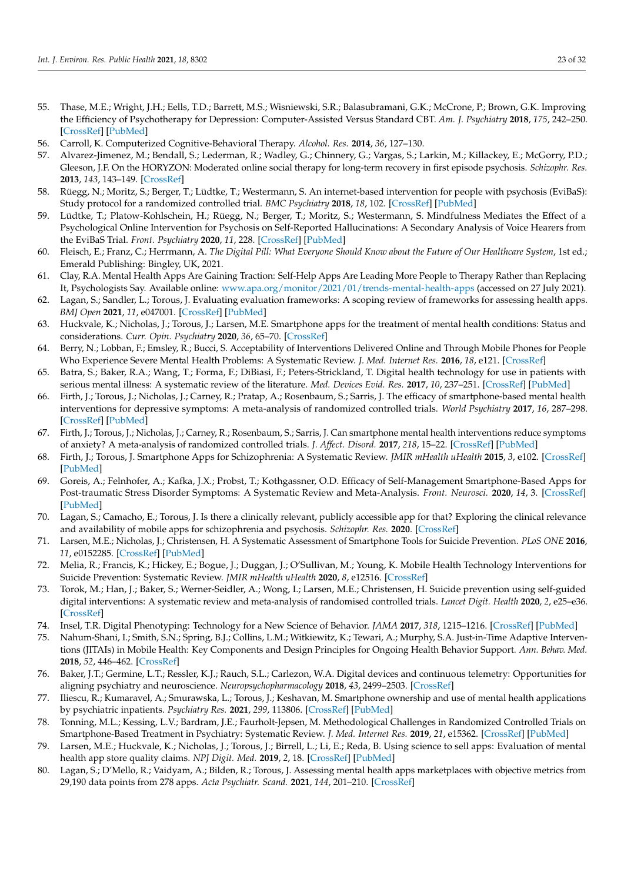55. Thase, M.E.; Wright, J.H.; Eells, T.D.; Barrett, M.S.; Wisniewski, S.R.; Balasubramani, G.K.; McCrone, P.; Brown, G.K. Improving the Efficiency of Psychotherapy for Depression: Computer-Assisted Versus Standard CBT. *Am. J. Psychiatry* **2018**, *175*, 242–250. [CrossRef] [PubMed]
56. Carroll, K. Computerized Cognitive-Behavioral Therapy. *Alcohol. Res.* **2014**, *36*, 127–130.
57. Alvarez-Jimenez, M.; Bendall, S.; Lederman, R.; Wadley, G.; Chinnery, G.; Vargas, S.; Larkin, M.; Killackey, E.; McGorry, P.D.; Gleeson, J.F. On the HORYZON: Moderated online social therapy for long-term recovery in first episode psychosis. *Schizophr. Res.* **2013**, *143*, 143–149. [CrossRef]
58. Rüegg, N.; Moritz, S.; Berger, T.; Lüdtke, T.; Westermann, S. An internet-based intervention for people with psychosis (EviBaS): Study protocol for a randomized controlled trial. *BMC Psychiatry* **2018**, *18*, 102. [CrossRef] [PubMed]
59. Lüdtke, T.; Platow-Kohlschein, H.; Rüegg, N.; Berger, T.; Moritz, S.; Westermann, S. Mindfulness Mediates the Effect of a Psychological Online Intervention for Psychosis on Self-Reported Hallucinations: A Secondary Analysis of Voice Hearers from the EviBaS Trial. *Front. Psychiatry* **2020**, *11*, 228. [CrossRef] [PubMed]
60. Fleisch, E.; Franz, C.; Herrmann, A. *The Digital Pill: What Everyone Should Know about the Future of Our Healthcare System*, 1st ed.; Emerald Publishing: Bingley, UK, 2021.
61. Clay, R.A. Mental Health Apps Are Gaining Traction: Self-Help Apps Are Leading More People to Therapy Rather than Replacing It, Psychologists Say. Available online: www.apa.org/monitor/2021/01/trends-mental-health-apps (accessed on 27 July 2021).
62. Lagan, S.; Sandler, L.; Torous, J. Evaluating evaluation frameworks: A scoping review of frameworks for assessing health apps. *BMJ Open* **2021**, *11*, e047001. [CrossRef] [PubMed]
63. Huckvale, K.; Nicholas, J.; Torous, J.; Larsen, M.E. Smartphone apps for the treatment of mental health conditions: Status and considerations. *Curr. Opin. Psychiatry* **2020**, *36*, 65–70. [CrossRef]
64. Berry, N.; Lobban, F.; Emsley, R.; Bucci, S. Acceptability of Interventions Delivered Online and Through Mobile Phones for People Who Experience Severe Mental Health Problems: A Systematic Review. *J. Med. Internet Res.* **2016**, *18*, e121. [CrossRef]
65. Batra, S.; Baker, R.A.; Wang, T.; Forma, F.; DiBiasi, F.; Peters-Strickland, T. Digital health technology for use in patients with serious mental illness: A systematic review of the literature. *Med. Devices Evid. Res.* **2017**, *10*, 237–251. [CrossRef] [PubMed]
66. Firth, J.; Torous, J.; Nicholas, J.; Carney, R.; Pratap, A.; Rosenbaum, S.; Sarris, J. The efficacy of smartphone-based mental health interventions for depressive symptoms: A meta-analysis of randomized controlled trials. *World Psychiatry* **2017**, *16*, 287–298. [CrossRef] [PubMed]
67. Firth, J.; Torous, J.; Nicholas, J.; Carney, R.; Rosenbaum, S.; Sarris, J. Can smartphone mental health interventions reduce symptoms of anxiety? A meta-analysis of randomized controlled trials. *J. Affect. Disord.* **2017**, *218*, 15–22. [CrossRef] [PubMed]
68. Firth, J.; Torous, J. Smartphone Apps for Schizophrenia: A Systematic Review. *JMIR mHealth uHealth* **2015**, *3*, e102. [CrossRef] [PubMed]
69. Goreis, A.; Felnhofer, A.; Kafka, J.X.; Probst, T.; Kothgassner, O.D. Efficacy of Self-Management Smartphone-Based Apps for Post-traumatic Stress Disorder Symptoms: A Systematic Review and Meta-Analysis. *Front. Neurosci.* **2020**, *14*, 3. [CrossRef] [PubMed]
70. Lagan, S.; Camacho, E.; Torous, J. Is there a clinically relevant, publicly accessible app for that? Exploring the clinical relevance and availability of mobile apps for schizophrenia and psychosis. *Schizophr. Res.* **2020**. [CrossRef]
71. Larsen, M.E.; Nicholas, J.; Christensen, H. A Systematic Assessment of Smartphone Tools for Suicide Prevention. *PLoS ONE* **2016**, *11*, e0152285. [CrossRef] [PubMed]
72. Melia, R.; Francis, K.; Hickey, E.; Bogue, J.; Duggan, J.; O'Sullivan, M.; Young, K. Mobile Health Technology Interventions for Suicide Prevention: Systematic Review. *JMIR mHealth uHealth* **2020**, *8*, e12516. [CrossRef]
73. Torok, M.; Han, J.; Baker, S.; Werner-Seidler, A.; Wong, I.; Larsen, M.E.; Christensen, H. Suicide prevention using self-guided digital interventions: A systematic review and meta-analysis of randomised controlled trials. *Lancet Digit. Health* **2020**, *2*, e25–e36. [CrossRef]
74. Insel, T.R. Digital Phenotyping: Technology for a New Science of Behavior. *JAMA* **2017**, *318*, 1215–1216. [CrossRef] [PubMed]
75. Nahum-Shani, I.; Smith, S.N.; Spring, B.J.; Collins, L.M.; Witkiewitz, K.; Tewari, A.; Murphy, S.A. Just-in-Time Adaptive Interventions (JITAIs) in Mobile Health: Key Components and Design Principles for Ongoing Health Behavior Support. *Ann. Behav. Med.* **2018**, *52*, 446–462. [CrossRef]
76. Baker, J.T.; Germine, L.T.; Ressler, K.J.; Rauch, S.L.; Carlezon, W.A. Digital devices and continuous telemetry: Opportunities for aligning psychiatry and neuroscience. *Neuropsychopharmacology* **2018**, *43*, 2499–2503. [CrossRef]
77. Iliescu, R.; Kumaravel, A.; Smurawska, L.; Torous, J.; Keshavan, M. Smartphone ownership and use of mental health applications by psychiatric inpatients. *Psychiatry Res.* **2021**, *299*, 113806. [CrossRef] [PubMed]
78. Tonning, M.L.; Kessing, L.V.; Bardram, J.E.; Faurholt-Jepsen, M. Methodological Challenges in Randomized Controlled Trials on Smartphone-Based Treatment in Psychiatry: Systematic Review. *J. Med. Internet Res.* **2019**, *21*, e15362. [CrossRef] [PubMed]
79. Larsen, M.E.; Huckvale, K.; Nicholas, J.; Torous, J.; Birrell, L.; Li, E.; Reda, B. Using science to sell apps: Evaluation of mental health app store quality claims. *NPJ Digit. Med.* **2019**, *2*, 18. [CrossRef] [PubMed]
80. Lagan, S.; D'Mello, R.; Vaidyam, A.; Bilden, R.; Torous, J. Assessing mental health apps marketplaces with objective metrics from 29,190 data points from 278 apps. *Acta Psychiatr. Scand.* **2021**, *144*, 201–210. [CrossRef]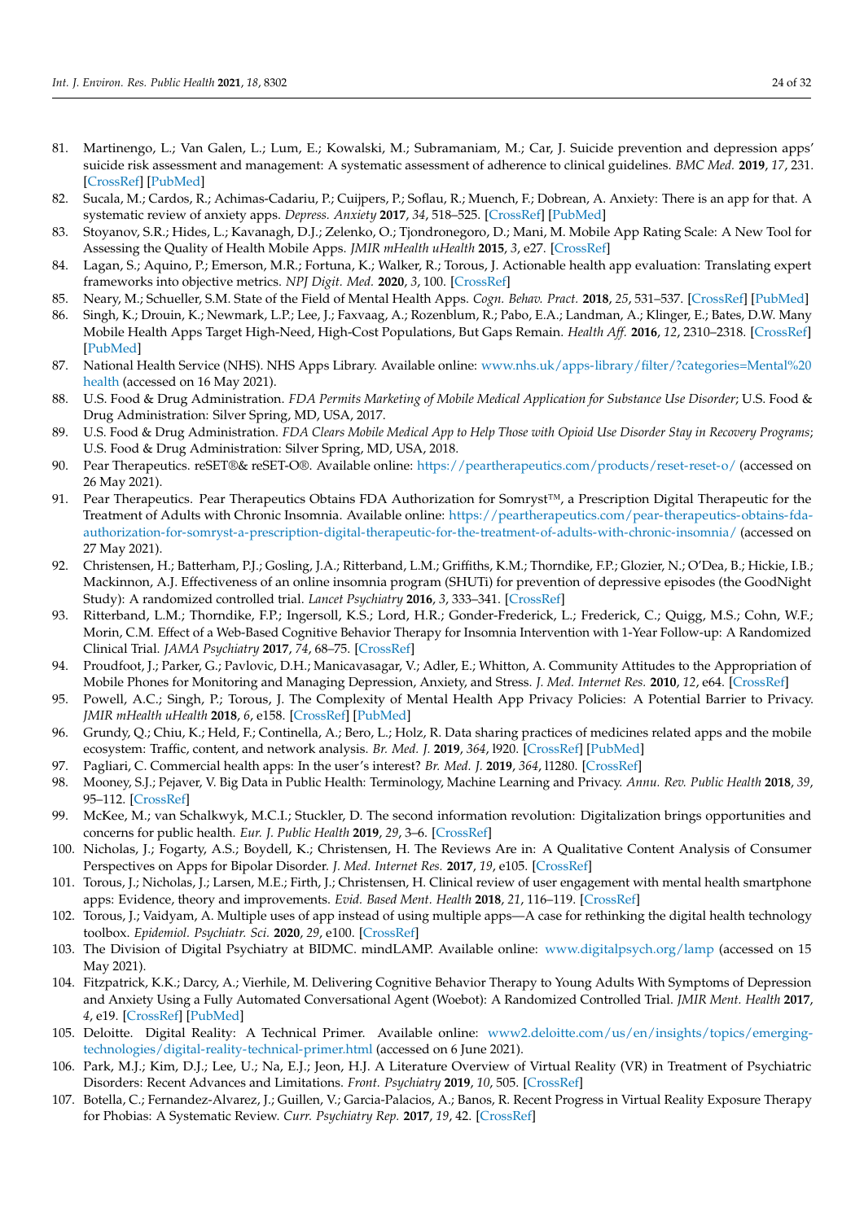81. Martinengo, L.; Van Galen, L.; Lum, E.; Kowalski, M.; Subramaniam, M.; Car, J. Suicide prevention and depression apps' suicide risk assessment and management: A systematic assessment of adherence to clinical guidelines. *BMC Med.* **2019**, *17*, 231. [CrossRef] [PubMed]
82. Sucala, M.; Cardos, R.; Achimas-Cadariu, P.; Cuijpers, P.; Soflau, R.; Muench, F.; Dobrean, A. Anxiety: There is an app for that. A systematic review of anxiety apps. *Depress. Anxiety* **2017**, *34*, 518–525. [CrossRef] [PubMed]
83. Stoyanov, S.R.; Hides, L.; Kavanagh, D.J.; Zelenko, O.; Tjondronegoro, D.; Mani, M. Mobile App Rating Scale: A New Tool for Assessing the Quality of Health Mobile Apps. *JMIR mHealth uHealth* **2015**, *3*, e27. [CrossRef]
84. Lagan, S.; Aquino, P.; Emerson, M.R.; Fortuna, K.; Walker, R.; Torous, J. Actionable health app evaluation: Translating expert frameworks into objective metrics. *NPJ Digit. Med.* **2020**, *3*, 100. [CrossRef]
85. Neary, M.; Schueller, S.M. State of the Field of Mental Health Apps. *Cogn. Behav. Pract.* **2018**, *25*, 531–537. [CrossRef] [PubMed]
86. Singh, K.; Drouin, K.; Newmark, L.P.; Lee, J.; Faxvaag, A.; Rozenblum, R.; Pabo, E.A.; Landman, A.; Klinger, E.; Bates, D.W. Many Mobile Health Apps Target High-Need, High-Cost Populations, But Gaps Remain. *Health Aff.* **2016**, *12*, 2310–2318. [CrossRef] [PubMed]
87. National Health Service (NHS). NHS Apps Library. Available online: www.nhs.uk/apps-library/filter/?categories=Mental%20health (accessed on 16 May 2021).
88. U.S. Food & Drug Administration. *FDA Permits Marketing of Mobile Medical Application for Substance Use Disorder*; U.S. Food & Drug Administration: Silver Spring, MD, USA, 2017.
89. U.S. Food & Drug Administration. *FDA Clears Mobile Medical App to Help Those with Opioid Use Disorder Stay in Recovery Programs*; U.S. Food & Drug Administration: Silver Spring, MD, USA, 2018.
90. Pear Therapeutics. reSET®& reSET-O®. Available online: https://peartherapeutics.com/products/reset-reset-o/ (accessed on 26 May 2021).
91. Pear Therapeutics. Pear Therapeutics Obtains FDA Authorization for Somryst™, a Prescription Digital Therapeutic for the Treatment of Adults with Chronic Insomnia. Available online: https://peartherapeutics.com/pear-therapeutics-obtains-fda-authorization-for-somryst-a-prescription-digital-therapeutic-for-the-treatment-of-adults-with-chronic-insomnia/ (accessed on 27 May 2021).
92. Christensen, H.; Batterham, P.J.; Gosling, J.A.; Ritterband, L.M.; Griffiths, K.M.; Thorndike, F.P.; Glozier, N.; O'Dea, B.; Hickie, I.B.; Mackinnon, A.J. Effectiveness of an online insomnia program (SHUTi) for prevention of depressive episodes (the GoodNight Study): A randomized controlled trial. *Lancet Psychiatry* **2016**, *3*, 333–341. [CrossRef]
93. Ritterband, L.M.; Thorndike, F.P.; Ingersoll, K.S.; Lord, H.R.; Gonder-Frederick, L.; Frederick, C.; Quigg, M.S.; Cohn, W.F.; Morin, C.M. Effect of a Web-Based Cognitive Behavior Therapy for Insomnia Intervention with 1-Year Follow-up: A Randomized Clinical Trial. *JAMA Psychiatry* **2017**, *74*, 68–75. [CrossRef]
94. Proudfoot, J.; Parker, G.; Pavlovic, D.H.; Manicavasagar, V.; Adler, E.; Whitton, A. Community Attitudes to the Appropriation of Mobile Phones for Monitoring and Managing Depression, Anxiety, and Stress. *J. Med. Internet Res.* **2010**, *12*, e64. [CrossRef]
95. Powell, A.C.; Singh, P.; Torous, J. The Complexity of Mental Health App Privacy Policies: A Potential Barrier to Privacy. *JMIR mHealth uHealth* **2018**, *6*, e158. [CrossRef] [PubMed]
96. Grundy, Q.; Chiu, K.; Held, F.; Continella, A.; Bero, L.; Holz, R. Data sharing practices of medicines related apps and the mobile ecosystem: Traffic, content, and network analysis. *Br. Med. J.* **2019**, *364*, l920. [CrossRef] [PubMed]
97. Pagliari, C. Commercial health apps: In the user's interest? *Br. Med. J.* **2019**, *364*, l1280. [CrossRef]
98. Mooney, S.J.; Pejaver, V. Big Data in Public Health: Terminology, Machine Learning and Privacy. *Annu. Rev. Public Health* **2018**, *39*, 95–112. [CrossRef]
99. McKee, M.; van Schalkwyk, M.C.I.; Stuckler, D. The second information revolution: Digitalization brings opportunities and concerns for public health. *Eur. J. Public Health* **2019**, *29*, 3–6. [CrossRef]
100. Nicholas, J.; Fogarty, A.S.; Boydell, K.; Christensen, H. The Reviews Are in: A Qualitative Content Analysis of Consumer Perspectives on Apps for Bipolar Disorder. *J. Med. Internet Res.* **2017**, *19*, e105. [CrossRef]
101. Torous, J.; Nicholas, J.; Larsen, M.E.; Firth, J.; Christensen, H. Clinical review of user engagement with mental health smartphone apps: Evidence, theory and improvements. *Evid. Based Ment. Health* **2018**, *21*, 116–119. [CrossRef]
102. Torous, J.; Vaidyam, A. Multiple uses of app instead of using multiple apps—A case for rethinking the digital health technology toolbox. *Epidemiol. Psychiatr. Sci.* **2020**, *29*, e100. [CrossRef]
103. The Division of Digital Psychiatry at BIDMC. mindLAMP. Available online: www.digitalpsych.org/lamp (accessed on 15 May 2021).
104. Fitzpatrick, K.K.; Darcy, A.; Vierhile, M. Delivering Cognitive Behavior Therapy to Young Adults With Symptoms of Depression and Anxiety Using a Fully Automated Conversational Agent (Woebot): A Randomized Controlled Trial. *JMIR Ment. Health* **2017**, *4*, e19. [CrossRef] [PubMed]
105. Deloitte. Digital Reality: A Technical Primer. Available online: www2.deloitte.com/us/en/insights/topics/emerging-technologies/digital-reality-technical-primer.html (accessed on 6 June 2021).
106. Park, M.J.; Kim, D.J.; Lee, U.; Na, E.J.; Jeon, H.J. A Literature Overview of Virtual Reality (VR) in Treatment of Psychiatric Disorders: Recent Advances and Limitations. *Front. Psychiatry* **2019**, *10*, 505. [CrossRef]
107. Botella, C.; Fernandez-Alvarez, J.; Guillen, V.; Garcia-Palacios, A.; Banos, R. Recent Progress in Virtual Reality Exposure Therapy for Phobias: A Systematic Review. *Curr. Psychiatry Rep.* **2017**, *19*, 42. [CrossRef]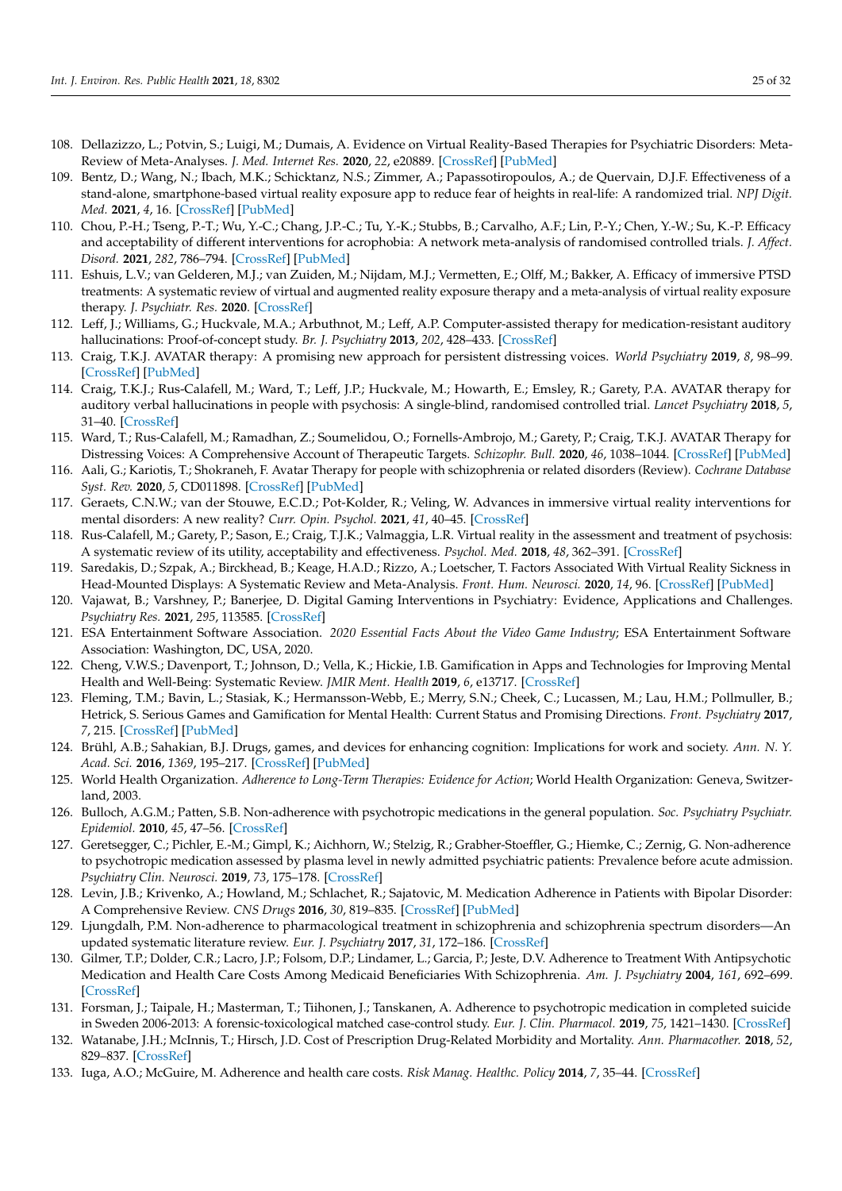108. Dellazizzo, L.; Potvin, S.; Luigi, M.; Dumais, A. Evidence on Virtual Reality-Based Therapies for Psychiatric Disorders: Meta-Review of Meta-Analyses. *J. Med. Internet Res.* **2020**, *22*, e20889. [CrossRef] [PubMed]
109. Bentz, D.; Wang, N.; Ibach, M.K.; Schicktanz, N.S.; Zimmer, A.; Papassotiropoulos, A.; de Quervain, D.J.F. Effectiveness of a stand-alone, smartphone-based virtual reality exposure app to reduce fear of heights in real-life: A randomized trial. *NPJ Digit. Med.* **2021**, *4*, 16. [CrossRef] [PubMed]
110. Chou, P.-H.; Tseng, P.-T.; Wu, Y.-C.; Chang, J.P.-C.; Tu, Y.-K.; Stubbs, B.; Carvalho, A.F.; Lin, P.-Y.; Chen, Y.-W.; Su, K.-P. Efficacy and acceptability of different interventions for acrophobia: A network meta-analysis of randomised controlled trials. *J. Affect. Disord.* **2021**, *282*, 786–794. [CrossRef] [PubMed]
111. Eshuis, L.V.; van Gelderen, M.J.; van Zuiden, M.; Nijdam, M.J.; Vermetten, E.; Olff, M.; Bakker, A. Efficacy of immersive PTSD treatments: A systematic review of virtual and augmented reality exposure therapy and a meta-analysis of virtual reality exposure therapy. *J. Psychiatr. Res.* **2020**. [CrossRef]
112. Leff, J.; Williams, G.; Huckvale, M.A.; Arbuthnot, M.; Leff, A.P. Computer-assisted therapy for medication-resistant auditory hallucinations: Proof-of-concept study. *Br. J. Psychiatry* **2013**, *202*, 428–433. [CrossRef]
113. Craig, T.K.J. AVATAR therapy: A promising new approach for persistent distressing voices. *World Psychiatry* **2019**, *8*, 98–99. [CrossRef] [PubMed]
114. Craig, T.K.J.; Rus-Calafell, M.; Ward, T.; Leff, J.P.; Huckvale, M.; Howarth, E.; Emsley, R.; Garety, P.A. AVATAR therapy for auditory verbal hallucinations in people with psychosis: A single-blind, randomised controlled trial. *Lancet Psychiatry* **2018**, *5*, 31–40. [CrossRef]
115. Ward, T.; Rus-Calafell, M.; Ramadhan, Z.; Soumelidou, O.; Fornells-Ambrojo, M.; Garety, P.; Craig, T.K.J. AVATAR Therapy for Distressing Voices: A Comprehensive Account of Therapeutic Targets. *Schizophr. Bull.* **2020**, *46*, 1038–1044. [CrossRef] [PubMed]
116. Aali, G.; Kariotis, T.; Shokraneh, F. Avatar Therapy for people with schizophrenia or related disorders (Review). *Cochrane Database Syst. Rev.* **2020**, *5*, CD011898. [CrossRef] [PubMed]
117. Geraets, C.N.W.; van der Stouwe, E.C.D.; Pot-Kolder, R.; Veling, W. Advances in immersive virtual reality interventions for mental disorders: A new reality? *Curr. Opin. Psychol.* **2021**, *41*, 40–45. [CrossRef]
118. Rus-Calafell, M.; Garety, P.; Sason, E.; Craig, T.J.K.; Valmaggia, L.R. Virtual reality in the assessment and treatment of psychosis: A systematic review of its utility, acceptability and effectiveness. *Psychol. Med.* **2018**, *48*, 362–391. [CrossRef]
119. Saredakis, D.; Szpak, A.; Birckhead, B.; Keage, H.A.D.; Rizzo, A.; Loetscher, T. Factors Associated With Virtual Reality Sickness in Head-Mounted Displays: A Systematic Review and Meta-Analysis. *Front. Hum. Neurosci.* **2020**, *14*, 96. [CrossRef] [PubMed]
120. Vajawat, B.; Varshney, P.; Banerjee, D. Digital Gaming Interventions in Psychiatry: Evidence, Applications and Challenges. *Psychiatry Res.* **2021**, *295*, 113585. [CrossRef]
121. ESA Entertainment Software Association. *2020 Essential Facts About the Video Game Industry*; ESA Entertainment Software Association: Washington, DC, USA, 2020.
122. Cheng, V.W.S.; Davenport, T.; Johnson, D.; Vella, K.; Hickie, I.B. Gamification in Apps and Technologies for Improving Mental Health and Well-Being: Systematic Review. *JMIR Ment. Health* **2019**, *6*, e13717. [CrossRef]
123. Fleming, T.M.; Bavin, L.; Stasiak, K.; Hermansson-Webb, E.; Merry, S.N.; Cheek, C.; Lucassen, M.; Lau, H.M.; Pollmuller, B.; Hetrick, S. Serious Games and Gamification for Mental Health: Current Status and Promising Directions. *Front. Psychiatry* **2017**, *7*, 215. [CrossRef] [PubMed]
124. Brühl, A.B.; Sahakian, B.J. Drugs, games, and devices for enhancing cognition: Implications for work and society. *Ann. N. Y. Acad. Sci.* **2016**, *1369*, 195–217. [CrossRef] [PubMed]
125. World Health Organization. *Adherence to Long-Term Therapies: Evidence for Action*; World Health Organization: Geneva, Switzerland, 2003.
126. Bulloch, A.G.M.; Patten, S.B. Non-adherence with psychotropic medications in the general population. *Soc. Psychiatry Psychiatr. Epidemiol.* **2010**, *45*, 47–56. [CrossRef]
127. Geretsegger, C.; Pichler, E.-M.; Gimpl, K.; Aichhorn, W.; Stelzig, R.; Grabher-Stoeffler, G.; Hiemke, C.; Zernig, G. Non-adherence to psychotropic medication assessed by plasma level in newly admitted psychiatric patients: Prevalence before acute admission. *Psychiatry Clin. Neurosci.* **2019**, *73*, 175–178. [CrossRef]
128. Levin, J.B.; Krivenko, A.; Howland, M.; Schlachet, R.; Sajatovic, M. Medication Adherence in Patients with Bipolar Disorder: A Comprehensive Review. *CNS Drugs* **2016**, *30*, 819–835. [CrossRef] [PubMed]
129. Ljungdalh, P.M. Non-adherence to pharmacological treatment in schizophrenia and schizophrenia spectrum disorders—An updated systematic literature review. *Eur. J. Psychiatry* **2017**, *31*, 172–186. [CrossRef]
130. Gilmer, T.P.; Dolder, C.R.; Lacro, J.P.; Folsom, D.P.; Lindamer, L.; Garcia, P.; Jeste, D.V. Adherence to Treatment With Antipsychotic Medication and Health Care Costs Among Medicaid Beneficiaries With Schizophrenia. *Am. J. Psychiatry* **2004**, *161*, 692–699. [CrossRef]
131. Forsman, J.; Taipale, H.; Masterman, T.; Tiihonen, J.; Tanskanen, A. Adherence to psychotropic medication in completed suicide in Sweden 2006-2013: A forensic-toxicological matched case-control study. *Eur. J. Clin. Pharmacol.* **2019**, *75*, 1421–1430. [CrossRef]
132. Watanabe, J.H.; McInnis, T.; Hirsch, J.D. Cost of Prescription Drug-Related Morbidity and Mortality. *Ann. Pharmacother.* **2018**, *52*, 829–837. [CrossRef]
133. Iuga, A.O.; McGuire, M. Adherence and health care costs. *Risk Manag. Healthc. Policy* **2014**, *7*, 35–44. [CrossRef]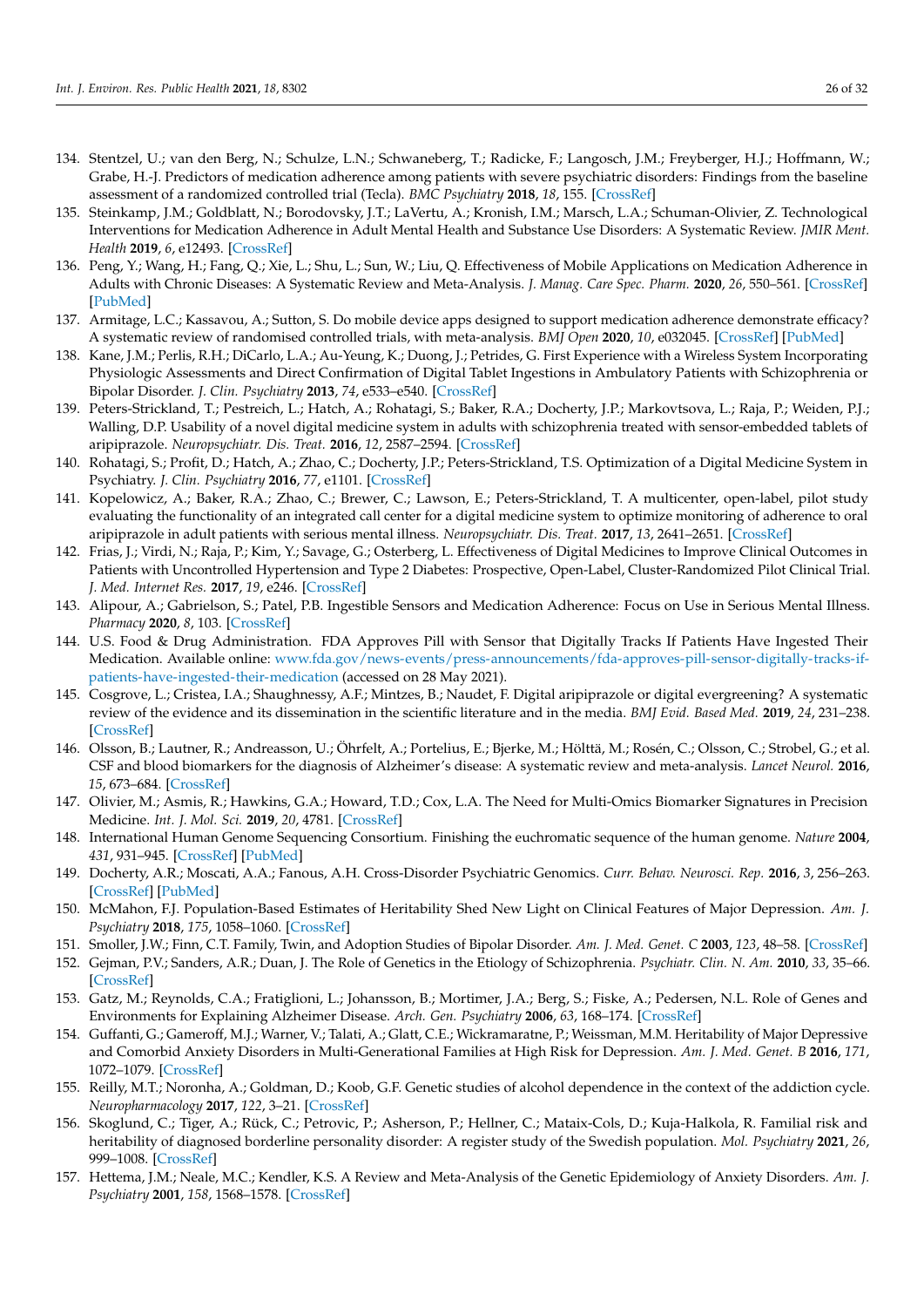134. Stentzel, U.; van den Berg, N.; Schulze, L.N.; Schwaneberg, T.; Radicke, F.; Langosch, J.M.; Freyberger, H.J.; Hoffmann, W.; Grabe, H.-J. Predictors of medication adherence among patients with severe psychiatric disorders: Findings from the baseline assessment of a randomized controlled trial (Tecla). *BMC Psychiatry* **2018**, *18*, 155. [CrossRef]
135. Steinkamp, J.M.; Goldblatt, N.; Borodovsky, J.T.; LaVertu, A.; Kronish, I.M.; Marsch, L.A.; Schuman-Olivier, Z. Technological Interventions for Medication Adherence in Adult Mental Health and Substance Use Disorders: A Systematic Review. *JMIR Ment. Health* **2019**, *6*, e12493. [CrossRef]
136. Peng, Y.; Wang, H.; Fang, Q.; Xie, L.; Shu, L.; Sun, W.; Liu, Q. Effectiveness of Mobile Applications on Medication Adherence in Adults with Chronic Diseases: A Systematic Review and Meta-Analysis. *J. Manag. Care Spec. Pharm.* **2020**, *26*, 550–561. [CrossRef] [PubMed]
137. Armitage, L.C.; Kassavou, A.; Sutton, S. Do mobile device apps designed to support medication adherence demonstrate efficacy? A systematic review of randomised controlled trials, with meta-analysis. *BMJ Open* **2020**, *10*, e032045. [CrossRef] [PubMed]
138. Kane, J.M.; Perlis, R.H.; DiCarlo, L.A.; Au-Yeung, K.; Duong, J.; Petrides, G. First Experience with a Wireless System Incorporating Physiologic Assessments and Direct Confirmation of Digital Tablet Ingestions in Ambulatory Patients with Schizophrenia or Bipolar Disorder. *J. Clin. Psychiatry* **2013**, *74*, e533–e540. [CrossRef]
139. Peters-Strickland, T.; Pestreich, L.; Hatch, A.; Rohatagi, S.; Baker, R.A.; Docherty, J.P.; Markovtsova, L.; Raja, P.; Weiden, P.J.; Walling, D.P. Usability of a novel digital medicine system in adults with schizophrenia treated with sensor-embedded tablets of aripiprazole. *Neuropsychiatr. Dis. Treat.* **2016**, *12*, 2587–2594. [CrossRef]
140. Rohatagi, S.; Profit, D.; Hatch, A.; Zhao, C.; Docherty, J.P.; Peters-Strickland, T.S. Optimization of a Digital Medicine System in Psychiatry. *J. Clin. Psychiatry* **2016**, *77*, e1101. [CrossRef]
141. Kopelowicz, A.; Baker, R.A.; Zhao, C.; Brewer, C.; Lawson, E.; Peters-Strickland, T. A multicenter, open-label, pilot study evaluating the functionality of an integrated call center for a digital medicine system to optimize monitoring of adherence to oral aripiprazole in adult patients with serious mental illness. *Neuropsychiatr. Dis. Treat.* **2017**, *13*, 2641–2651. [CrossRef]
142. Frias, J.; Virdi, N.; Raja, P.; Kim, Y.; Savage, G.; Osterberg, L. Effectiveness of Digital Medicines to Improve Clinical Outcomes in Patients with Uncontrolled Hypertension and Type 2 Diabetes: Prospective, Open-Label, Cluster-Randomized Pilot Clinical Trial. *J. Med. Internet Res.* **2017**, *19*, e246. [CrossRef]
143. Alipour, A.; Gabrielson, S.; Patel, P.B. Ingestible Sensors and Medication Adherence: Focus on Use in Serious Mental Illness. *Pharmacy* **2020**, *8*, 103. [CrossRef]
144. U.S. Food & Drug Administration. FDA Approves Pill with Sensor that Digitally Tracks If Patients Have Ingested Their Medication. Available online: www.fda.gov/news-events/press-announcements/fda-approves-pill-sensor-digitally-tracks-if-patients-have-ingested-their-medication (accessed on 28 May 2021).
145. Cosgrove, L.; Cristea, I.A.; Shaughnessy, A.F.; Mintzes, B.; Naudet, F. Digital aripiprazole or digital evergreening? A systematic review of the evidence and its dissemination in the scientific literature and in the media. *BMJ Evid. Based Med.* **2019**, *24*, 231–238. [CrossRef]
146. Olsson, B.; Lautner, R.; Andreasson, U.; Öhrfelt, A.; Portelius, E.; Bjerke, M.; Hölttä, M.; Rosén, C.; Olsson, C.; Strobel, G.; et al. CSF and blood biomarkers for the diagnosis of Alzheimer's disease: A systematic review and meta-analysis. *Lancet Neurol.* **2016**, *15*, 673–684. [CrossRef]
147. Olivier, M.; Asmis, R.; Hawkins, G.A.; Howard, T.D.; Cox, L.A. The Need for Multi-Omics Biomarker Signatures in Precision Medicine. *Int. J. Mol. Sci.* **2019**, *20*, 4781. [CrossRef]
148. International Human Genome Sequencing Consortium. Finishing the euchromatic sequence of the human genome. *Nature* **2004**, *431*, 931–945. [CrossRef] [PubMed]
149. Docherty, A.R.; Moscati, A.A.; Fanous, A.H. Cross-Disorder Psychiatric Genomics. *Curr. Behav. Neurosci. Rep.* **2016**, *3*, 256–263. [CrossRef] [PubMed]
150. McMahon, F.J. Population-Based Estimates of Heritability Shed New Light on Clinical Features of Major Depression. *Am. J. Psychiatry* **2018**, *175*, 1058–1060. [CrossRef]
151. Smoller, J.W.; Finn, C.T. Family, Twin, and Adoption Studies of Bipolar Disorder. *Am. J. Med. Genet. C* **2003**, *123*, 48–58. [CrossRef]
152. Gejman, P.V.; Sanders, A.R.; Duan, J. The Role of Genetics in the Etiology of Schizophrenia. *Psychiatr. Clin. N. Am.* **2010**, *33*, 35–66. [CrossRef]
153. Gatz, M.; Reynolds, C.A.; Fratiglioni, L.; Johansson, B.; Mortimer, J.A.; Berg, S.; Fiske, A.; Pedersen, N.L. Role of Genes and Environments for Explaining Alzheimer Disease. *Arch. Gen. Psychiatry* **2006**, *63*, 168–174. [CrossRef]
154. Guffanti, G.; Gameroff, M.J.; Warner, V.; Talati, A.; Glatt, C.E.; Wickramaratne, P.; Weissman, M.M. Heritability of Major Depressive and Comorbid Anxiety Disorders in Multi-Generational Families at High Risk for Depression. *Am. J. Med. Genet. B* **2016**, *171*, 1072–1079. [CrossRef]
155. Reilly, M.T.; Noronha, A.; Goldman, D.; Koob, G.F. Genetic studies of alcohol dependence in the context of the addiction cycle. *Neuropharmacology* **2017**, *122*, 3–21. [CrossRef]
156. Skoglund, C.; Tiger, A.; Rück, C.; Petrovic, P.; Asherson, P.; Hellner, C.; Mataix-Cols, D.; Kuja-Halkola, R. Familial risk and heritability of diagnosed borderline personality disorder: A register study of the Swedish population. *Mol. Psychiatry* **2021**, *26*, 999–1008. [CrossRef]
157. Hettema, J.M.; Neale, M.C.; Kendler, K.S. A Review and Meta-Analysis of the Genetic Epidemiology of Anxiety Disorders. *Am. J. Psychiatry* **2001**, *158*, 1568–1578. [CrossRef]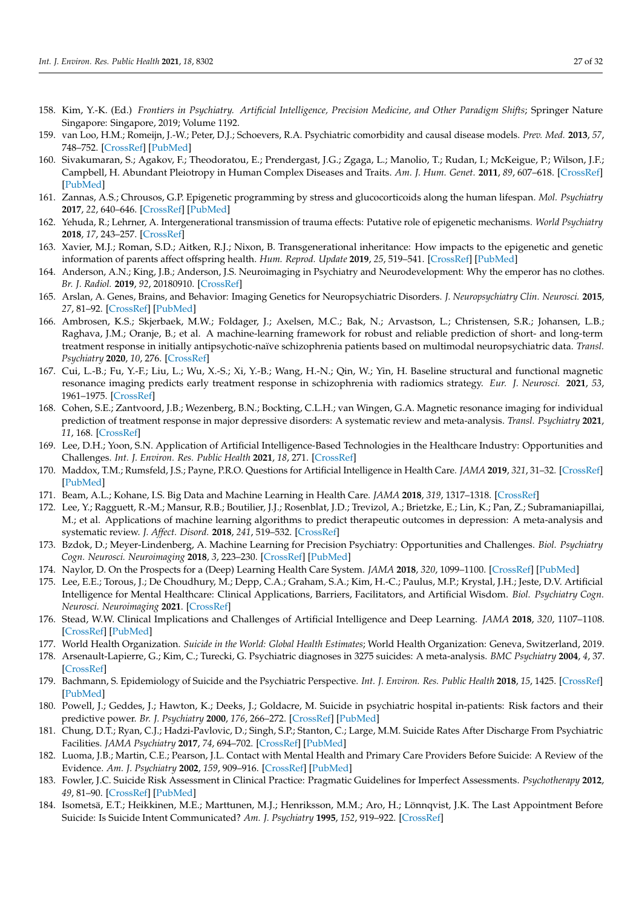158. Kim, Y.-K. (Ed.) *Frontiers in Psychiatry. Artificial Intelligence, Precision Medicine, and Other Paradigm Shifts*; Springer Nature Singapore: Singapore, 2019; Volume 1192.
159. van Loo, H.M.; Romeijn, J.-W.; Peter, D.J.; Schoevers, R.A. Psychiatric comorbidity and causal disease models. *Prev. Med.* **2013**, *57*, 748–752. [CrossRef] [PubMed]
160. Sivakumaran, S.; Agakov, F.; Theodoratou, E.; Prendergast, J.G.; Zgaga, L.; Manolio, T.; Rudan, I.; McKeigue, P.; Wilson, J.F.; Campbell, H. Abundant Pleiotropy in Human Complex Diseases and Traits. *Am. J. Hum. Genet.* **2011**, *89*, 607–618. [CrossRef] [PubMed]
161. Zannas, A.S.; Chrousos, G.P. Epigenetic programming by stress and glucocorticoids along the human lifespan. *Mol. Psychiatry* **2017**, *22*, 640–646. [CrossRef] [PubMed]
162. Yehuda, R.; Lehrner, A. Intergenerational transmission of trauma effects: Putative role of epigenetic mechanisms. *World Psychiatry* **2018**, *17*, 243–257. [CrossRef]
163. Xavier, M.J.; Roman, S.D.; Aitken, R.J.; Nixon, B. Transgenerational inheritance: How impacts to the epigenetic and genetic information of parents affect offspring health. *Hum. Reprod. Update* **2019**, *25*, 519–541. [CrossRef] [PubMed]
164. Anderson, A.N.; King, J.B.; Anderson, J.S. Neuroimaging in Psychiatry and Neurodevelopment: Why the emperor has no clothes. *Br. J. Radiol.* **2019**, *92*, 20180910. [CrossRef]
165. Arslan, A. Genes, Brains, and Behavior: Imaging Genetics for Neuropsychiatric Disorders. *J. Neuropsychiatry Clin. Neurosci.* **2015**, *27*, 81–92. [CrossRef] [PubMed]
166. Ambrosen, K.S.; Skjerbaek, M.W.; Foldager, J.; Axelsen, M.C.; Bak, N.; Arvastson, L.; Christensen, S.R.; Johansen, L.B.; Raghava, J.M.; Oranje, B.; et al. A machine-learning framework for robust and reliable prediction of short- and long-term treatment response in initially antipsychotic-naïve schizophrenia patients based on multimodal neuropsychiatric data. *Transl. Psychiatry* **2020**, *10*, 276. [CrossRef]
167. Cui, L.-B.; Fu, Y.-F.; Liu, L.; Wu, X.-S.; Xi, Y.-B.; Wang, H.-N.; Qin, W.; Yin, H. Baseline structural and functional magnetic resonance imaging predicts early treatment response in schizophrenia with radiomics strategy. *Eur. J. Neurosci.* **2021**, *53*, 1961–1975. [CrossRef]
168. Cohen, S.E.; Zantvoord, J.B.; Wezenberg, B.N.; Bockting, C.L.H.; van Wingen, G.A. Magnetic resonance imaging for individual prediction of treatment response in major depressive disorders: A systematic review and meta-analysis. *Transl. Psychiatry* **2021**, *11*, 168. [CrossRef]
169. Lee, D.H.; Yoon, S.N. Application of Artificial Intelligence-Based Technologies in the Healthcare Industry: Opportunities and Challenges. *Int. J. Environ. Res. Public Health* **2021**, *18*, 271. [CrossRef]
170. Maddox, T.M.; Rumsfeld, J.S.; Payne, P.R.O. Questions for Artificial Intelligence in Health Care. *JAMA* **2019**, *321*, 31–32. [CrossRef] [PubMed]
171. Beam, A.L.; Kohane, I.S. Big Data and Machine Learning in Health Care. *JAMA* **2018**, *319*, 1317–1318. [CrossRef]
172. Lee, Y.; Ragguett, R.-M.; Mansur, R.B.; Boutilier, J.J.; Rosenblat, J.D.; Trevizol, A.; Brietzke, E.; Lin, K.; Pan, Z.; Subramaniapillai, M.; et al. Applications of machine learning algorithms to predict therapeutic outcomes in depression: A meta-analysis and systematic review. *J. Affect. Disord.* **2018**, *241*, 519–532. [CrossRef]
173. Bzdok, D.; Meyer-Lindenberg, A. Machine Learning for Precision Psychiatry: Opportunities and Challenges. *Biol. Psychiatry Cogn. Neurosci. Neuroimaging* **2018**, *3*, 223–230. [CrossRef] [PubMed]
174. Naylor, D. On the Prospects for a (Deep) Learning Health Care System. *JAMA* **2018**, *320*, 1099–1100. [CrossRef] [PubMed]
175. Lee, E.E.; Torous, J.; De Choudhury, M.; Depp, C.A.; Graham, S.A.; Kim, H.-C.; Paulus, M.P.; Krystal, J.H.; Jeste, D.V. Artificial Intelligence for Mental Healthcare: Clinical Applications, Barriers, Facilitators, and Artificial Wisdom. *Biol. Psychiatry Cogn. Neurosci. Neuroimaging* **2021**. [CrossRef]
176. Stead, W.W. Clinical Implications and Challenges of Artificial Intelligence and Deep Learning. *JAMA* **2018**, *320*, 1107–1108. [CrossRef] [PubMed]
177. World Health Organization. *Suicide in the World: Global Health Estimates*; World Health Organization: Geneva, Switzerland, 2019.
178. Arsenault-Lapierre, G.; Kim, C.; Turecki, G. Psychiatric diagnoses in 3275 suicides: A meta-analysis. *BMC Psychiatry* **2004**, *4*, 37. [CrossRef]
179. Bachmann, S. Epidemiology of Suicide and the Psychiatric Perspective. *Int. J. Environ. Res. Public Health* **2018**, *15*, 1425. [CrossRef] [PubMed]
180. Powell, J.; Geddes, J.; Hawton, K.; Deeks, J.; Goldacre, M. Suicide in psychiatric hospital in-patients: Risk factors and their predictive power. *Br. J. Psychiatry* **2000**, *176*, 266–272. [CrossRef] [PubMed]
181. Chung, D.T.; Ryan, C.J.; Hadzi-Pavlovic, D.; Singh, S.P.; Stanton, C.; Large, M.M. Suicide Rates After Discharge From Psychiatric Facilities. *JAMA Psychiatry* **2017**, *74*, 694–702. [CrossRef] [PubMed]
182. Luoma, J.B.; Martin, C.E.; Pearson, J.L. Contact with Mental Health and Primary Care Providers Before Suicide: A Review of the Evidence. *Am. J. Psychiatry* **2002**, *159*, 909–916. [CrossRef] [PubMed]
183. Fowler, J.C. Suicide Risk Assessment in Clinical Practice: Pragmatic Guidelines for Imperfect Assessments. *Psychotherapy* **2012**, *49*, 81–90. [CrossRef] [PubMed]
184. Isometsä, E.T.; Heikkinen, M.E.; Marttunen, M.J.; Henriksson, M.M.; Aro, H.; Lönnqvist, J.K. The Last Appointment Before Suicide: Is Suicide Intent Communicated? *Am. J. Psychiatry* **1995**, *152*, 919–922. [CrossRef]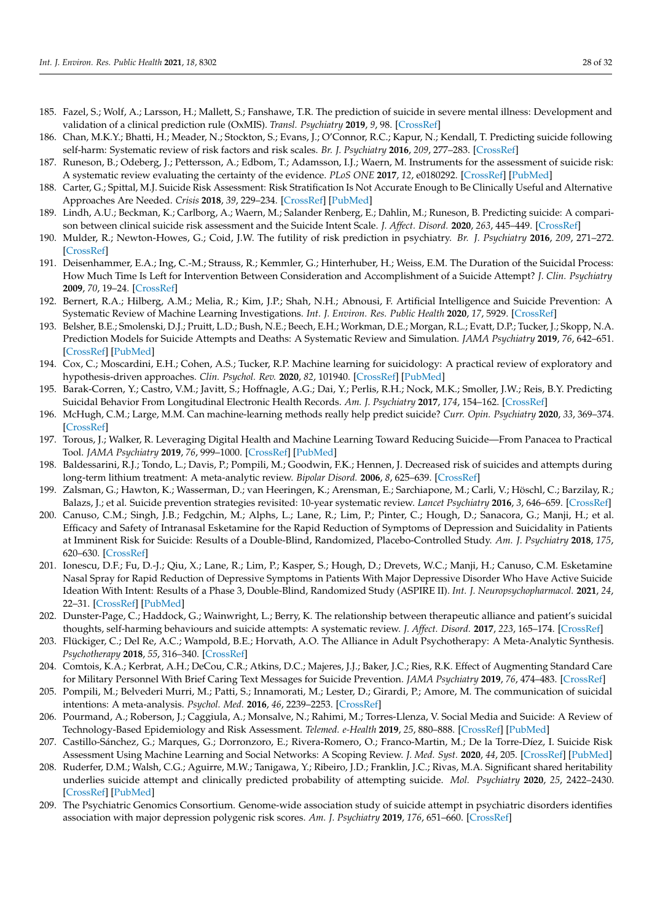185. Fazel, S.; Wolf, A.; Larsson, H.; Mallett, S.; Fanshawe, T.R. The prediction of suicide in severe mental illness: Development and validation of a clinical prediction rule (OxMIS). *Transl. Psychiatry* **2019**, *9*, 98. [CrossRef]
186. Chan, M.K.Y.; Bhatti, H.; Meader, N.; Stockton, S.; Evans, J.; O'Connor, R.C.; Kapur, N.; Kendall, T. Predicting suicide following self-harm: Systematic review of risk factors and risk scales. *Br. J. Psychiatry* **2016**, *209*, 277–283. [CrossRef]
187. Runeson, B.; Odeberg, J.; Pettersson, A.; Edbom, T.; Adamsson, I.J.; Waern, M. Instruments for the assessment of suicide risk: A systematic review evaluating the certainty of the evidence. *PLoS ONE* **2017**, *12*, e0180292. [CrossRef] [PubMed]
188. Carter, G.; Spittal, M.J. Suicide Risk Assessment: Risk Stratification Is Not Accurate Enough to Be Clinically Useful and Alternative Approaches Are Needed. *Crisis* **2018**, *39*, 229–234. [CrossRef] [PubMed]
189. Lindh, A.U.; Beckman, K.; Carlborg, A.; Waern, M.; Salander Renberg, E.; Dahlin, M.; Runeson, B. Predicting suicide: A comparison between clinical suicide risk assessment and the Suicide Intent Scale. *J. Affect. Disord.* **2020**, *263*, 445–449. [CrossRef]
190. Mulder, R.; Newton-Howes, G.; Coid, J.W. The futility of risk prediction in psychiatry. *Br. J. Psychiatry* **2016**, *209*, 271–272. [CrossRef]
191. Deisenhammer, E.A.; Ing, C.-M.; Strauss, R.; Kemmler, G.; Hinterhuber, H.; Weiss, E.M. The Duration of the Suicidal Process: How Much Time Is Left for Intervention Between Consideration and Accomplishment of a Suicide Attempt? *J. Clin. Psychiatry* **2009**, *70*, 19–24. [CrossRef]
192. Bernert, R.A.; Hilberg, A.M.; Melia, R.; Kim, J.P.; Shah, N.H.; Abnousi, F. Artificial Intelligence and Suicide Prevention: A Systematic Review of Machine Learning Investigations. *Int. J. Environ. Res. Public Health* **2020**, *17*, 5929. [CrossRef]
193. Belsher, B.E.; Smolenski, D.J.; Pruitt, L.D.; Bush, N.E.; Beech, E.H.; Workman, D.E.; Morgan, R.L.; Evatt, D.P.; Tucker, J.; Skopp, N.A. Prediction Models for Suicide Attempts and Deaths: A Systematic Review and Simulation. *JAMA Psychiatry* **2019**, *76*, 642–651. [CrossRef] [PubMed]
194. Cox, C.; Moscardini, E.H.; Cohen, A.S.; Tucker, R.P. Machine learning for suicidology: A practical review of exploratory and hypothesis-driven approaches. *Clin. Psychol. Rev.* **2020**, *82*, 101940. [CrossRef] [PubMed]
195. Barak-Corren, Y.; Castro, V.M.; Javitt, S.; Hoffnagle, A.G.; Dai, Y.; Perlis, R.H.; Nock, M.K.; Smoller, J.W.; Reis, B.Y. Predicting Suicidal Behavior From Longitudinal Electronic Health Records. *Am. J. Psychiatry* **2017**, *174*, 154–162. [CrossRef]
196. McHugh, C.M.; Large, M.M. Can machine-learning methods really help predict suicide? *Curr. Opin. Psychiatry* **2020**, *33*, 369–374. [CrossRef]
197. Torous, J.; Walker, R. Leveraging Digital Health and Machine Learning Toward Reducing Suicide—From Panacea to Practical Tool. *JAMA Psychiatry* **2019**, *76*, 999–1000. [CrossRef] [PubMed]
198. Baldessarini, R.J.; Tondo, L.; Davis, P.; Pompili, M.; Goodwin, F.K.; Hennen, J. Decreased risk of suicides and attempts during long-term lithium treatment: A meta-analytic review. *Bipolar Disord.* **2006**, *8*, 625–639. [CrossRef]
199. Zalsman, G.; Hawton, K.; Wasserman, D.; van Heeringen, K.; Arensman, E.; Sarchiapone, M.; Carli, V.; Höschl, C.; Barzilay, R.; Balazs, J.; et al. Suicide prevention strategies revisited: 10-year systematic review. *Lancet Psychiatry* **2016**, *3*, 646–659. [CrossRef]
200. Canuso, C.M.; Singh, J.B.; Fedgchin, M.; Alphs, L.; Lane, R.; Lim, P.; Pinter, C.; Hough, D.; Sanacora, G.; Manji, H.; et al. Efficacy and Safety of Intranasal Esketamine for the Rapid Reduction of Symptoms of Depression and Suicidality in Patients at Imminent Risk for Suicide: Results of a Double-Blind, Randomized, Placebo-Controlled Study. *Am. J. Psychiatry* **2018**, *175*, 620–630. [CrossRef]
201. Ionescu, D.F.; Fu, D.-J.; Qiu, X.; Lane, R.; Lim, P.; Kasper, S.; Hough, D.; Drevets, W.C.; Manji, H.; Canuso, C.M. Esketamine Nasal Spray for Rapid Reduction of Depressive Symptoms in Patients With Major Depressive Disorder Who Have Active Suicide Ideation With Intent: Results of a Phase 3, Double-Blind, Randomized Study (ASPIRE II). *Int. J. Neuropsychopharmacol.* **2021**, *24*, 22–31. [CrossRef] [PubMed]
202. Dunster-Page, C.; Haddock, G.; Wainwright, L.; Berry, K. The relationship between therapeutic alliance and patient's suicidal thoughts, self-harming behaviours and suicide attempts: A systematic review. *J. Affect. Disord.* **2017**, *223*, 165–174. [CrossRef]
203. Flückiger, C.; Del Re, A.C.; Wampold, B.E.; Horvath, A.O. The Alliance in Adult Psychotherapy: A Meta-Analytic Synthesis. *Psychotherapy* **2018**, *55*, 316–340. [CrossRef]
204. Comtois, K.A.; Kerbrat, A.H.; DeCou, C.R.; Atkins, D.C.; Majeres, J.J.; Baker, J.C.; Ries, R.K. Effect of Augmenting Standard Care for Military Personnel With Brief Caring Text Messages for Suicide Prevention. *JAMA Psychiatry* **2019**, *76*, 474–483. [CrossRef]
205. Pompili, M.; Belvederi Murri, M.; Patti, S.; Innamorati, M.; Lester, D.; Girardi, P.; Amore, M. The communication of suicidal intentions: A meta-analysis. *Psychol. Med.* **2016**, *46*, 2239–2253. [CrossRef]
206. Pourmand, A.; Roberson, J.; Caggiula, A.; Monsalve, N.; Rahimi, M.; Torres-Llenza, V. Social Media and Suicide: A Review of Technology-Based Epidemiology and Risk Assessment. *Telemed. e-Health* **2019**, *25*, 880–888. [CrossRef] [PubMed]
207. Castillo-Sánchez, G.; Marques, G.; Dorronzoro, E.; Rivera-Romero, O.; Franco-Martin, M.; De la Torre-Díez, I. Suicide Risk Assessment Using Machine Learning and Social Networks: A Scoping Review. *J. Med. Syst.* **2020**, *44*, 205. [CrossRef] [PubMed]
208. Ruderfer, D.M.; Walsh, C.G.; Aguirre, M.W.; Tanigawa, Y.; Ribeiro, J.D.; Franklin, J.C.; Rivas, M.A. Significant shared heritability underlies suicide attempt and clinically predicted probability of attempting suicide. *Mol. Psychiatry* **2020**, *25*, 2422–2430. [CrossRef] [PubMed]
209. The Psychiatric Genomics Consortium. Genome-wide association study of suicide attempt in psychiatric disorders identifies association with major depression polygenic risk scores. *Am. J. Psychiatry* **2019**, *176*, 651–660. [CrossRef]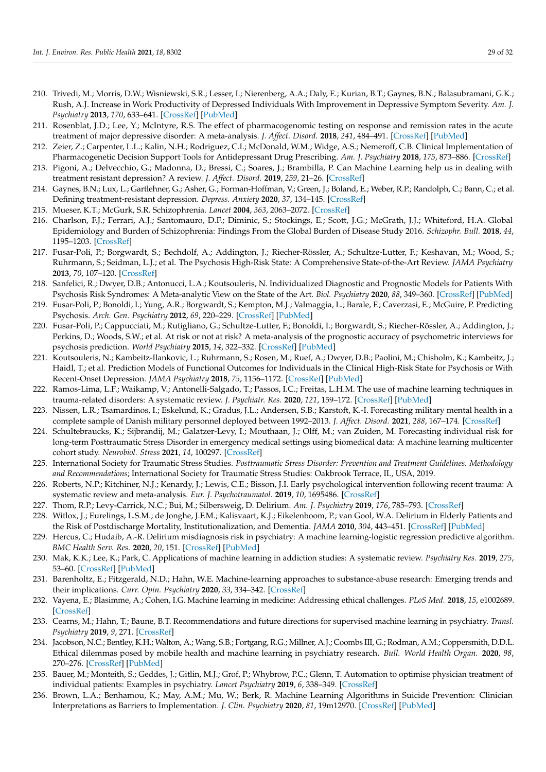210. Trivedi, M.; Morris, D.W.; Wisniewski, S.R.; Lesser, I.; Nierenberg, A.A.; Daly, E.; Kurian, B.T.; Gaynes, B.N.; Balasubramani, G.K.; Rush, A.J. Increase in Work Productivity of Depressed Individuals With Improvement in Depressive Symptom Severity. *Am. J. Psychiatry* **2013**, *170*, 633–641. [CrossRef] [PubMed]
211. Rosenblat, J.D.; Lee, Y.; McIntyre, R.S. The effect of pharmacogenomic testing on response and remission rates in the acute treatment of major depressive disorder: A meta-analysis. *J. Affect. Disord.* **2018**, *241*, 484–491. [CrossRef] [PubMed]
212. Zeier, Z.; Carpenter, L.L.; Kalin, N.H.; Rodriguez, C.I.; McDonald, W.M.; Widge, A.S.; Nemeroff, C.B. Clinical Implementation of Pharmacogenetic Decision Support Tools for Antidepressant Drug Prescribing. *Am. J. Psychiatry* **2018**, *175*, 873–886. [CrossRef]
213. Pigoni, A.; Delvecchio, G.; Madonna, D.; Bressi, C.; Soares, J.; Brambilla, P. Can Machine Learning help us in dealing with treatment resistant depression? A review. *J. Affect. Disord.* **2019**, *259*, 21–26. [CrossRef]
214. Gaynes, B.N.; Lux, L.; Gartlehner, G.; Asher, G.; Forman-Hoffman, V.; Green, J.; Boland, E.; Weber, R.P.; Randolph, C.; Bann, C.; et al. Defining treatment-resistant depression. *Depress. Anxiety* **2020**, *37*, 134–145. [CrossRef]
215. Mueser, K.T.; McGurk, S.R. Schizophrenia. *Lancet* **2004**, *363*, 2063–2072. [CrossRef]
216. Charlson, F.J.; Ferrari, A.J.; Santomauro, D.F.; Diminic, S.; Stockings, E.; Scott, J.G.; McGrath, J.J.; Whiteford, H.A. Global Epidemiology and Burden of Schizophrenia: Findings From the Global Burden of Disease Study 2016. *Schizophr. Bull.* **2018**, *44*, 1195–1203. [CrossRef]
217. Fusar-Poli, P.; Borgwardt, S.; Bechdolf, A.; Addington, J.; Riecher-Rössler, A.; Schultze-Lutter, F.; Keshavan, M.; Wood, S.; Ruhrmann, S.; Seidman, L.J.; et al. The Psychosis High-Risk State: A Comprehensive State-of-the-Art Review. *JAMA Psychiatry* **2013**, *70*, 107–120. [CrossRef]
218. Sanfelici, R.; Dwyer, D.B.; Antonucci, L.A.; Koutsouleris, N. Individualized Diagnostic and Prognostic Models for Patients With Psychosis Risk Syndromes: A Meta-analytic View on the State of the Art. *Biol. Psychiatry* **2020**, *88*, 349–360. [CrossRef] [PubMed]
219. Fusar-Poli, P.; Bonoldi, I.; Yung, A.R.; Borgwardt, S.; Kempton, M.J.; Valmaggia, L.; Barale, F.; Caverzasi, E.; McGuire, P. Predicting Psychosis. *Arch. Gen. Psychiatry* **2012**, *69*, 220–229. [CrossRef] [PubMed]
220. Fusar-Poli, P.; Cappucciati, M.; Rutigliano, G.; Schultze-Lutter, F.; Bonoldi, I.; Borgwardt, S.; Riecher-Rössler, A.; Addington, J.; Perkins, D.; Woods, S.W.; et al. At risk or not at risk? A meta-analysis of the prognostic accuracy of psychometric interviews for psychosis prediction. *World Psychiatry* **2015**, *14*, 322–332. [CrossRef] [PubMed]
221. Koutsouleris, N.; Kambeitz-Ilankovic, L.; Ruhrmann, S.; Rosen, M.; Ruef, A.; Dwyer, D.B.; Paolini, M.; Chisholm, K.; Kambeitz, J.; Haidl, T.; et al. Prediction Models of Functional Outcomes for Individuals in the Clinical High-Risk State for Psychosis or With Recent-Onset Depression. *JAMA Psychiatry* **2018**, *75*, 1156–1172. [CrossRef] [PubMed]
222. Ramos-Lima, L.F.; Waikamp, V.; Antonelli-Salgado, T.; Passos, I.C.; Freitas, L.H.M. The use of machine learning techniques in trauma-related disorders: A systematic review. *J. Psychiatr. Res.* **2020**, *121*, 159–172. [CrossRef] [PubMed]
223. Nissen, L.R.; Tsamardinos, I.; Eskelund, K.; Gradus, J.L.; Andersen, S.B.; Karstoft, K.-I. Forecasting military mental health in a complete sample of Danish military personnel deployed between 1992–2013. *J. Affect. Disord.* **2021**, *288*, 167–174. [CrossRef]
224. Schultebraucks, K.; Sijbrandij, M.; Galatzer-Levy, I.; Mouthaan, J.; Olff, M.; van Zuiden, M. Forecasting individual risk for long-term Posttraumatic Stress Disorder in emergency medical settings using biomedical data: A machine learning multicenter cohort study. *Neurobiol. Stress* **2021**, *14*, 100297. [CrossRef]
225. International Society for Traumatic Stress Studies. *Posttraumatic Stress Disorder: Prevention and Treatment Guidelines. Methodology and Recommendations*; International Society for Traumatic Stress Studies: Oakbrook Terrace, IL, USA, 2019.
226. Roberts, N.P.; Kitchiner, N.J.; Kenardy, J.; Lewis, C.E.; Bisson, J.I. Early psychological intervention following recent trauma: A systematic review and meta-analysis. *Eur. J. Psychotraumatol.* **2019**, *10*, 1695486. [CrossRef]
227. Thom, R.P.; Levy-Carrick, N.C.; Bui, M.; Silbersweig, D. Delirium. *Am. J. Psychiatry* **2019**, *176*, 785–793. [CrossRef]
228. Witlox, J.; Eurelings, L.S.M.; de Jonghe, J.F.M.; Kalisvaart, K.J.; Eikelenboom, P.; van Gool, W.A. Delirium in Elderly Patients and the Risk of Postdischarge Mortality, Institutionalization, and Dementia. *JAMA* **2010**, *304*, 443–451. [CrossRef] [PubMed]
229. Hercus, C.; Hudaib, A.-R. Delirium misdiagnosis risk in psychiatry: A machine learning-logistic regression predictive algorithm. *BMC Health Serv. Res.* **2020**, *20*, 151. [CrossRef] [PubMed]
230. Mak, K.K.; Lee, K.; Park, C. Applications of machine learning in addiction studies: A systematic review. *Psychiatry Res.* **2019**, *275*, 53–60. [CrossRef] [PubMed]
231. Barenholtz, E.; Fitzgerald, N.D.; Hahn, W.E. Machine-learning approaches to substance-abuse research: Emerging trends and their implications. *Curr. Opin. Psychiatry* **2020**, *33*, 334–342. [CrossRef]
232. Vayena, E.; Blasimme, A.; Cohen, I.G. Machine learning in medicine: Addressing ethical challenges. *PLoS Med.* **2018**, *15*, e1002689. [CrossRef]
233. Cearns, M.; Hahn, T.; Baune, B.T. Recommendations and future directions for supervised machine learning in psychiatry. *Transl. Psychiatry* **2019**, *9*, 271. [CrossRef]
234. Jacobson, N.C.; Bentley, K.H.; Walton, A.; Wang, S.B.; Fortgang, R.G.; Millner, A.J.; Coombs III, G.; Rodman, A.M.; Coppersmith, D.D.L. Ethical dilemmas posed by mobile health and machine learning in psychiatry research. *Bull. World Health Organ.* **2020**, *98*, 270–276. [CrossRef] [PubMed]
235. Bauer, M.; Monteith, S.; Geddes, J.; Gitlin, M.J.; Grof, P.; Whybrow, P.C.; Glenn, T. Automation to optimise physician treatment of individual patients: Examples in psychiatry. *Lancet Psychiatry* **2019**, *6*, 338–349. [CrossRef]
236. Brown, L.A.; Benhamou, K.; May, A.M.; Mu, W.; Berk, R. Machine Learning Algorithms in Suicide Prevention: Clinician Interpretations as Barriers to Implementation. *J. Clin. Psychiatry* **2020**, *81*, 19m12970. [CrossRef] [PubMed]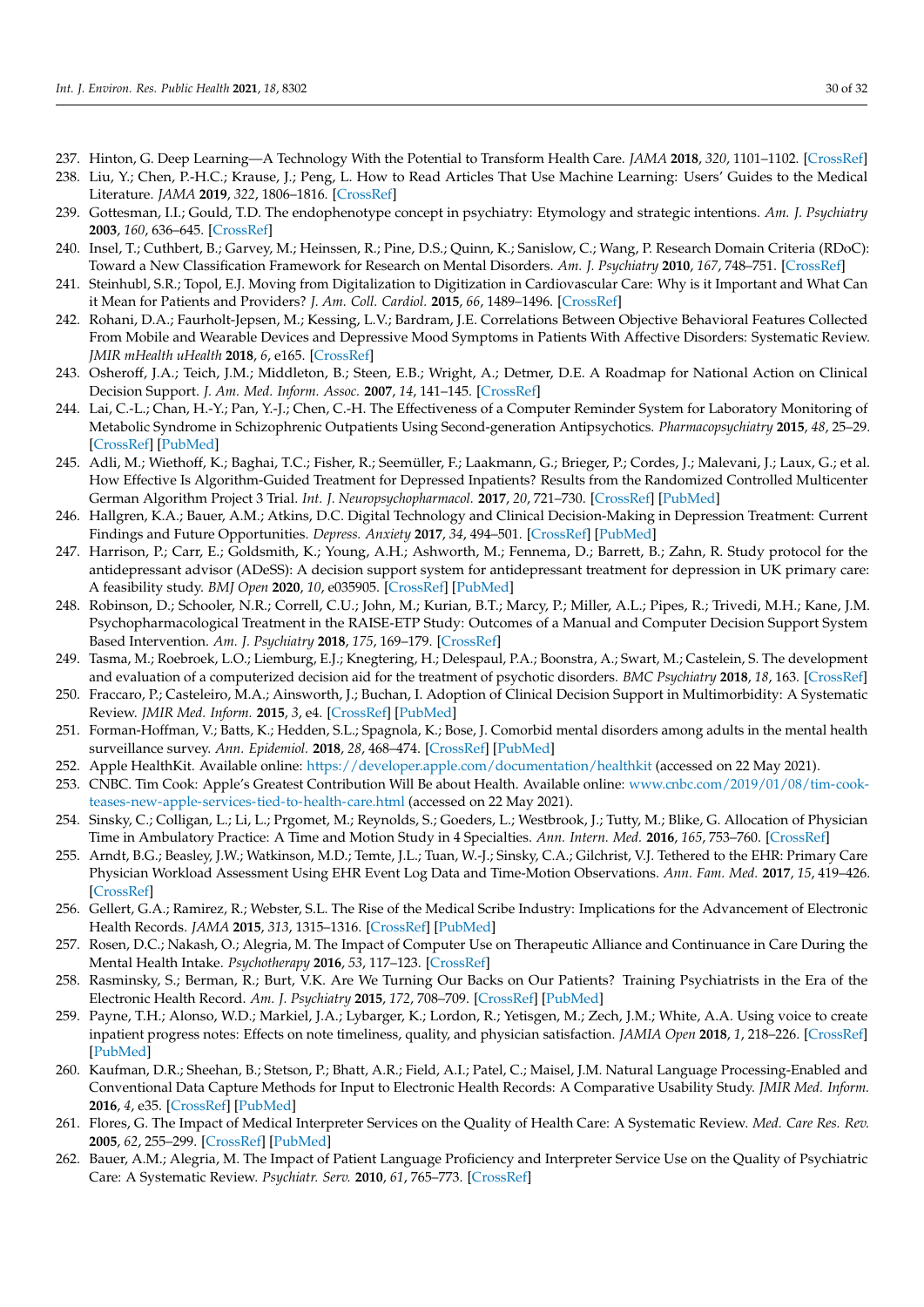237. Hinton, G. Deep Learning—A Technology With the Potential to Transform Health Care. *JAMA* **2018**, *320*, 1101–1102. [CrossRef]
238. Liu, Y.; Chen, P.-H.C.; Krause, J.; Peng, L. How to Read Articles That Use Machine Learning: Users' Guides to the Medical Literature. *JAMA* **2019**, *322*, 1806–1816. [CrossRef]
239. Gottesman, I.I.; Gould, T.D. The endophenotype concept in psychiatry: Etymology and strategic intentions. *Am. J. Psychiatry* **2003**, *160*, 636–645. [CrossRef]
240. Insel, T.; Cuthbert, B.; Garvey, M.; Heinssen, R.; Pine, D.S.; Quinn, K.; Sanislow, C.; Wang, P. Research Domain Criteria (RDoC): Toward a New Classification Framework for Research on Mental Disorders. *Am. J. Psychiatry* **2010**, *167*, 748–751. [CrossRef]
241. Steinhubl, S.R.; Topol, E.J. Moving from Digitalization to Digitization in Cardiovascular Care: Why is it Important and What Can it Mean for Patients and Providers? *J. Am. Coll. Cardiol.* **2015**, *66*, 1489–1496. [CrossRef]
242. Rohani, D.A.; Faurholt-Jepsen, M.; Kessing, L.V.; Bardram, J.E. Correlations Between Objective Behavioral Features Collected From Mobile and Wearable Devices and Depressive Mood Symptoms in Patients With Affective Disorders: Systematic Review. *JMIR mHealth uHealth* **2018**, *6*, e165. [CrossRef]
243. Osheroff, J.A.; Teich, J.M.; Middleton, B.; Steen, E.B.; Wright, A.; Detmer, D.E. A Roadmap for National Action on Clinical Decision Support. *J. Am. Med. Inform. Assoc.* **2007**, *14*, 141–145. [CrossRef]
244. Lai, C.-L.; Chan, H.-Y.; Pan, Y.-J.; Chen, C.-H. The Effectiveness of a Computer Reminder System for Laboratory Monitoring of Metabolic Syndrome in Schizophrenic Outpatients Using Second-generation Antipsychotics. *Pharmacopsychiatry* **2015**, *48*, 25–29. [CrossRef] [PubMed]
245. Adli, M.; Wiethoff, K.; Baghai, T.C.; Fisher, R.; Seemüller, F.; Laakmann, G.; Brieger, P.; Cordes, J.; Malevani, J.; Laux, G.; et al. How Effective Is Algorithm-Guided Treatment for Depressed Inpatients? Results from the Randomized Controlled Multicenter German Algorithm Project 3 Trial. *Int. J. Neuropsychopharmacol.* **2017**, *20*, 721–730. [CrossRef] [PubMed]
246. Hallgren, K.A.; Bauer, A.M.; Atkins, D.C. Digital Technology and Clinical Decision-Making in Depression Treatment: Current Findings and Future Opportunities. *Depress. Anxiety* **2017**, *34*, 494–501. [CrossRef] [PubMed]
247. Harrison, P.; Carr, E.; Goldsmith, K.; Young, A.H.; Ashworth, M.; Fennema, D.; Barrett, B.; Zahn, R. Study protocol for the antidepressant advisor (ADeSS): A decision support system for antidepressant treatment for depression in UK primary care: A feasibility study. *BMJ Open* **2020**, *10*, e035905. [CrossRef] [PubMed]
248. Robinson, D.; Schooler, N.R.; Correll, C.U.; John, M.; Kurian, B.T.; Marcy, P.; Miller, A.L.; Pipes, R.; Trivedi, M.H.; Kane, J.M. Psychopharmacological Treatment in the RAISE-ETP Study: Outcomes of a Manual and Computer Decision Support System Based Intervention. *Am. J. Psychiatry* **2018**, *175*, 169–179. [CrossRef]
249. Tasma, M.; Roebroek, L.O.; Liemburg, E.J.; Knegtering, H.; Delespaul, P.A.; Boonstra, A.; Swart, M.; Castelein, S. The development and evaluation of a computerized decision aid for the treatment of psychotic disorders. *BMC Psychiatry* **2018**, *18*, 163. [CrossRef]
250. Fraccaro, P.; Casteleiro, M.A.; Ainsworth, J.; Buchan, I. Adoption of Clinical Decision Support in Multimorbidity: A Systematic Review. *JMIR Med. Inform.* **2015**, *3*, e4. [CrossRef] [PubMed]
251. Forman-Hoffman, V.; Batts, K.; Hedden, S.L.; Spagnola, K.; Bose, J. Comorbid mental disorders among adults in the mental health surveillance survey. *Ann. Epidemiol.* **2018**, *28*, 468–474. [CrossRef] [PubMed]
252. Apple HealthKit. Available online: https://developer.apple.com/documentation/healthkit (accessed on 22 May 2021).
253. CNBC. Tim Cook: Apple's Greatest Contribution Will Be about Health. Available online: www.cnbc.com/2019/01/08/tim-cook-teases-new-apple-services-tied-to-health-care.html (accessed on 22 May 2021).
254. Sinsky, C.; Colligan, L.; Li, L.; Prgomet, M.; Reynolds, S.; Goeders, L.; Westbrook, J.; Tutty, M.; Blike, G. Allocation of Physician Time in Ambulatory Practice: A Time and Motion Study in 4 Specialties. *Ann. Intern. Med.* **2016**, *165*, 753–760. [CrossRef]
255. Arndt, B.G.; Beasley, J.W.; Watkinson, M.D.; Temte, J.L.; Tuan, W.-J.; Sinsky, C.A.; Gilchrist, V.J. Tethered to the EHR: Primary Care Physician Workload Assessment Using EHR Event Log Data and Time-Motion Observations. *Ann. Fam. Med.* **2017**, *15*, 419–426. [CrossRef]
256. Gellert, G.A.; Ramirez, R.; Webster, S.L. The Rise of the Medical Scribe Industry: Implications for the Advancement of Electronic Health Records. *JAMA* **2015**, *313*, 1315–1316. [CrossRef] [PubMed]
257. Rosen, D.C.; Nakash, O.; Alegria, M. The Impact of Computer Use on Therapeutic Alliance and Continuance in Care During the Mental Health Intake. *Psychotherapy* **2016**, *53*, 117–123. [CrossRef]
258. Rasminsky, S.; Berman, R.; Burt, V.K. Are We Turning Our Backs on Our Patients? Training Psychiatrists in the Era of the Electronic Health Record. *Am. J. Psychiatry* **2015**, *172*, 708–709. [CrossRef] [PubMed]
259. Payne, T.H.; Alonso, W.D.; Markiel, J.A.; Lybarger, K.; Lordon, R.; Yetisgen, M.; Zech, J.M.; White, A.A. Using voice to create inpatient progress notes: Effects on note timeliness, quality, and physician satisfaction. *JAMIA Open* **2018**, *1*, 218–226. [CrossRef] [PubMed]
260. Kaufman, D.R.; Sheehan, B.; Stetson, P.; Bhatt, A.R.; Field, A.I.; Patel, C.; Maisel, J.M. Natural Language Processing-Enabled and Conventional Data Capture Methods for Input to Electronic Health Records: A Comparative Usability Study. *JMIR Med. Inform.* **2016**, *4*, e35. [CrossRef] [PubMed]
261. Flores, G. The Impact of Medical Interpreter Services on the Quality of Health Care: A Systematic Review. *Med. Care Res. Rev.* **2005**, *62*, 255–299. [CrossRef] [PubMed]
262. Bauer, A.M.; Alegria, M. The Impact of Patient Language Proficiency and Interpreter Service Use on the Quality of Psychiatric Care: A Systematic Review. *Psychiatr. Serv.* **2010**, *61*, 765–773. [CrossRef]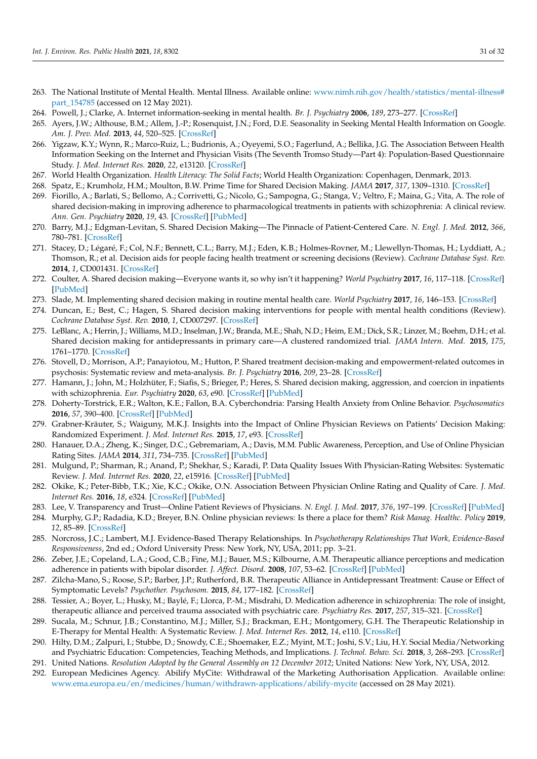263. The National Institute of Mental Health. Mental Illness. Available online: www.nimh.nih.gov/health/statistics/mental-illness#part_154785 (accessed on 12 May 2021).
264. Powell, J.; Clarke, A. Internet information-seeking in mental health. *Br. J. Psychiatry* **2006**, *189*, 273–277. [CrossRef]
265. Ayers, J.W.; Althouse, B.M.; Allem, J.-P.; Rosenquist, J.N.; Ford, D.E. Seasonality in Seeking Mental Health Information on Google. *Am. J. Prev. Med.* **2013**, *44*, 520–525. [CrossRef]
266. Yigzaw, K.Y.; Wynn, R.; Marco-Ruiz, L.; Budrionis, A.; Oyeyemi, S.O.; Fagerlund, A.; Bellika, J.G. The Association Between Health Information Seeking on the Internet and Physician Visits (The Seventh Tromso Study—Part 4): Population-Based Questionnaire Study. *J. Med. Internet Res.* **2020**, *22*, e13120. [CrossRef]
267. World Health Organization. *Health Literacy: The Solid Facts*; World Health Organization: Copenhagen, Denmark, 2013.
268. Spatz, E.; Krumholz, H.M.; Moulton, B.W. Prime Time for Shared Decision Making. *JAMA* **2017**, *317*, 1309–1310. [CrossRef]
269. Fiorillo, A.; Barlati, S.; Bellomo, A.; Corrivetti, G.; Nicolo, G.; Sampogna, G.; Stanga, V.; Veltro, F.; Maina, G.; Vita, A. The role of shared decision-making in improving adherence to pharmacological treatments in patients with schizophrenia: A clinical review. *Ann. Gen. Psychiatry* **2020**, *19*, 43. [CrossRef] [PubMed]
270. Barry, M.J.; Edgman-Levitan, S. Shared Decision Making—The Pinnacle of Patient-Centered Care. *N. Engl. J. Med.* **2012**, *366*, 780–781. [CrossRef]
271. Stacey, D.; Légaré, F.; Col, N.F.; Bennett, C.L.; Barry, M.J.; Eden, K.B.; Holmes-Rovner, M.; Llewellyn-Thomas, H.; Lyddiatt, A.; Thomson, R.; et al. Decision aids for people facing health treatment or screening decisions (Review). *Cochrane Database Syst. Rev.* **2014**, *1*, CD001431. [CrossRef]
272. Coulter, A. Shared decision making—Everyone wants it, so why isn't it happening? *World Psychiatry* **2017**, *16*, 117–118. [CrossRef] [PubMed]
273. Slade, M. Implementing shared decision making in routine mental health care. *World Psychiatry* **2017**, *16*, 146–153. [CrossRef]
274. Duncan, E.; Best, C.; Hagen, S. Shared decision making interventions for people with mental health conditions (Review). *Cochrane Database Syst. Rev.* **2010**, *1*, CD007297. [CrossRef]
275. LeBlanc, A.; Herrin, J.; Williams, M.D.; Inselman, J.W.; Branda, M.E.; Shah, N.D.; Heim, E.M.; Dick, S.R.; Linzer, M.; Boehm, D.H.; et al. Shared decision making for antidepressants in primary care—A clustered randomized trial. *JAMA Intern. Med.* **2015**, *175*, 1761–1770. [CrossRef]
276. Stovell, D.; Morrison, A.P.; Panayiotou, M.; Hutton, P. Shared treatment decision-making and empowerment-related outcomes in psychosis: Systematic review and meta-analysis. *Br. J. Psychiatry* **2016**, *209*, 23–28. [CrossRef]
277. Hamann, J.; John, M.; Holzhüter, F.; Siafis, S.; Brieger, P.; Heres, S. Shared decision making, aggression, and coercion in inpatients with schizophrenia. *Eur. Psychiatry* **2020**, *63*, e90. [CrossRef] [PubMed]
278. Doherty-Torstrick, E.R.; Walton, K.E.; Fallon, B.A. Cyberchondria: Parsing Health Anxiety from Online Behavior. *Psychosomatics* **2016**, *57*, 390–400. [CrossRef] [PubMed]
279. Grabner-Kräuter, S.; Waiguny, M.K.J. Insights into the Impact of Online Physician Reviews on Patients' Decision Making: Randomized Experiment. *J. Med. Internet Res.* **2015**, *17*, e93. [CrossRef]
280. Hanauer, D.A.; Zheng, K.; Singer, D.C.; Gebremariam, A.; Davis, M.M. Public Awareness, Perception, and Use of Online Physician Rating Sites. *JAMA* **2014**, *311*, 734–735. [CrossRef] [PubMed]
281. Mulgund, P.; Sharman, R.; Anand, P.; Shekhar, S.; Karadi, P. Data Quality Issues With Physician-Rating Websites: Systematic Review. *J. Med. Internet Res.* **2020**, *22*, e15916. [CrossRef] [PubMed]
282. Okike, K.; Peter-Bibb, T.K.; Xie, K.C.; Okike, O.N. Association Between Physician Online Rating and Quality of Care. *J. Med. Internet Res.* **2016**, *18*, e324. [CrossRef] [PubMed]
283. Lee, V. Transparency and Trust—Online Patient Reviews of Physicians. *N. Engl. J. Med.* **2017**, *376*, 197–199. [CrossRef] [PubMed]
284. Murphy, G.P.; Radadia, K.D.; Breyer, B.N. Online physician reviews: Is there a place for them? *Risk Manag. Healthc. Policy* **2019**, *12*, 85–89. [CrossRef]
285. Norcross, J.C.; Lambert, M.J. Evidence-Based Therapy Relationships. In *Psychotherapy Relationships That Work, Evidence-Based Responsiveness*, 2nd ed.; Oxford University Press: New York, NY, USA, 2011; pp. 3–21.
286. Zeber, J.E.; Copeland, L.A.; Good, C.B.; Fine, M.J.; Bauer, M.S.; Kilbourne, A.M. Therapeutic alliance perceptions and medication adherence in patients with bipolar disorder. *J. Affect. Disord.* **2008**, *107*, 53–62. [CrossRef] [PubMed]
287. Zilcha-Mano, S.; Roose, S.P.; Barber, J.P.; Rutherford, B.R. Therapeutic Alliance in Antidepressant Treatment: Cause or Effect of Symptomatic Levels? *Psychother. Psychosom.* **2015**, *84*, 177–182. [CrossRef]
288. Tessier, A.; Boyer, L.; Husky, M.; Baylé, F.; Llorca, P.-M.; Misdrahi, D. Medication adherence in schizophrenia: The role of insight, therapeutic alliance and perceived trauma associated with psychiatric care. *Psychiatry Res.* **2017**, *257*, 315–321. [CrossRef]
289. Sucala, M.; Schnur, J.B.; Constantino, M.J.; Miller, S.J.; Brackman, E.H.; Montgomery, G.H. The Therapeutic Relationship in E-Therapy for Mental Health: A Systematic Review. *J. Med. Internet Res.* **2012**, *14*, e110. [CrossRef]
290. Hilty, D.M.; Zalpuri, I.; Stubbe, D.; Snowdy, C.E.; Shoemaker, E.Z.; Myint, M.T.; Joshi, S.V.; Liu, H.Y. Social Media/Networking and Psychiatric Education: Competencies, Teaching Methods, and Implications. *J. Technol. Behav. Sci.* **2018**, *3*, 268–293. [CrossRef]
291. United Nations. *Resolution Adopted by the General Assembly on 12 December 2012*; United Nations: New York, NY, USA, 2012.
292. European Medicines Agency. Abilify MyCite: Withdrawal of the Marketing Authorisation Application. Available online: www.ema.europa.eu/en/medicines/human/withdrawn-applications/abilify-mycite (accessed on 28 May 2021).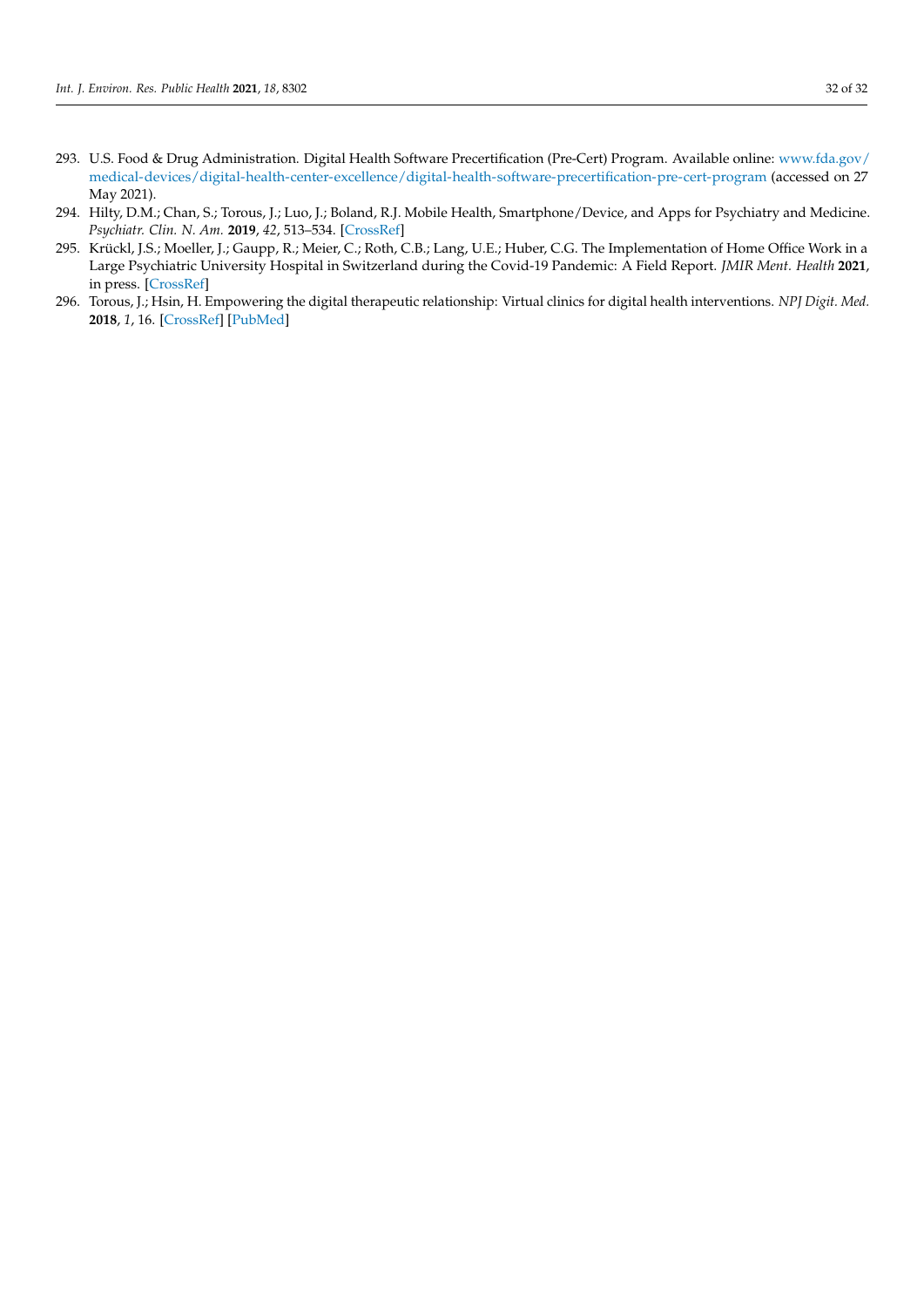293. U.S. Food & Drug Administration. Digital Health Software Precertification (Pre-Cert) Program. Available online: www.fda.gov/medical-devices/digital-health-center-excellence/digital-health-software-precertification-pre-cert-program (accessed on 27 May 2021).
294. Hilty, D.M.; Chan, S.; Torous, J.; Luo, J.; Boland, R.J. Mobile Health, Smartphone/Device, and Apps for Psychiatry and Medicine. *Psychiatr. Clin. N. Am.* **2019**, *42*, 513–534. [CrossRef]
295. Krückl, J.S.; Moeller, J.; Gaupp, R.; Meier, C.; Roth, C.B.; Lang, U.E.; Huber, C.G. The Implementation of Home Office Work in a Large Psychiatric University Hospital in Switzerland during the Covid-19 Pandemic: A Field Report. *JMIR Ment. Health* **2021**, in press. [CrossRef]
296. Torous, J.; Hsin, H. Empowering the digital therapeutic relationship: Virtual clinics for digital health interventions. *NPJ Digit. Med.* **2018**, *1*, 16. [CrossRef] [PubMed]